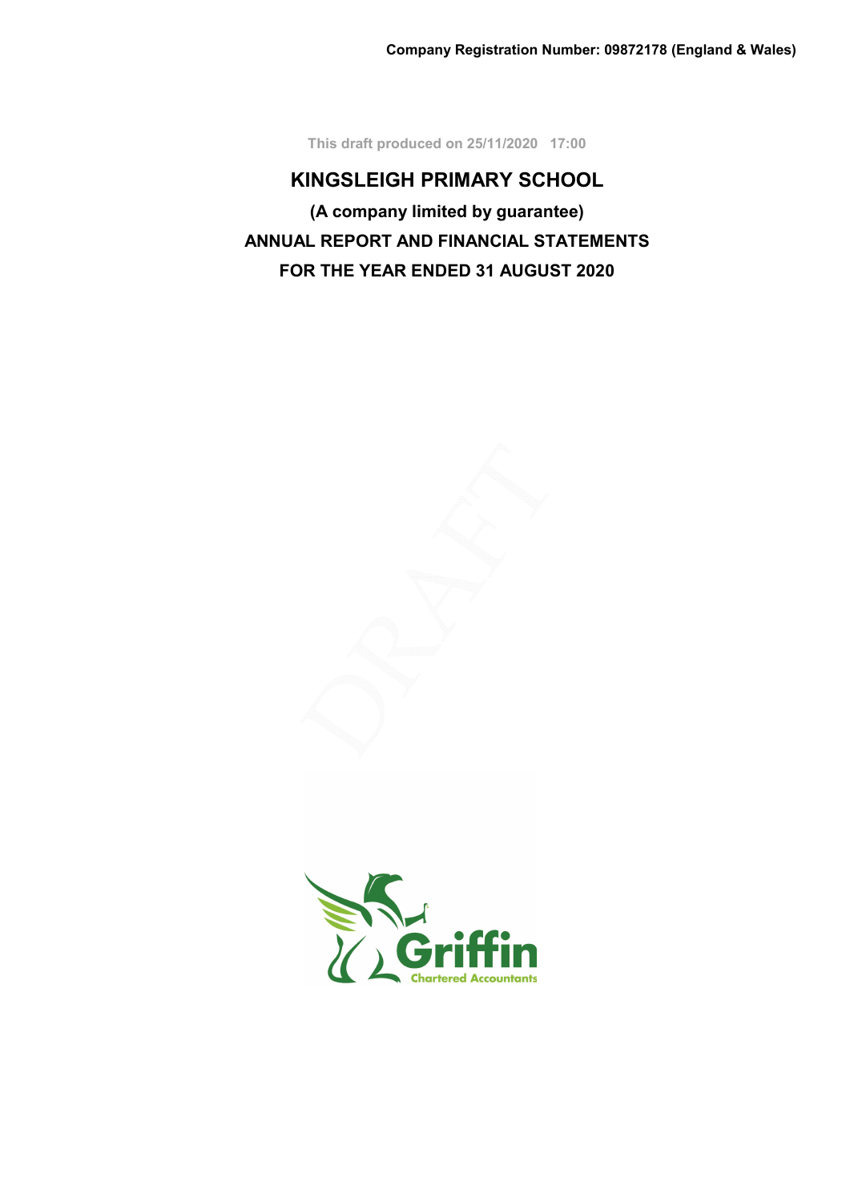**Company Registration Number: 09872178 (England & Wales)**

This draft produced on 25/11/2020 17:00

# KINGSLEIGH PRIMARY SCHOOL

**(A company limited by guarantee)**

**ANNUAL REPORT AND FINANCIAL STATEMENTS**

**FOR THE YEAR ENDED 31 AUGUST 2020**

Griffin

Chartered Accountants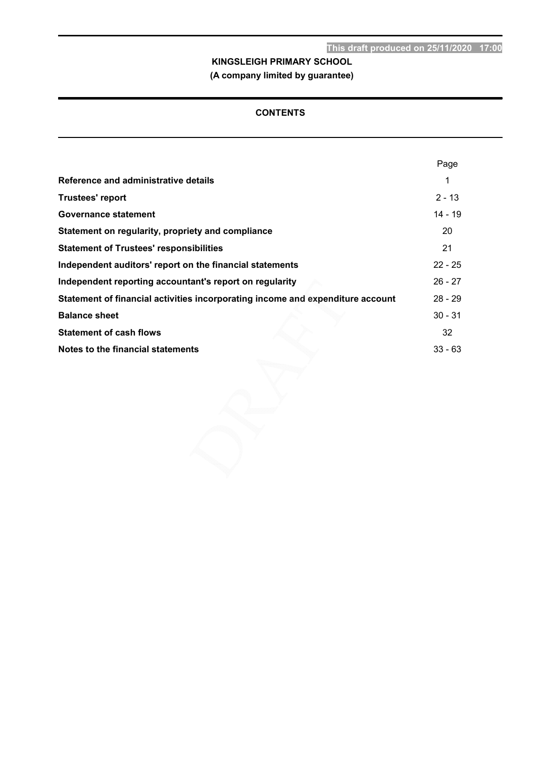This draft produced on 25/11/2020 17:00

**KINGSLEIGH PRIMARY SCHOOL**

**(A company limited by guarantee)**

## CONTENTS

| | Page |
|---|---|
| **Reference and administrative details** | 1 |
| **Trustees' report** | 2 - 13 |
| **Governance statement** | 14 - 19 |
| **Statement on regularity, propriety and compliance** | 20 |
| **Statement of Trustees' responsibilities** | 21 |
| **Independent auditors' report on the financial statements** | 22 - 25 |
| **Independent reporting accountant's report on regularity** | 26 - 27 |
| **Statement of financial activities incorporating income and expenditure account** | 28 - 29 |
| **Balance sheet** | 30 - 31 |
| **Statement of cash flows** | 32 |
| **Notes to the financial statements** | 33 - 63 |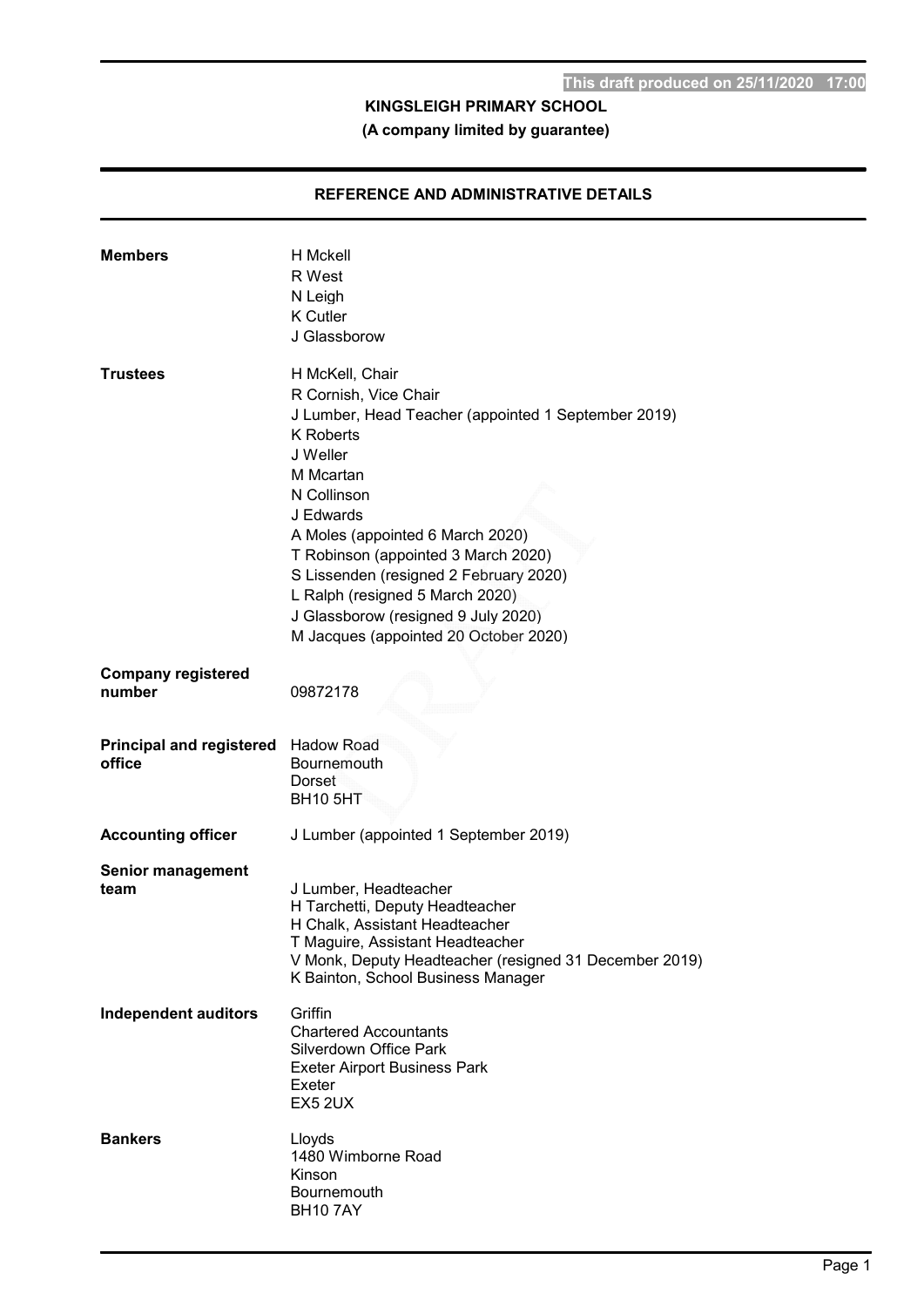KINGSLEIGH PRIMARY SCHOOL

(A company limited by guarantee)

## REFERENCE AND ADMINISTRATIVE DETAILS

| | |
|---|---|
| **Members** | H Mckell<br>R West<br>N Leigh<br>K Cutler<br>J Glassborow |
| **Trustees** | H McKell, Chair<br>R Cornish, Vice Chair<br>J Lumber, Head Teacher (appointed 1 September 2019)<br>K Roberts<br>J Weller<br>M Mcartan<br>N Collinson<br>J Edwards<br>A Moles (appointed 6 March 2020)<br>T Robinson (appointed 3 March 2020)<br>S Lissenden (resigned 2 February 2020)<br>L Ralph (resigned 5 March 2020)<br>J Glassborow (resigned 9 July 2020)<br>M Jacques (appointed 20 October 2020) |
| **Company registered number** | 09872178 |
| **Principal and registered office** | Hadow Road<br>Bournemouth<br>Dorset<br>BH10 5HT |
| **Accounting officer** | J Lumber (appointed 1 September 2019) |
| **Senior management team** | J Lumber, Headteacher<br>H Tarchetti, Deputy Headteacher<br>H Chalk, Assistant Headteacher<br>T Maguire, Assistant Headteacher<br>V Monk, Deputy Headteacher (resigned 31 December 2019)<br>K Bainton, School Business Manager |
| **Independent auditors** | Griffin<br>Chartered Accountants<br>Silverdown Office Park<br>Exeter Airport Business Park<br>Exeter<br>EX5 2UX |
| **Bankers** | Lloyds<br>1480 Wimborne Road<br>Kinson<br>Bournemouth<br>BH10 7AY |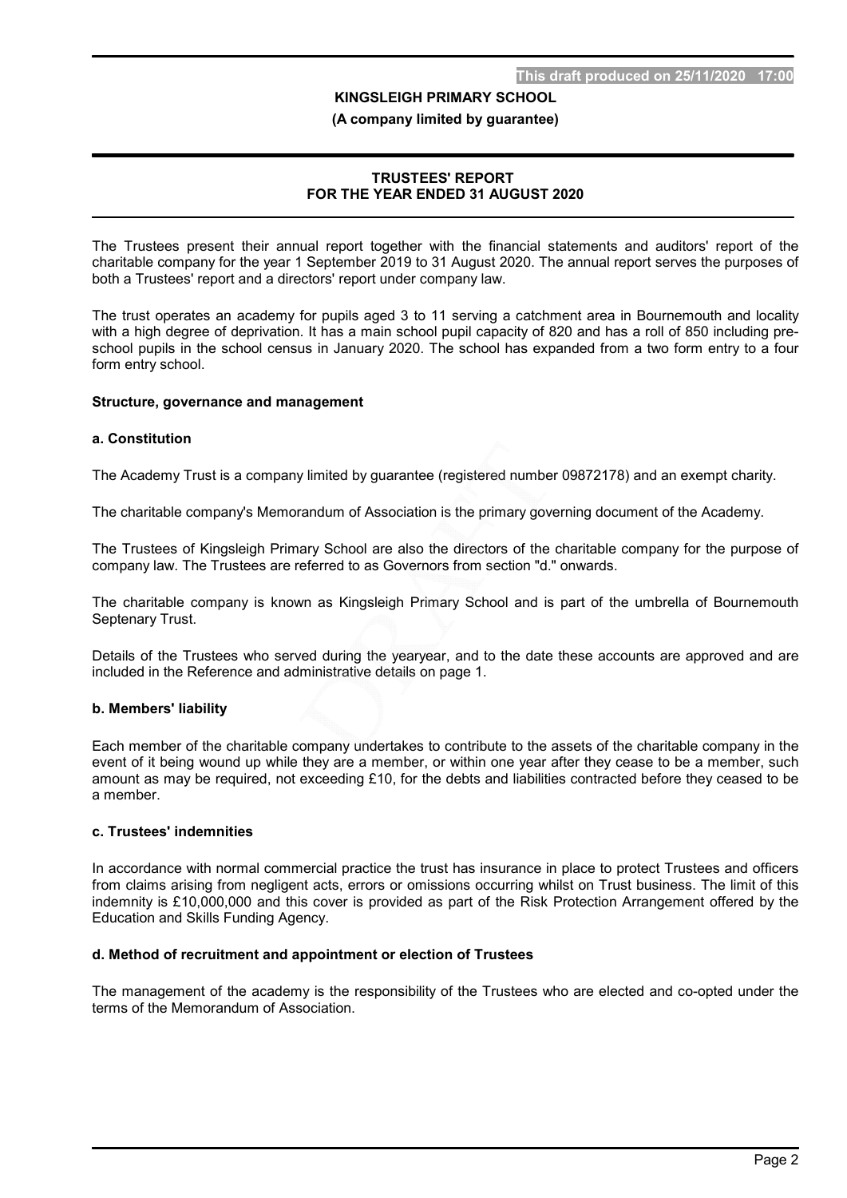**KINGSLEIGH PRIMARY SCHOOL**

**(A company limited by guarantee)**

**TRUSTEES' REPORT
FOR THE YEAR ENDED 31 AUGUST 2020**

The Trustees present their annual report together with the financial statements and auditors' report of the charitable company for the year 1 September 2019 to 31 August 2020. The annual report serves the purposes of both a Trustees' report and a directors' report under company law.

The trust operates an academy for pupils aged 3 to 11 serving a catchment area in Bournemouth and locality with a high degree of deprivation. It has a main school pupil capacity of 820 and has a roll of 850 including pre-school pupils in the school census in January 2020. The school has expanded from a two form entry to a four form entry school.

**Structure, governance and management**

**a. Constitution**

The Academy Trust is a company limited by guarantee (registered number 09872178) and an exempt charity.

The charitable company's Memorandum of Association is the primary governing document of the Academy.

The Trustees of Kingsleigh Primary School are also the directors of the charitable company for the purpose of company law. The Trustees are referred to as Governors from section "d." onwards.

The charitable company is known as Kingsleigh Primary School and is part of the umbrella of Bournemouth Septenary Trust.

Details of the Trustees who served during the yearyear, and to the date these accounts are approved and are included in the Reference and administrative details on page 1.

**b. Members' liability**

Each member of the charitable company undertakes to contribute to the assets of the charitable company in the event of it being wound up while they are a member, or within one year after they cease to be a member, such amount as may be required, not exceeding £10, for the debts and liabilities contracted before they ceased to be a member.

**c. Trustees' indemnities**

In accordance with normal commercial practice the trust has insurance in place to protect Trustees and officers from claims arising from negligent acts, errors or omissions occurring whilst on Trust business. The limit of this indemnity is £10,000,000 and this cover is provided as part of the Risk Protection Arrangement offered by the Education and Skills Funding Agency.

**d. Method of recruitment and appointment or election of Trustees**

The management of the academy is the responsibility of the Trustees who are elected and co-opted under the terms of the Memorandum of Association.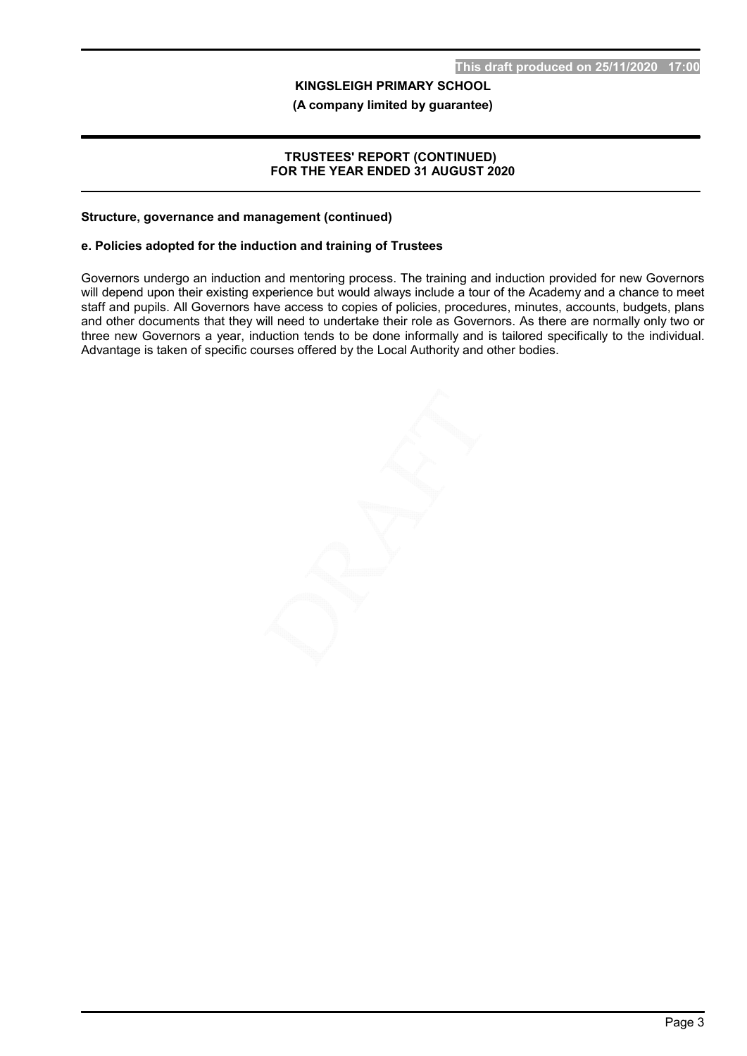**Structure, governance and management (continued)**

**e. Policies adopted for the induction and training of Trustees**

Governors undergo an induction and mentoring process. The training and induction provided for new Governors will depend upon their existing experience but would always include a tour of the Academy and a chance to meet staff and pupils. All Governors have access to copies of policies, procedures, minutes, accounts, budgets, plans and other documents that they will need to undertake their role as Governors. As there are normally only two or three new Governors a year, induction tends to be done informally and is tailored specifically to the individual. Advantage is taken of specific courses offered by the Local Authority and other bodies.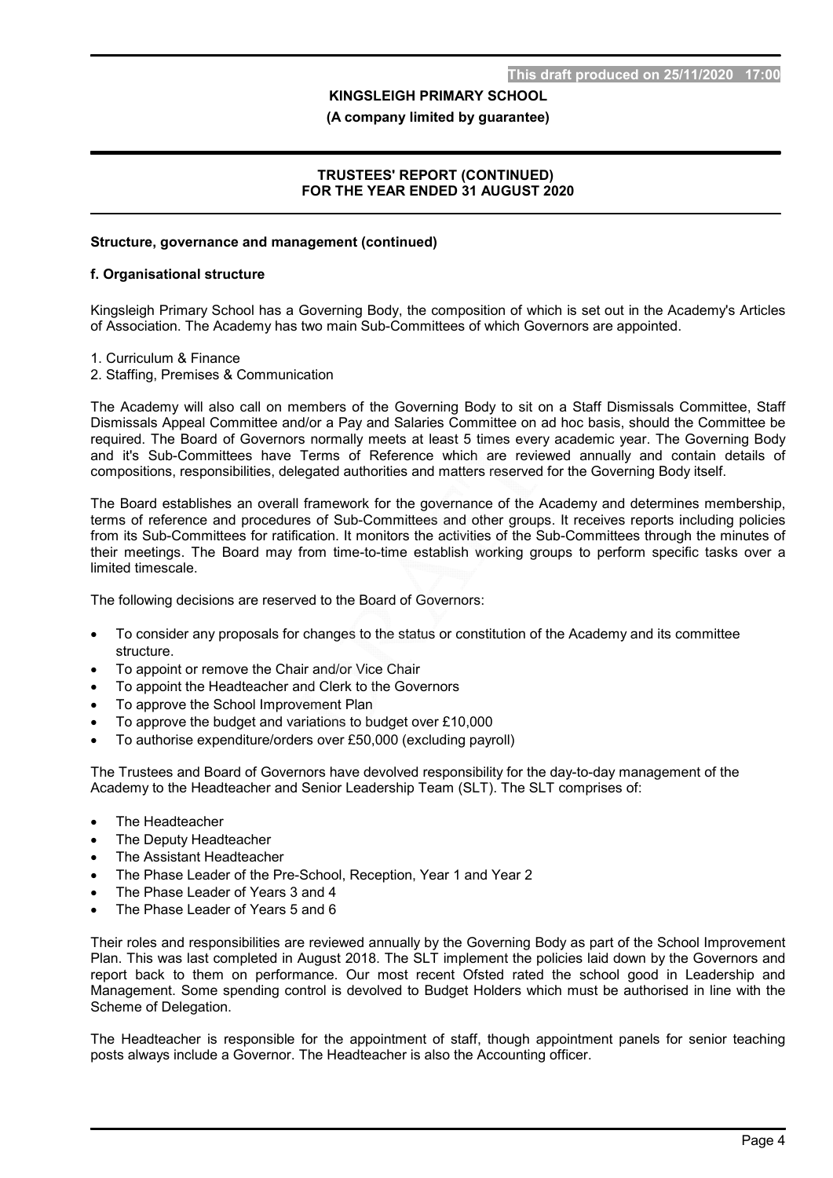## Structure, governance and management (continued)

### f. Organisational structure

Kingsleigh Primary School has a Governing Body, the composition of which is set out in the Academy's Articles of Association. The Academy has two main Sub-Committees of which Governors are appointed.

1. Curriculum & Finance
2. Staffing, Premises & Communication

The Academy will also call on members of the Governing Body to sit on a Staff Dismissals Committee, Staff Dismissals Appeal Committee and/or a Pay and Salaries Committee on ad hoc basis, should the Committee be required. The Board of Governors normally meets at least 5 times every academic year. The Governing Body and it's Sub-Committees have Terms of Reference which are reviewed annually and contain details of compositions, responsibilities, delegated authorities and matters reserved for the Governing Body itself.

The Board establishes an overall framework for the governance of the Academy and determines membership, terms of reference and procedures of Sub-Committees and other groups. It receives reports including policies from its Sub-Committees for ratification. It monitors the activities of the Sub-Committees through the minutes of their meetings. The Board may from time-to-time establish working groups to perform specific tasks over a limited timescale.

The following decisions are reserved to the Board of Governors:

- To consider any proposals for changes to the status or constitution of the Academy and its committee structure.
- To appoint or remove the Chair and/or Vice Chair
- To appoint the Headteacher and Clerk to the Governors
- To approve the School Improvement Plan
- To approve the budget and variations to budget over £10,000
- To authorise expenditure/orders over £50,000 (excluding payroll)

The Trustees and Board of Governors have devolved responsibility for the day-to-day management of the Academy to the Headteacher and Senior Leadership Team (SLT). The SLT comprises of:

- The Headteacher
- The Deputy Headteacher
- The Assistant Headteacher
- The Phase Leader of the Pre-School, Reception, Year 1 and Year 2
- The Phase Leader of Years 3 and 4
- The Phase Leader of Years 5 and 6

Their roles and responsibilities are reviewed annually by the Governing Body as part of the School Improvement Plan. This was last completed in August 2018. The SLT implement the policies laid down by the Governors and report back to them on performance. Our most recent Ofsted rated the school good in Leadership and Management. Some spending control is devolved to Budget Holders which must be authorised in line with the Scheme of Delegation.

The Headteacher is responsible for the appointment of staff, though appointment panels for senior teaching posts always include a Governor. The Headteacher is also the Accounting officer.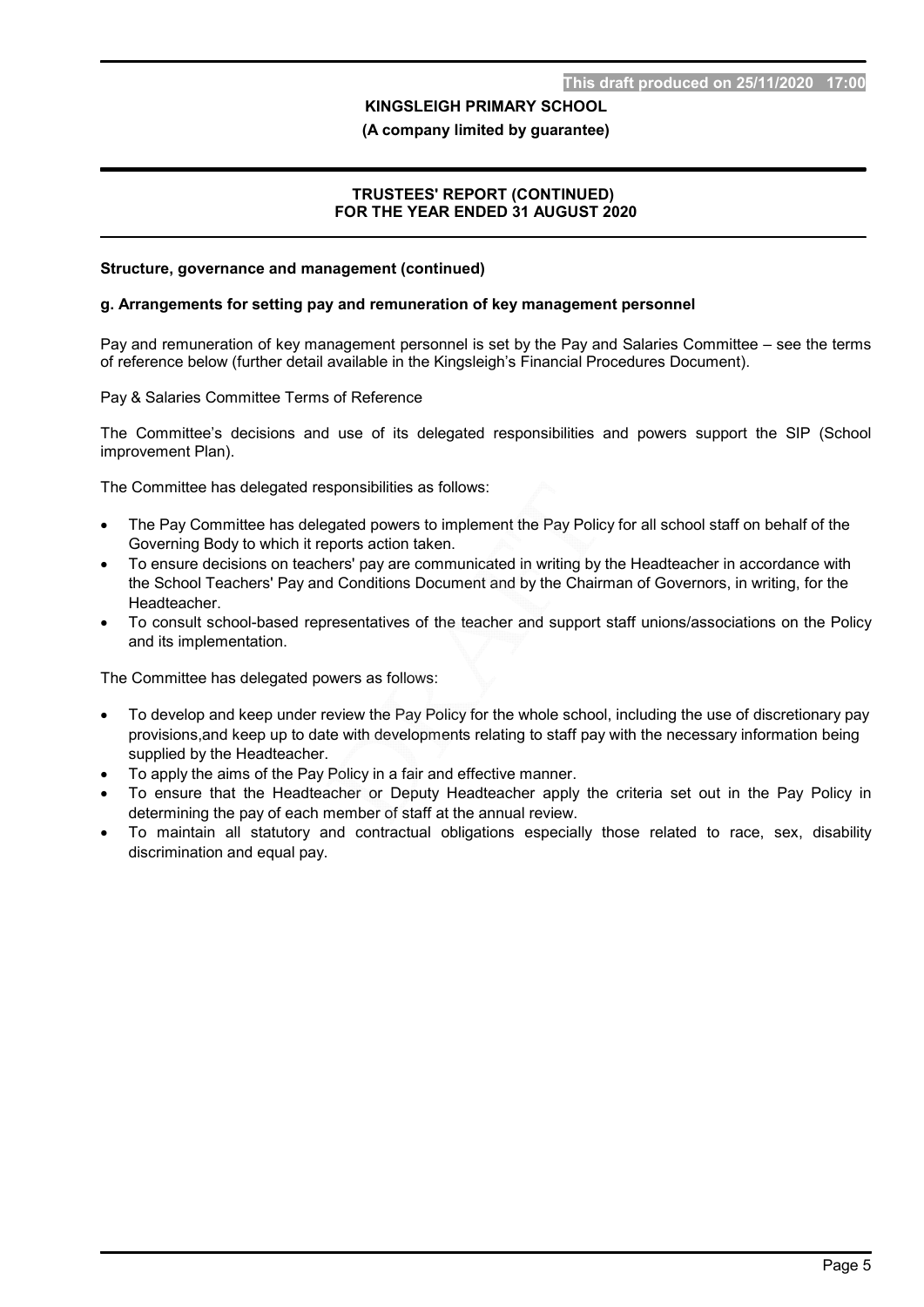**Structure, governance and management (continued)**

**g. Arrangements for setting pay and remuneration of key management personnel**

Pay and remuneration of key management personnel is set by the Pay and Salaries Committee – see the terms of reference below (further detail available in the Kingsleigh's Financial Procedures Document).

Pay & Salaries Committee Terms of Reference

The Committee's decisions and use of its delegated responsibilities and powers support the SIP (School improvement Plan).

The Committee has delegated responsibilities as follows:

- The Pay Committee has delegated powers to implement the Pay Policy for all school staff on behalf of the Governing Body to which it reports action taken.
- To ensure decisions on teachers' pay are communicated in writing by the Headteacher in accordance with the School Teachers' Pay and Conditions Document and by the Chairman of Governors, in writing, for the Headteacher.
- To consult school-based representatives of the teacher and support staff unions/associations on the Policy and its implementation.

The Committee has delegated powers as follows:

- To develop and keep under review the Pay Policy for the whole school, including the use of discretionary pay provisions,and keep up to date with developments relating to staff pay with the necessary information being supplied by the Headteacher.
- To apply the aims of the Pay Policy in a fair and effective manner.
- To ensure that the Headteacher or Deputy Headteacher apply the criteria set out in the Pay Policy in determining the pay of each member of staff at the annual review.
- To maintain all statutory and contractual obligations especially those related to race, sex, disability discrimination and equal pay.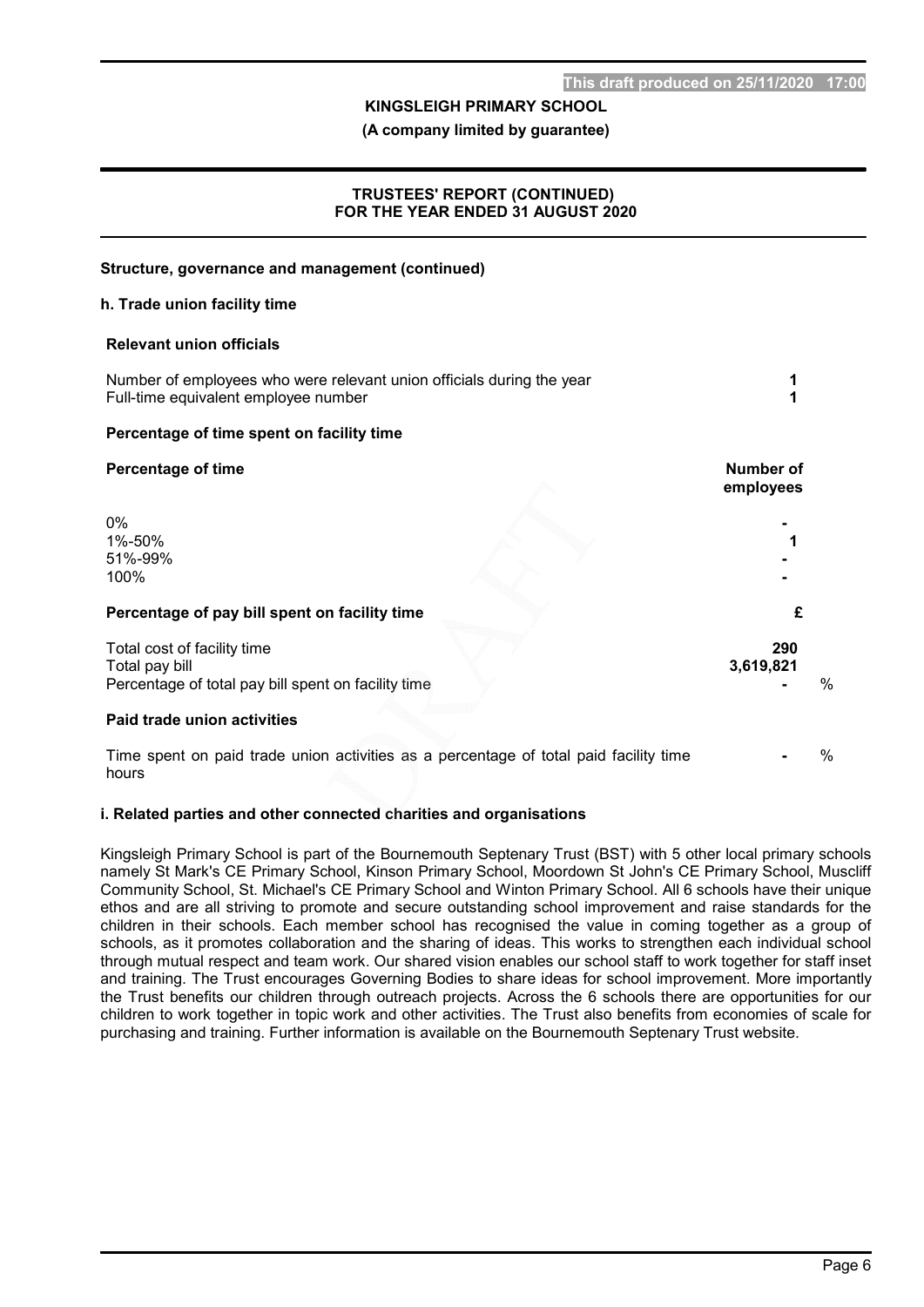## Structure, governance and management (continued)

### h. Trade union facility time

**Relevant union officials**

| | |
|---|---|
| Number of employees who were relevant union officials during the year | **1** |
| Full-time equivalent employee number | **1** |

**Percentage of time spent on facility time**

| Percentage of time | Number of employees |
|---|---|
| 0% | **-** |
| 1%-50% | **1** |
| 51%-99% | **-** |
| 100% | **-** |

**Percentage of pay bill spent on facility time**

| | £ | |
|---|---|---|
| Total cost of facility time | **290** | |
| Total pay bill | **3,619,821** | |
| Percentage of total pay bill spent on facility time | **-** | % |

**Paid trade union activities**

| | | |
|---|---|---|
| Time spent on paid trade union activities as a percentage of total paid facility time hours | **-** | % |

### i. Related parties and other connected charities and organisations

Kingsleigh Primary School is part of the Bournemouth Septenary Trust (BST) with 5 other local primary schools namely St Mark's CE Primary School, Kinson Primary School, Moordown St John's CE Primary School, Muscliff Community School, St. Michael's CE Primary School and Winton Primary School. All 6 schools have their unique ethos and are all striving to promote and secure outstanding school improvement and raise standards for the children in their schools. Each member school has recognised the value in coming together as a group of schools, as it promotes collaboration and the sharing of ideas. This works to strengthen each individual school through mutual respect and team work. Our shared vision enables our school staff to work together for staff inset and training. The Trust encourages Governing Bodies to share ideas for school improvement. More importantly the Trust benefits our children through outreach projects. Across the 6 schools there are opportunities for our children to work together in topic work and other activities. The Trust also benefits from economies of scale for purchasing and training. Further information is available on the Bournemouth Septenary Trust website.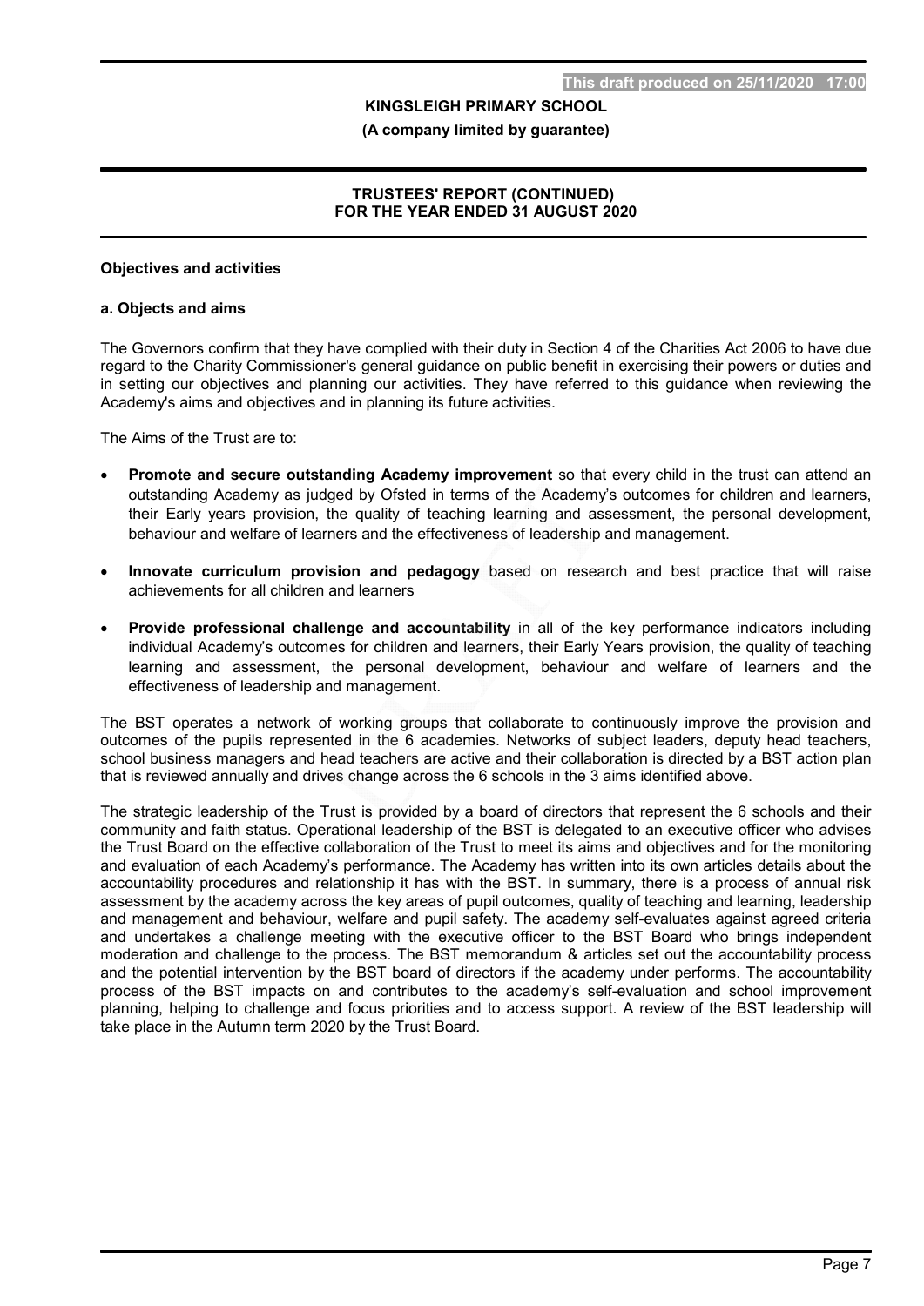## Objectives and activities

### a. Objects and aims

The Governors confirm that they have complied with their duty in Section 4 of the Charities Act 2006 to have due regard to the Charity Commissioner's general guidance on public benefit in exercising their powers or duties and in setting our objectives and planning our activities. They have referred to this guidance when reviewing the Academy's aims and objectives and in planning its future activities.

The Aims of the Trust are to:

- **Promote and secure outstanding Academy improvement** so that every child in the trust can attend an outstanding Academy as judged by Ofsted in terms of the Academy's outcomes for children and learners, their Early years provision, the quality of teaching learning and assessment, the personal development, behaviour and welfare of learners and the effectiveness of leadership and management.
- **Innovate curriculum provision and pedagogy** based on research and best practice that will raise achievements for all children and learners
- **Provide professional challenge and accountability** in all of the key performance indicators including individual Academy's outcomes for children and learners, their Early Years provision, the quality of teaching learning and assessment, the personal development, behaviour and welfare of learners and the effectiveness of leadership and management.

The BST operates a network of working groups that collaborate to continuously improve the provision and outcomes of the pupils represented in the 6 academies. Networks of subject leaders, deputy head teachers, school business managers and head teachers are active and their collaboration is directed by a BST action plan that is reviewed annually and drives change across the 6 schools in the 3 aims identified above.

The strategic leadership of the Trust is provided by a board of directors that represent the 6 schools and their community and faith status. Operational leadership of the BST is delegated to an executive officer who advises the Trust Board on the effective collaboration of the Trust to meet its aims and objectives and for the monitoring and evaluation of each Academy's performance. The Academy has written into its own articles details about the accountability procedures and relationship it has with the BST. In summary, there is a process of annual risk assessment by the academy across the key areas of pupil outcomes, quality of teaching and learning, leadership and management and behaviour, welfare and pupil safety. The academy self-evaluates against agreed criteria and undertakes a challenge meeting with the executive officer to the BST Board who brings independent moderation and challenge to the process. The BST memorandum & articles set out the accountability process and the potential intervention by the BST board of directors if the academy under performs. The accountability process of the BST impacts on and contributes to the academy's self-evaluation and school improvement planning, helping to challenge and focus priorities and to access support. A review of the BST leadership will take place in the Autumn term 2020 by the Trust Board.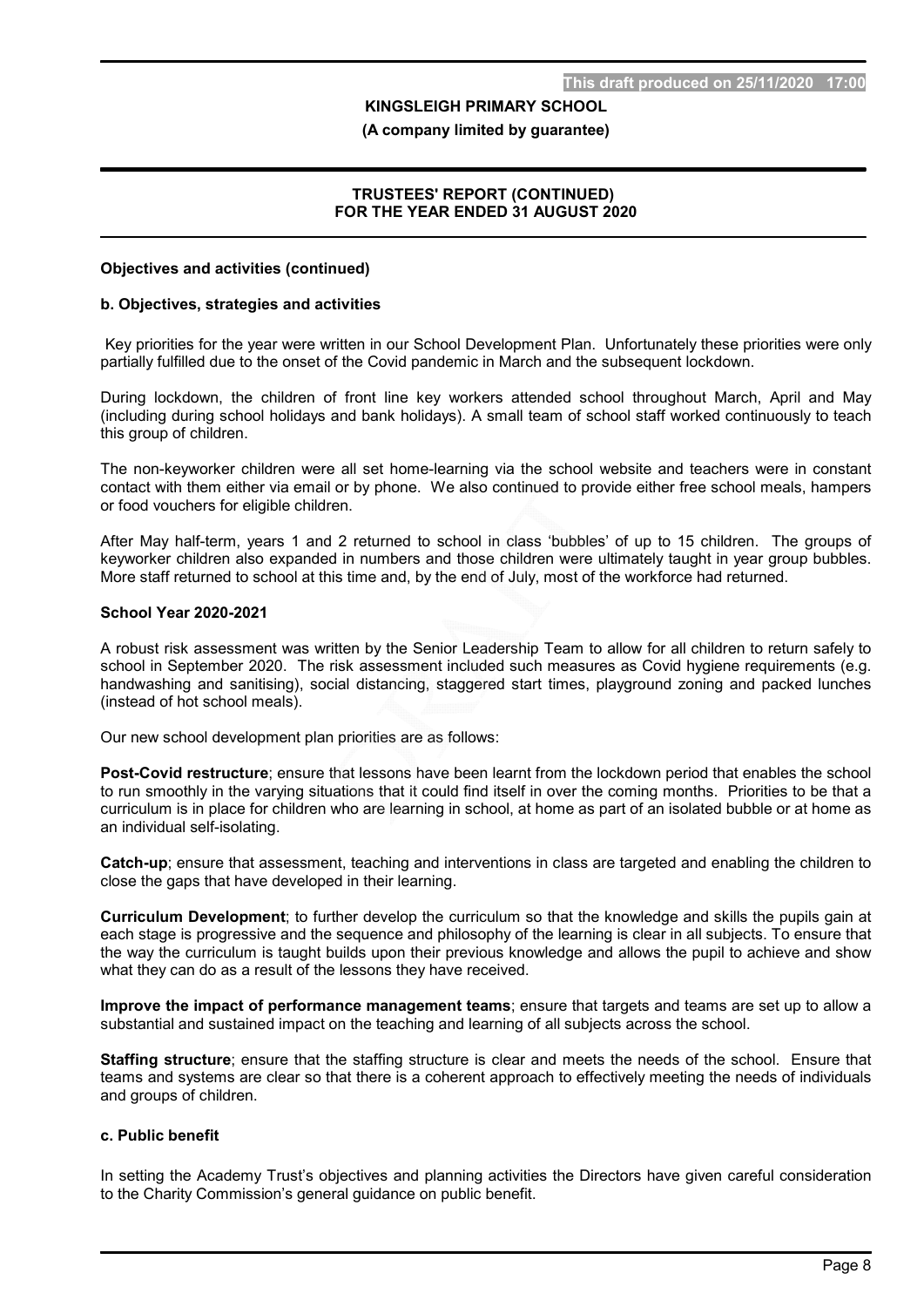### Objectives and activities (continued)

#### b. Objectives, strategies and activities

Key priorities for the year were written in our School Development Plan. Unfortunately these priorities were only partially fulfilled due to the onset of the Covid pandemic in March and the subsequent lockdown.

During lockdown, the children of front line key workers attended school throughout March, April and May (including during school holidays and bank holidays). A small team of school staff worked continuously to teach this group of children.

The non-keyworker children were all set home-learning via the school website and teachers were in constant contact with them either via email or by phone. We also continued to provide either free school meals, hampers or food vouchers for eligible children.

After May half-term, years 1 and 2 returned to school in class 'bubbles' of up to 15 children. The groups of keyworker children also expanded in numbers and those children were ultimately taught in year group bubbles. More staff returned to school at this time and, by the end of July, most of the workforce had returned.

#### School Year 2020-2021

A robust risk assessment was written by the Senior Leadership Team to allow for all children to return safely to school in September 2020. The risk assessment included such measures as Covid hygiene requirements (e.g. handwashing and sanitising), social distancing, staggered start times, playground zoning and packed lunches (instead of hot school meals).

Our new school development plan priorities are as follows:

**Post-Covid restructure**; ensure that lessons have been learnt from the lockdown period that enables the school to run smoothly in the varying situations that it could find itself in over the coming months. Priorities to be that a curriculum is in place for children who are learning in school, at home as part of an isolated bubble or at home as an individual self-isolating.

**Catch-up**; ensure that assessment, teaching and interventions in class are targeted and enabling the children to close the gaps that have developed in their learning.

**Curriculum Development**; to further develop the curriculum so that the knowledge and skills the pupils gain at each stage is progressive and the sequence and philosophy of the learning is clear in all subjects. To ensure that the way the curriculum is taught builds upon their previous knowledge and allows the pupil to achieve and show what they can do as a result of the lessons they have received.

**Improve the impact of performance management teams**; ensure that targets and teams are set up to allow a substantial and sustained impact on the teaching and learning of all subjects across the school.

**Staffing structure**; ensure that the staffing structure is clear and meets the needs of the school. Ensure that teams and systems are clear so that there is a coherent approach to effectively meeting the needs of individuals and groups of children.

#### c. Public benefit

In setting the Academy Trust's objectives and planning activities the Directors have given careful consideration to the Charity Commission's general guidance on public benefit.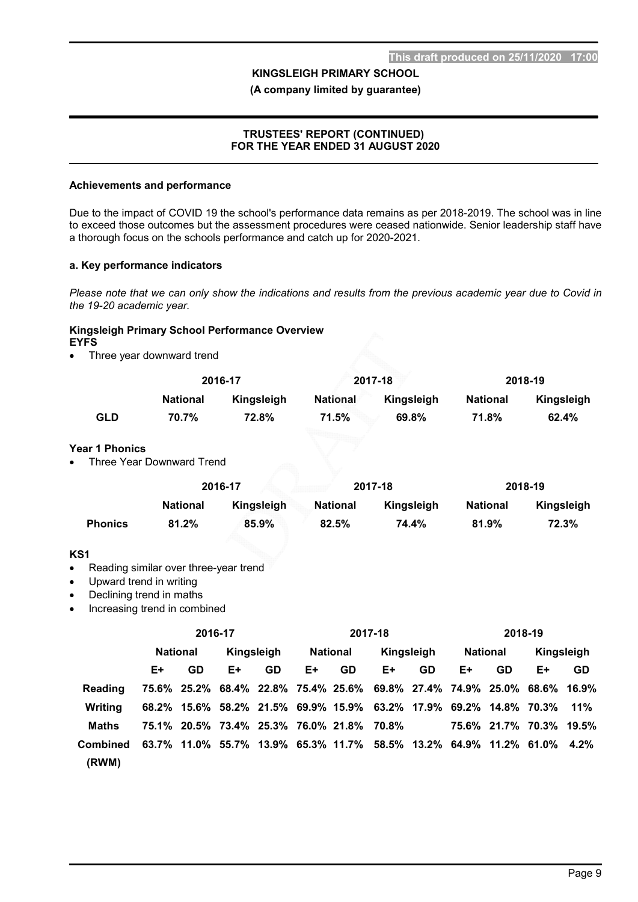## Achievements and performance

Due to the impact of COVID 19 the school's performance data remains as per 2018-2019. The school was in line to exceed those outcomes but the assessment procedures were ceased nationwide. Senior leadership staff have a thorough focus on the schools performance and catch up for 2020-2021.

### a. Key performance indicators

*Please note that we can only show the indications and results from the previous academic year due to Covid in the 19-20 academic year.*

**Kingsleigh Primary School Performance Overview**

**EYFS**

- Three year downward trend

| | 2016-17 | | 2017-18 | | 2018-19 | |
|---|---|---|---|---|---|---|
| | **National** | **Kingsleigh** | **National** | **Kingsleigh** | **National** | **Kingsleigh** |
| **GLD** | **70.7%** | **72.8%** | **71.5%** | **69.8%** | **71.8%** | **62.4%** |

**Year 1 Phonics**

- Three Year Downward Trend

| | 2016-17 | | 2017-18 | | 2018-19 | |
|---|---|---|---|---|---|---|
| | **National** | **Kingsleigh** | **National** | **Kingsleigh** | **National** | **Kingsleigh** |
| **Phonics** | **81.2%** | **85.9%** | **82.5%** | **74.4%** | **81.9%** | **72.3%** |

**KS1**

- Reading similar over three-year trend
- Upward trend in writing
- Declining trend in maths
- Increasing trend in combined

| | 2016-17 | | | | 2017-18 | | | | 2018-19 | | | |
|---|---|---|---|---|---|---|---|---|---|---|---|---|
| | **National** | | **Kingsleigh** | | **National** | | **Kingsleigh** | | **National** | | **Kingsleigh** | |
| | **E+** | **GD** | **E+** | **GD** | **E+** | **GD** | **E+** | **GD** | **E+** | **GD** | **E+** | **GD** |
| **Reading** | **75.6%** | **25.2%** | **68.4%** | **22.8%** | **75.4%** | **25.6%** | **69.8%** | **27.4%** | **74.9%** | **25.0%** | **68.6%** | **16.9%** |
| **Writing** | **68.2%** | **15.6%** | **58.2%** | **21.5%** | **69.9%** | **15.9%** | **63.2%** | **17.9%** | **69.2%** | **14.8%** | **70.3%** | **11%** |
| **Maths** | **75.1%** | **20.5%** | **73.4%** | **25.3%** | **76.0%** | **21.8%** | **70.8%** | | **75.6%** | **21.7%** | **70.3%** | **19.5%** |
| **Combined (RWM)** | **63.7%** | **11.0%** | **55.7%** | **13.9%** | **65.3%** | **11.7%** | **58.5%** | **13.2%** | **64.9%** | **11.2%** | **61.0%** | **4.2%** |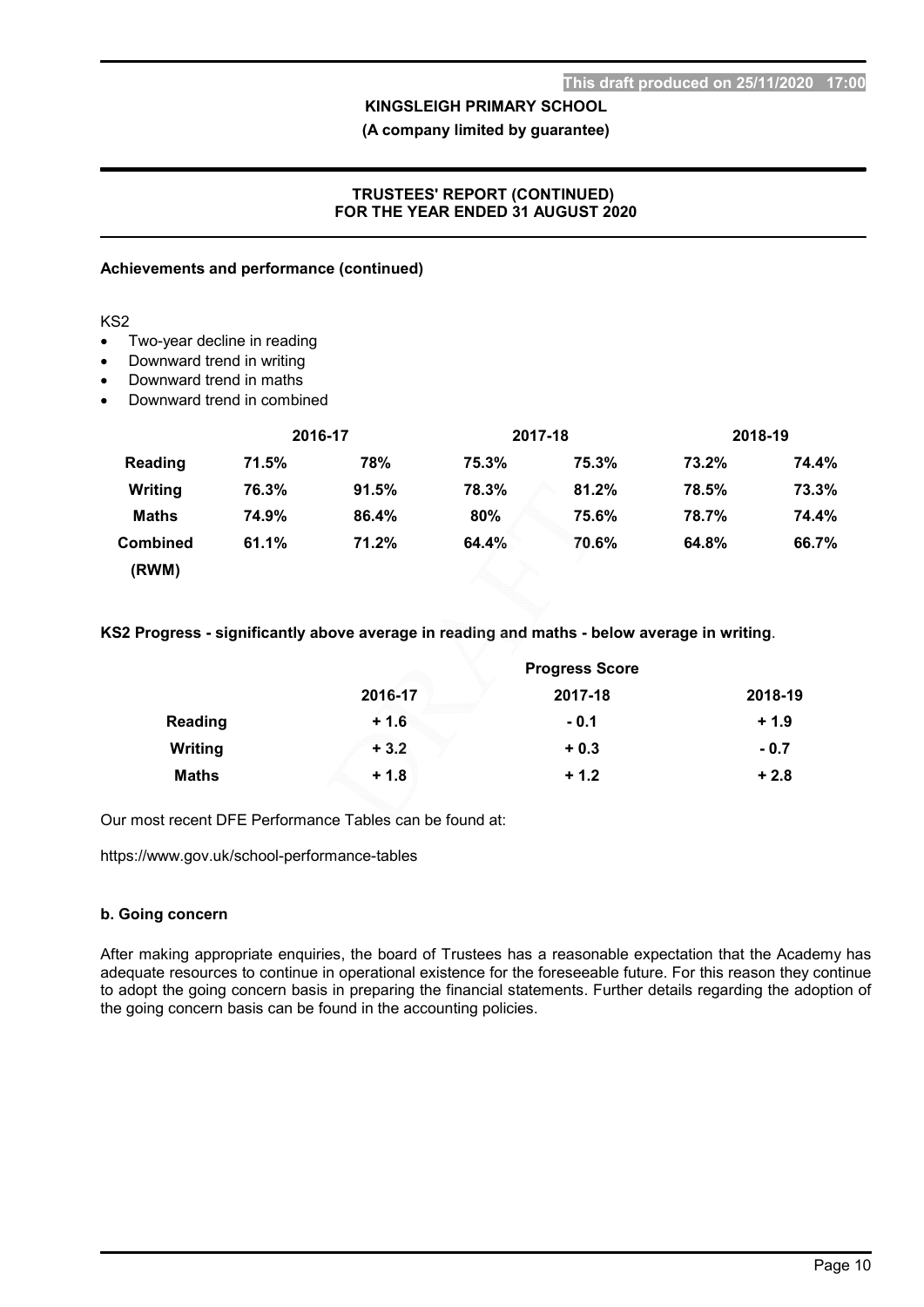### Achievements and performance (continued)

KS2

- Two-year decline in reading
- Downward trend in writing
- Downward trend in maths
- Downward trend in combined

| | 2016-17 | | 2017-18 | | 2018-19 | |
|---|---|---|---|---|---|---|
| **Reading** | **71.5%** | **78%** | **75.3%** | **75.3%** | **73.2%** | **74.4%** |
| **Writing** | **76.3%** | **91.5%** | **78.3%** | **81.2%** | **78.5%** | **73.3%** |
| **Maths** | **74.9%** | **86.4%** | **80%** | **75.6%** | **78.7%** | **74.4%** |
| **Combined (RWM)** | **61.1%** | **71.2%** | **64.4%** | **70.6%** | **64.8%** | **66.7%** |

**KS2 Progress - significantly above average in reading and maths - below average in writing**.

| | Progress Score | | |
|---|---|---|---|
| | **2016-17** | **2017-18** | **2018-19** |
| **Reading** | **+ 1.6** | **- 0.1** | **+ 1.9** |
| **Writing** | **+ 3.2** | **+ 0.3** | **- 0.7** |
| **Maths** | **+ 1.8** | **+ 1.2** | **+ 2.8** |

Our most recent DFE Performance Tables can be found at:

https://www.gov.uk/school-performance-tables

### b. Going concern

After making appropriate enquiries, the board of Trustees has a reasonable expectation that the Academy has adequate resources to continue in operational existence for the foreseeable future. For this reason they continue to adopt the going concern basis in preparing the financial statements. Further details regarding the adoption of the going concern basis can be found in the accounting policies.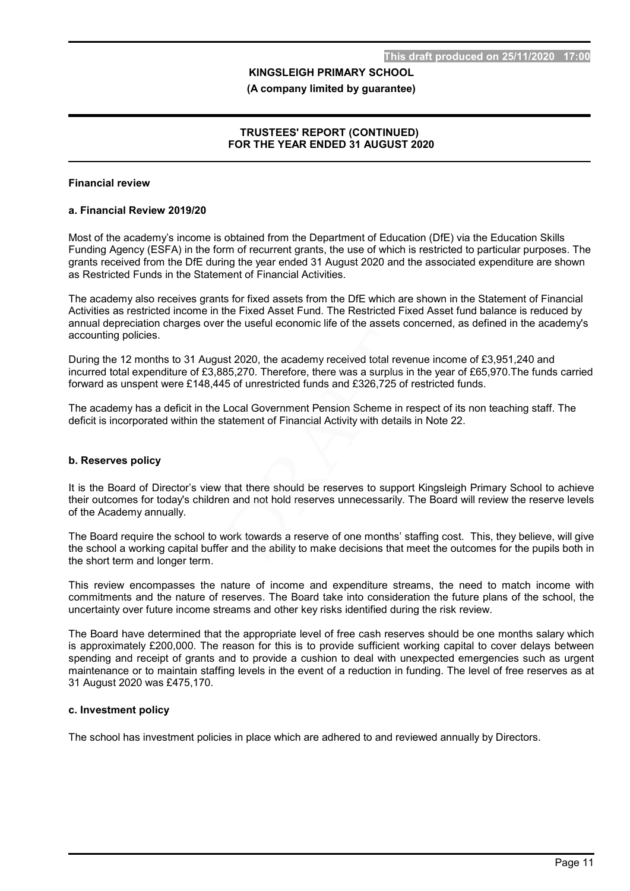## Financial review

### a. Financial Review 2019/20

Most of the academy's income is obtained from the Department of Education (DfE) via the Education Skills Funding Agency (ESFA) in the form of recurrent grants, the use of which is restricted to particular purposes. The grants received from the DfE during the year ended 31 August 2020 and the associated expenditure are shown as Restricted Funds in the Statement of Financial Activities.

The academy also receives grants for fixed assets from the DfE which are shown in the Statement of Financial Activities as restricted income in the Fixed Asset Fund. The Restricted Fixed Asset fund balance is reduced by annual depreciation charges over the useful economic life of the assets concerned, as defined in the academy's accounting policies.

During the 12 months to 31 August 2020, the academy received total revenue income of £3,951,240 and incurred total expenditure of £3,885,270. Therefore, there was a surplus in the year of £65,970.The funds carried forward as unspent were £148,445 of unrestricted funds and £326,725 of restricted funds.

The academy has a deficit in the Local Government Pension Scheme in respect of its non teaching staff. The deficit is incorporated within the statement of Financial Activity with details in Note 22.

### b. Reserves policy

It is the Board of Director's view that there should be reserves to support Kingsleigh Primary School to achieve their outcomes for today's children and not hold reserves unnecessarily. The Board will review the reserve levels of the Academy annually.

The Board require the school to work towards a reserve of one months' staffing cost. This, they believe, will give the school a working capital buffer and the ability to make decisions that meet the outcomes for the pupils both in the short term and longer term.

This review encompasses the nature of income and expenditure streams, the need to match income with commitments and the nature of reserves. The Board take into consideration the future plans of the school, the uncertainty over future income streams and other key risks identified during the risk review.

The Board have determined that the appropriate level of free cash reserves should be one months salary which is approximately £200,000. The reason for this is to provide sufficient working capital to cover delays between spending and receipt of grants and to provide a cushion to deal with unexpected emergencies such as urgent maintenance or to maintain staffing levels in the event of a reduction in funding. The level of free reserves as at 31 August 2020 was £475,170.

### c. Investment policy

The school has investment policies in place which are adhered to and reviewed annually by Directors.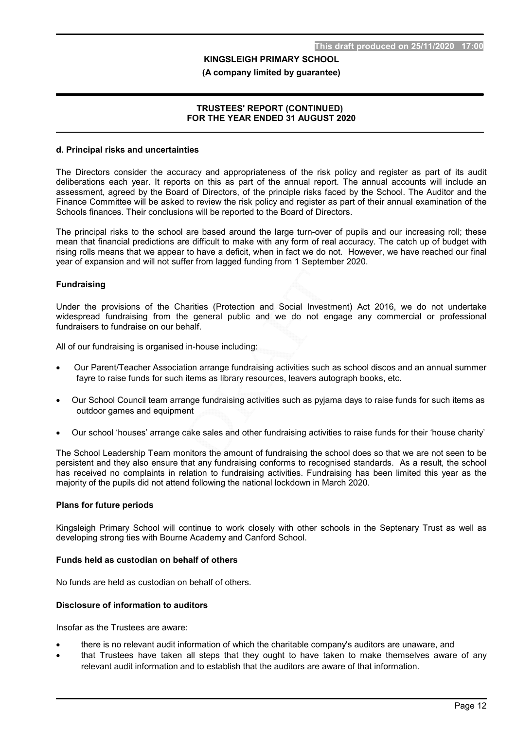**d. Principal risks and uncertainties**

The Directors consider the accuracy and appropriateness of the risk policy and register as part of its audit deliberations each year. It reports on this as part of the annual report. The annual accounts will include an assessment, agreed by the Board of Directors, of the principle risks faced by the School. The Auditor and the Finance Committee will be asked to review the risk policy and register as part of their annual examination of the Schools finances. Their conclusions will be reported to the Board of Directors.

The principal risks to the school are based around the large turn-over of pupils and our increasing roll; these mean that financial predictions are difficult to make with any form of real accuracy. The catch up of budget with rising rolls means that we appear to have a deficit, when in fact we do not. However, we have reached our final year of expansion and will not suffer from lagged funding from 1 September 2020.

**Fundraising**

Under the provisions of the Charities (Protection and Social Investment) Act 2016, we do not undertake widespread fundraising from the general public and we do not engage any commercial or professional fundraisers to fundraise on our behalf.

All of our fundraising is organised in-house including:

- Our Parent/Teacher Association arrange fundraising activities such as school discos and an annual summer fayre to raise funds for such items as library resources, leavers autograph books, etc.
- Our School Council team arrange fundraising activities such as pyjama days to raise funds for such items as outdoor games and equipment
- Our school 'houses' arrange cake sales and other fundraising activities to raise funds for their 'house charity'

The School Leadership Team monitors the amount of fundraising the school does so that we are not seen to be persistent and they also ensure that any fundraising conforms to recognised standards. As a result, the school has received no complaints in relation to fundraising activities. Fundraising has been limited this year as the majority of the pupils did not attend following the national lockdown in March 2020.

**Plans for future periods**

Kingsleigh Primary School will continue to work closely with other schools in the Septenary Trust as well as developing strong ties with Bourne Academy and Canford School.

**Funds held as custodian on behalf of others**

No funds are held as custodian on behalf of others.

**Disclosure of information to auditors**

Insofar as the Trustees are aware:

- there is no relevant audit information of which the charitable company's auditors are unaware, and
- that Trustees have taken all steps that they ought to have taken to make themselves aware of any relevant audit information and to establish that the auditors are aware of that information.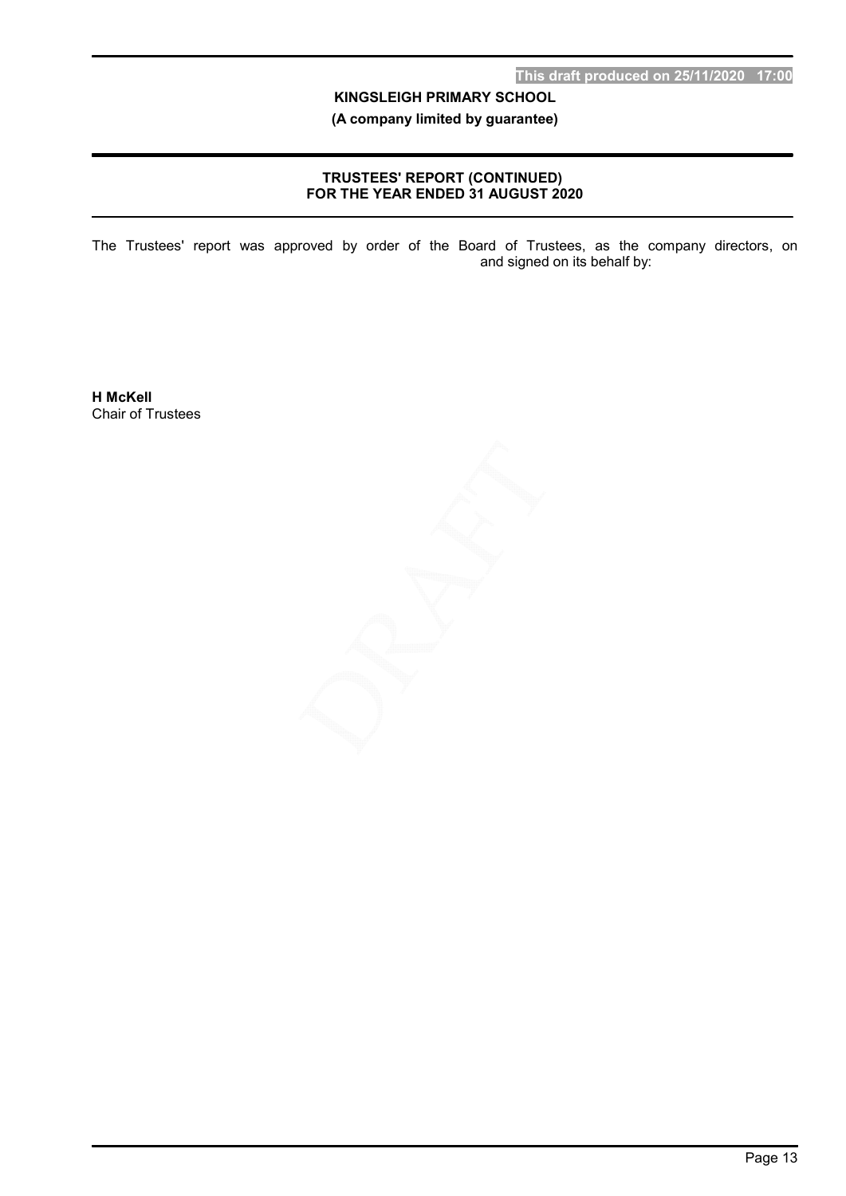## TRUSTEES' REPORT (CONTINUED)
## FOR THE YEAR ENDED 31 AUGUST 2020

The Trustees' report was approved by order of the Board of Trustees, as the company directors, on and signed on its behalf by:

**H McKell**
Chair of Trustees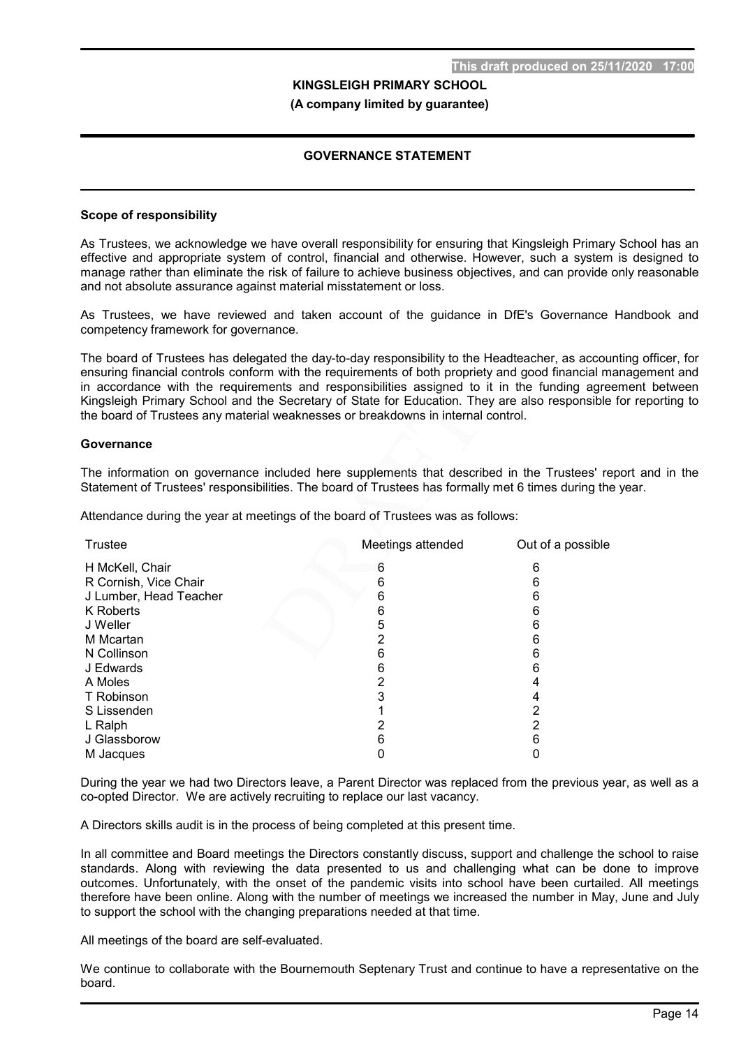## GOVERNANCE STATEMENT

### Scope of responsibility

As Trustees, we acknowledge we have overall responsibility for ensuring that Kingsleigh Primary School has an effective and appropriate system of control, financial and otherwise. However, such a system is designed to manage rather than eliminate the risk of failure to achieve business objectives, and can provide only reasonable and not absolute assurance against material misstatement or loss.

As Trustees, we have reviewed and taken account of the guidance in DfE's Governance Handbook and competency framework for governance.

The board of Trustees has delegated the day-to-day responsibility to the Headteacher, as accounting officer, for ensuring financial controls conform with the requirements of both propriety and good financial management and in accordance with the requirements and responsibilities assigned to it in the funding agreement between Kingsleigh Primary School and the Secretary of State for Education. They are also responsible for reporting to the board of Trustees any material weaknesses or breakdowns in internal control.

### Governance

The information on governance included here supplements that described in the Trustees' report and in the Statement of Trustees' responsibilities. The board of Trustees has formally met 6 times during the year.

Attendance during the year at meetings of the board of Trustees was as follows:

| Trustee | Meetings attended | Out of a possible |
|---|---|---|
| H McKell, Chair | 6 | 6 |
| R Cornish, Vice Chair | 6 | 6 |
| J Lumber, Head Teacher | 6 | 6 |
| K Roberts | 6 | 6 |
| J Weller | 5 | 6 |
| M Mcartan | 2 | 6 |
| N Collinson | 6 | 6 |
| J Edwards | 6 | 6 |
| A Moles | 2 | 4 |
| T Robinson | 3 | 4 |
| S Lissenden | 1 | 2 |
| L Ralph | 2 | 2 |
| J Glassborow | 6 | 6 |
| M Jacques | 0 | 0 |

During the year we had two Directors leave, a Parent Director was replaced from the previous year, as well as a co-opted Director. We are actively recruiting to replace our last vacancy.

A Directors skills audit is in the process of being completed at this present time.

In all committee and Board meetings the Directors constantly discuss, support and challenge the school to raise standards. Along with reviewing the data presented to us and challenging what can be done to improve outcomes. Unfortunately, with the onset of the pandemic visits into school have been curtailed. All meetings therefore have been online. Along with the number of meetings we increased the number in May, June and July to support the school with the changing preparations needed at that time.

All meetings of the board are self-evaluated.

We continue to collaborate with the Bournemouth Septenary Trust and continue to have a representative on the board.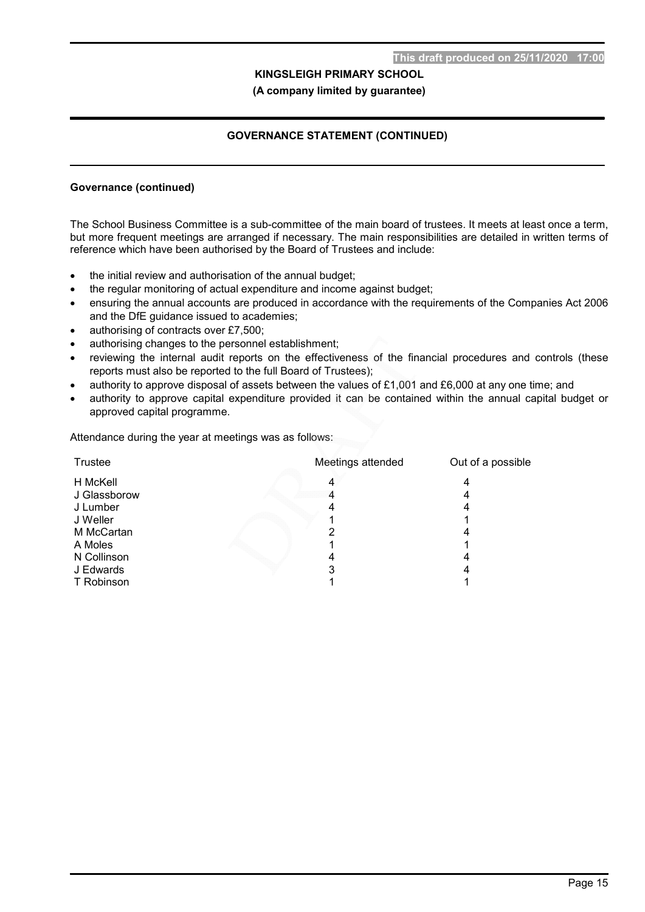## GOVERNANCE STATEMENT (CONTINUED)

**Governance (continued)**

The School Business Committee is a sub-committee of the main board of trustees. It meets at least once a term, but more frequent meetings are arranged if necessary. The main responsibilities are detailed in written terms of reference which have been authorised by the Board of Trustees and include:

- the initial review and authorisation of the annual budget;
- the regular monitoring of actual expenditure and income against budget;
- ensuring the annual accounts are produced in accordance with the requirements of the Companies Act 2006 and the DfE guidance issued to academies;
- authorising of contracts over £7,500;
- authorising changes to the personnel establishment;
- reviewing the internal audit reports on the effectiveness of the financial procedures and controls (these reports must also be reported to the full Board of Trustees);
- authority to approve disposal of assets between the values of £1,001 and £6,000 at any one time; and
- authority to approve capital expenditure provided it can be contained within the annual capital budget or approved capital programme.

Attendance during the year at meetings was as follows:

| Trustee | Meetings attended | Out of a possible |
|---|---|---|
| H McKell | 4 | 4 |
| J Glassborow | 4 | 4 |
| J Lumber | 4 | 4 |
| J Weller | 1 | 1 |
| M McCartan | 2 | 4 |
| A Moles | 1 | 1 |
| N Collinson | 4 | 4 |
| J Edwards | 3 | 4 |
| T Robinson | 1 | 1 |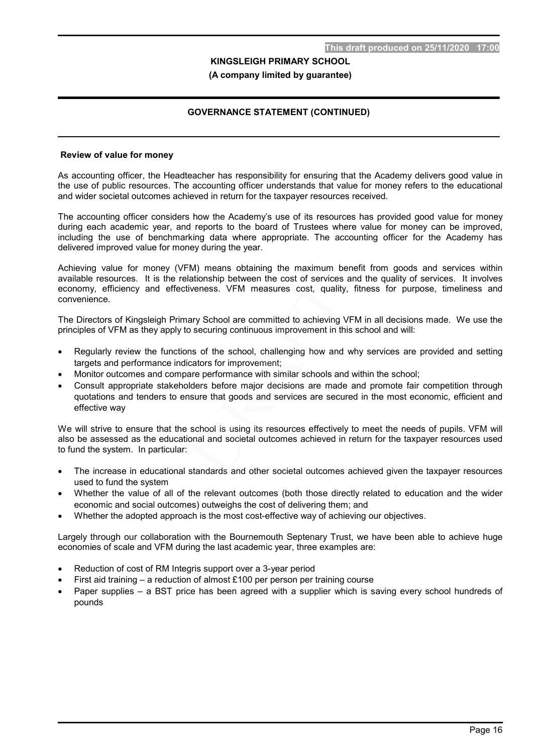## Review of value for money

As accounting officer, the Headteacher has responsibility for ensuring that the Academy delivers good value in the use of public resources. The accounting officer understands that value for money refers to the educational and wider societal outcomes achieved in return for the taxpayer resources received.

The accounting officer considers how the Academy's use of its resources has provided good value for money during each academic year, and reports to the board of Trustees where value for money can be improved, including the use of benchmarking data where appropriate. The accounting officer for the Academy has delivered improved value for money during the year.

Achieving value for money (VFM) means obtaining the maximum benefit from goods and services within available resources. It is the relationship between the cost of services and the quality of services. It involves economy, efficiency and effectiveness. VFM measures cost, quality, fitness for purpose, timeliness and convenience.

The Directors of Kingsleigh Primary School are committed to achieving VFM in all decisions made. We use the principles of VFM as they apply to securing continuous improvement in this school and will:

- Regularly review the functions of the school, challenging how and why services are provided and setting targets and performance indicators for improvement;
- Monitor outcomes and compare performance with similar schools and within the school;
- Consult appropriate stakeholders before major decisions are made and promote fair competition through quotations and tenders to ensure that goods and services are secured in the most economic, efficient and effective way

We will strive to ensure that the school is using its resources effectively to meet the needs of pupils. VFM will also be assessed as the educational and societal outcomes achieved in return for the taxpayer resources used to fund the system. In particular:

- The increase in educational standards and other societal outcomes achieved given the taxpayer resources used to fund the system
- Whether the value of all of the relevant outcomes (both those directly related to education and the wider economic and social outcomes) outweighs the cost of delivering them; and
- Whether the adopted approach is the most cost-effective way of achieving our objectives.

Largely through our collaboration with the Bournemouth Septenary Trust, we have been able to achieve huge economies of scale and VFM during the last academic year, three examples are:

- Reduction of cost of RM Integris support over a 3-year period
- First aid training – a reduction of almost £100 per person per training course
- Paper supplies – a BST price has been agreed with a supplier which is saving every school hundreds of pounds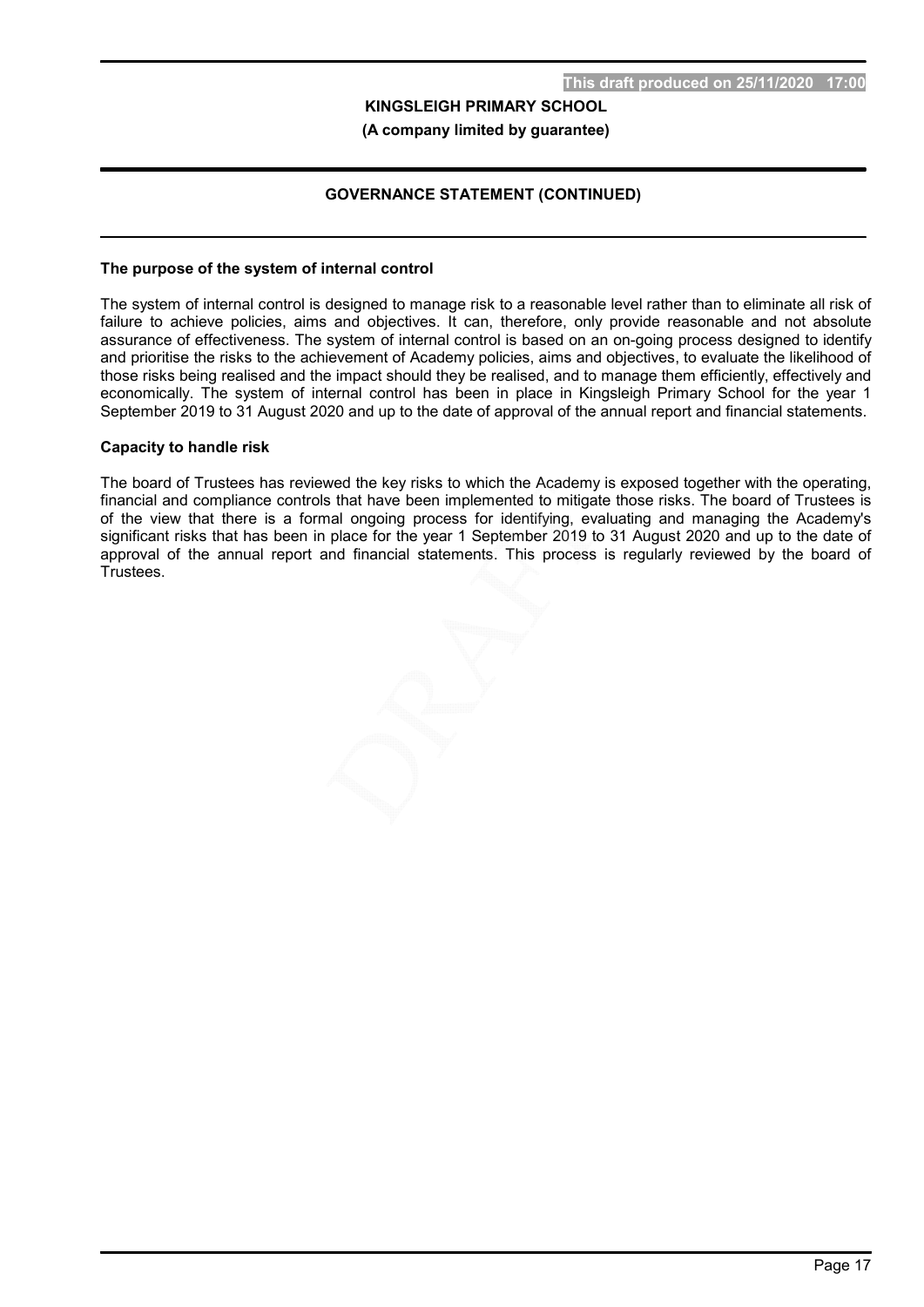## GOVERNANCE STATEMENT (CONTINUED)

### The purpose of the system of internal control

The system of internal control is designed to manage risk to a reasonable level rather than to eliminate all risk of failure to achieve policies, aims and objectives. It can, therefore, only provide reasonable and not absolute assurance of effectiveness. The system of internal control is based on an on-going process designed to identify and prioritise the risks to the achievement of Academy policies, aims and objectives, to evaluate the likelihood of those risks being realised and the impact should they be realised, and to manage them efficiently, effectively and economically. The system of internal control has been in place in Kingsleigh Primary School for the year 1 September 2019 to 31 August 2020 and up to the date of approval of the annual report and financial statements.

### Capacity to handle risk

The board of Trustees has reviewed the key risks to which the Academy is exposed together with the operating, financial and compliance controls that have been implemented to mitigate those risks. The board of Trustees is of the view that there is a formal ongoing process for identifying, evaluating and managing the Academy's significant risks that has been in place for the year 1 September 2019 to 31 August 2020 and up to the date of approval of the annual report and financial statements. This process is regularly reviewed by the board of Trustees.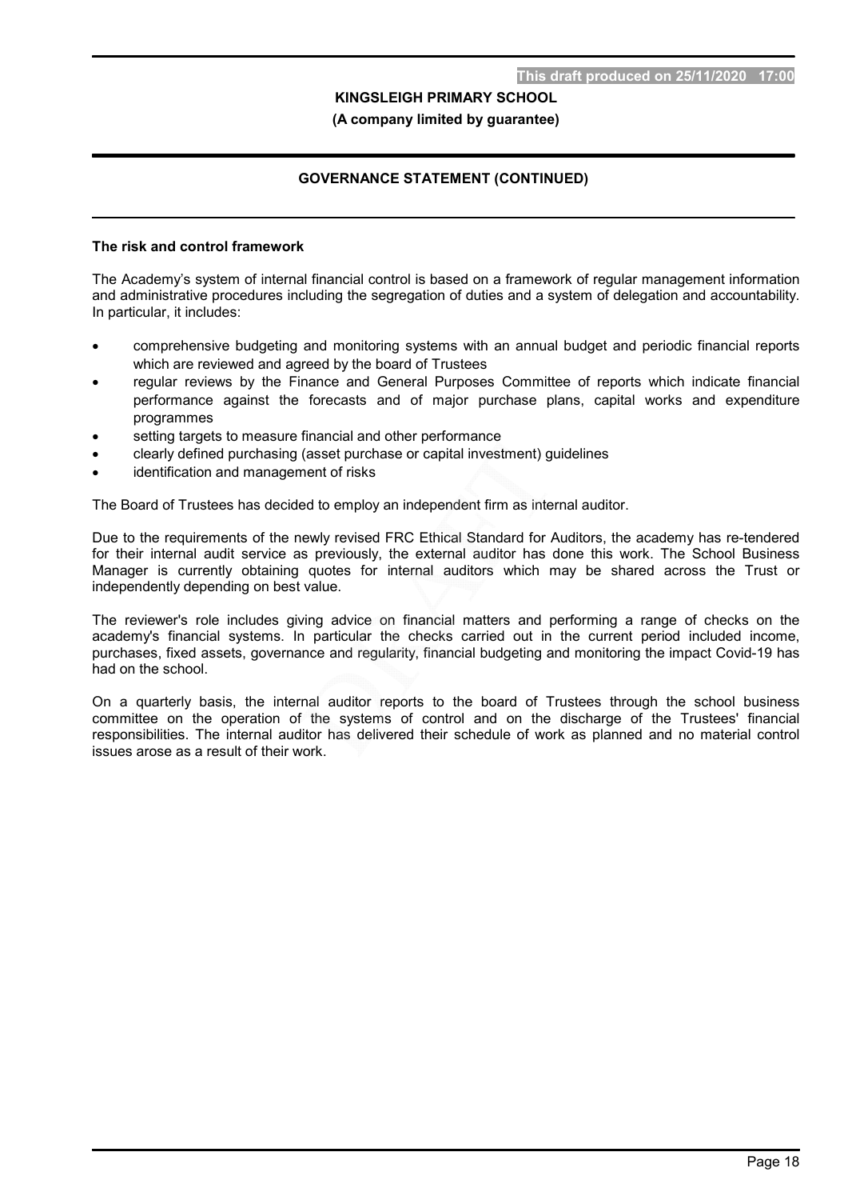**KINGSLEIGH PRIMARY SCHOOL**

**(A company limited by guarantee)**

## GOVERNANCE STATEMENT (CONTINUED)

### The risk and control framework

The Academy's system of internal financial control is based on a framework of regular management information and administrative procedures including the segregation of duties and a system of delegation and accountability. In particular, it includes:

- comprehensive budgeting and monitoring systems with an annual budget and periodic financial reports which are reviewed and agreed by the board of Trustees
- regular reviews by the Finance and General Purposes Committee of reports which indicate financial performance against the forecasts and of major purchase plans, capital works and expenditure programmes
- setting targets to measure financial and other performance
- clearly defined purchasing (asset purchase or capital investment) guidelines
- identification and management of risks

The Board of Trustees has decided to employ an independent firm as internal auditor.

Due to the requirements of the newly revised FRC Ethical Standard for Auditors, the academy has re-tendered for their internal audit service as previously, the external auditor has done this work. The School Business Manager is currently obtaining quotes for internal auditors which may be shared across the Trust or independently depending on best value.

The reviewer's role includes giving advice on financial matters and performing a range of checks on the academy's financial systems. In particular the checks carried out in the current period included income, purchases, fixed assets, governance and regularity, financial budgeting and monitoring the impact Covid-19 has had on the school.

On a quarterly basis, the internal auditor reports to the board of Trustees through the school business committee on the operation of the systems of control and on the discharge of the Trustees' financial responsibilities. The internal auditor has delivered their schedule of work as planned and no material control issues arose as a result of their work.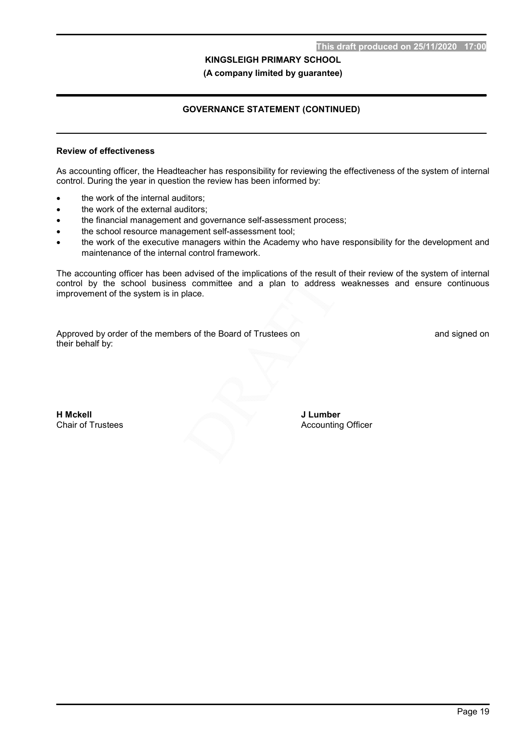## GOVERNANCE STATEMENT (CONTINUED)

### Review of effectiveness

As accounting officer, the Headteacher has responsibility for reviewing the effectiveness of the system of internal control. During the year in question the review has been informed by:

- the work of the internal auditors;
- the work of the external auditors;
- the financial management and governance self-assessment process;
- the school resource management self-assessment tool;
- the work of the executive managers within the Academy who have responsibility for the development and maintenance of the internal control framework.

The accounting officer has been advised of the implications of the result of their review of the system of internal control by the school business committee and a plan to address weaknesses and ensure continuous improvement of the system is in place.

Approved by order of the members of the Board of Trustees on and signed on their behalf by:

**H Mckell**
Chair of Trustees

**J Lumber**
Accounting Officer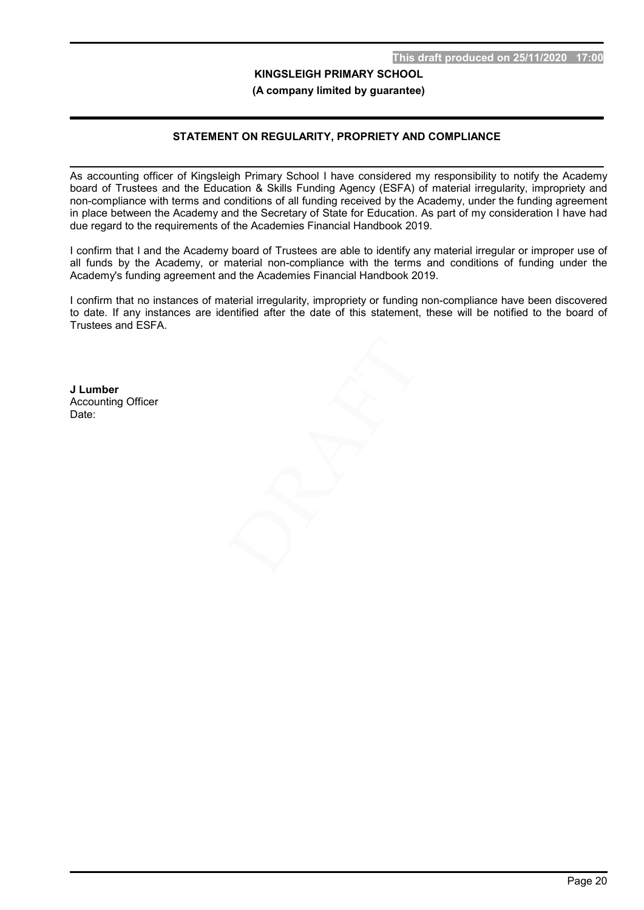## STATEMENT ON REGULARITY, PROPRIETY AND COMPLIANCE

As accounting officer of Kingsleigh Primary School I have considered my responsibility to notify the Academy board of Trustees and the Education & Skills Funding Agency (ESFA) of material irregularity, impropriety and non-compliance with terms and conditions of all funding received by the Academy, under the funding agreement in place between the Academy and the Secretary of State for Education. As part of my consideration I have had due regard to the requirements of the Academies Financial Handbook 2019.

I confirm that I and the Academy board of Trustees are able to identify any material irregular or improper use of all funds by the Academy, or material non-compliance with the terms and conditions of funding under the Academy's funding agreement and the Academies Financial Handbook 2019.

I confirm that no instances of material irregularity, impropriety or funding non-compliance have been discovered to date. If any instances are identified after the date of this statement, these will be notified to the board of Trustees and ESFA.

**J Lumber**
Accounting Officer
Date: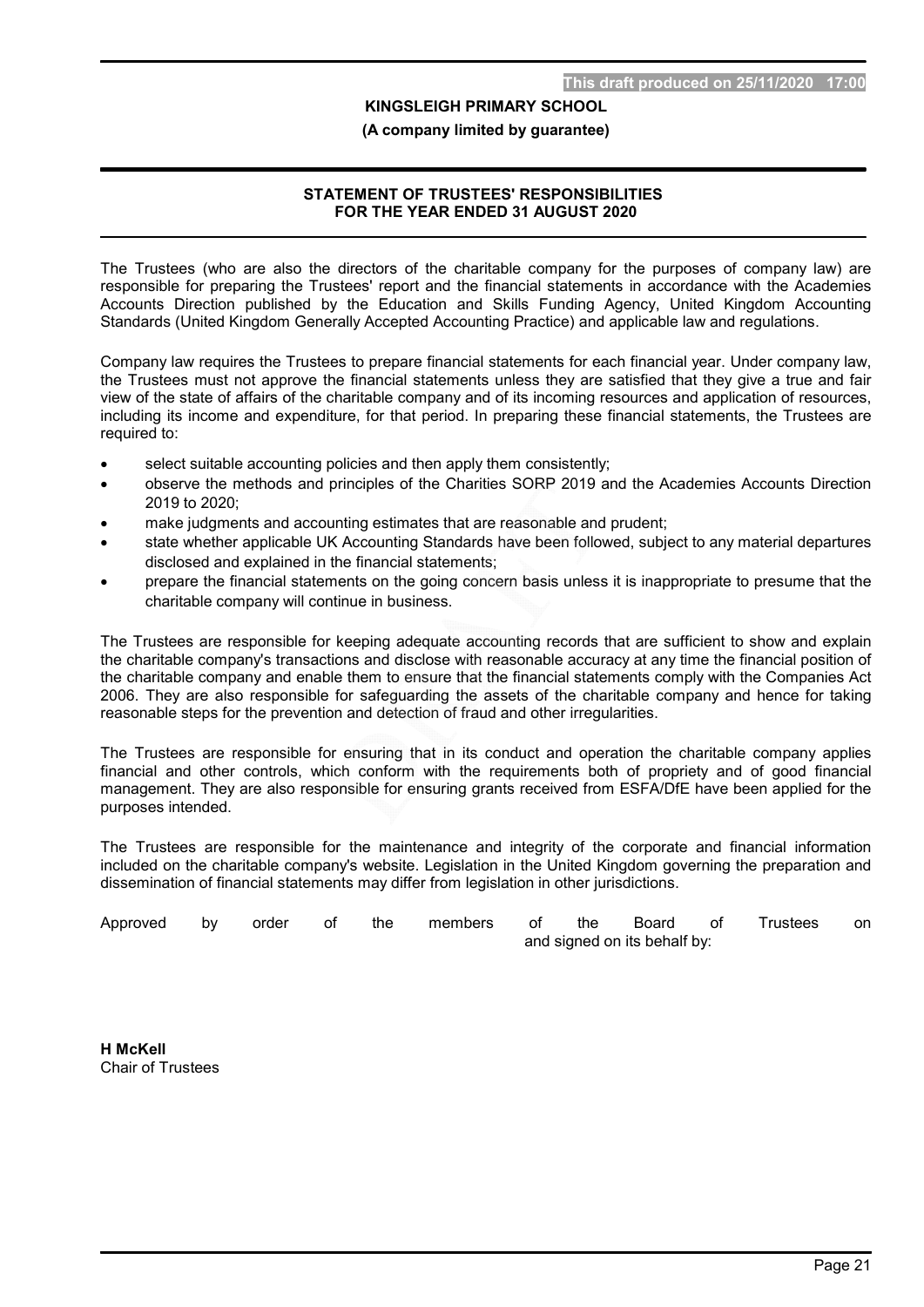# STATEMENT OF TRUSTEES' RESPONSIBILITIES FOR THE YEAR ENDED 31 AUGUST 2020

The Trustees (who are also the directors of the charitable company for the purposes of company law) are responsible for preparing the Trustees' report and the financial statements in accordance with the Academies Accounts Direction published by the Education and Skills Funding Agency, United Kingdom Accounting Standards (United Kingdom Generally Accepted Accounting Practice) and applicable law and regulations.

Company law requires the Trustees to prepare financial statements for each financial year. Under company law, the Trustees must not approve the financial statements unless they are satisfied that they give a true and fair view of the state of affairs of the charitable company and of its incoming resources and application of resources, including its income and expenditure, for that period. In preparing these financial statements, the Trustees are required to:

- select suitable accounting policies and then apply them consistently;
- observe the methods and principles of the Charities SORP 2019 and the Academies Accounts Direction 2019 to 2020;
- make judgments and accounting estimates that are reasonable and prudent;
- state whether applicable UK Accounting Standards have been followed, subject to any material departures disclosed and explained in the financial statements;
- prepare the financial statements on the going concern basis unless it is inappropriate to presume that the charitable company will continue in business.

The Trustees are responsible for keeping adequate accounting records that are sufficient to show and explain the charitable company's transactions and disclose with reasonable accuracy at any time the financial position of the charitable company and enable them to ensure that the financial statements comply with the Companies Act 2006. They are also responsible for safeguarding the assets of the charitable company and hence for taking reasonable steps for the prevention and detection of fraud and other irregularities.

The Trustees are responsible for ensuring that in its conduct and operation the charitable company applies financial and other controls, which conform with the requirements both of propriety and of good financial management. They are also responsible for ensuring grants received from ESFA/DfE have been applied for the purposes intended.

The Trustees are responsible for the maintenance and integrity of the corporate and financial information included on the charitable company's website. Legislation in the United Kingdom governing the preparation and dissemination of financial statements may differ from legislation in other jurisdictions.

Approved by order of the members of the Board of Trustees on and signed on its behalf by:

**H McKell**
Chair of Trustees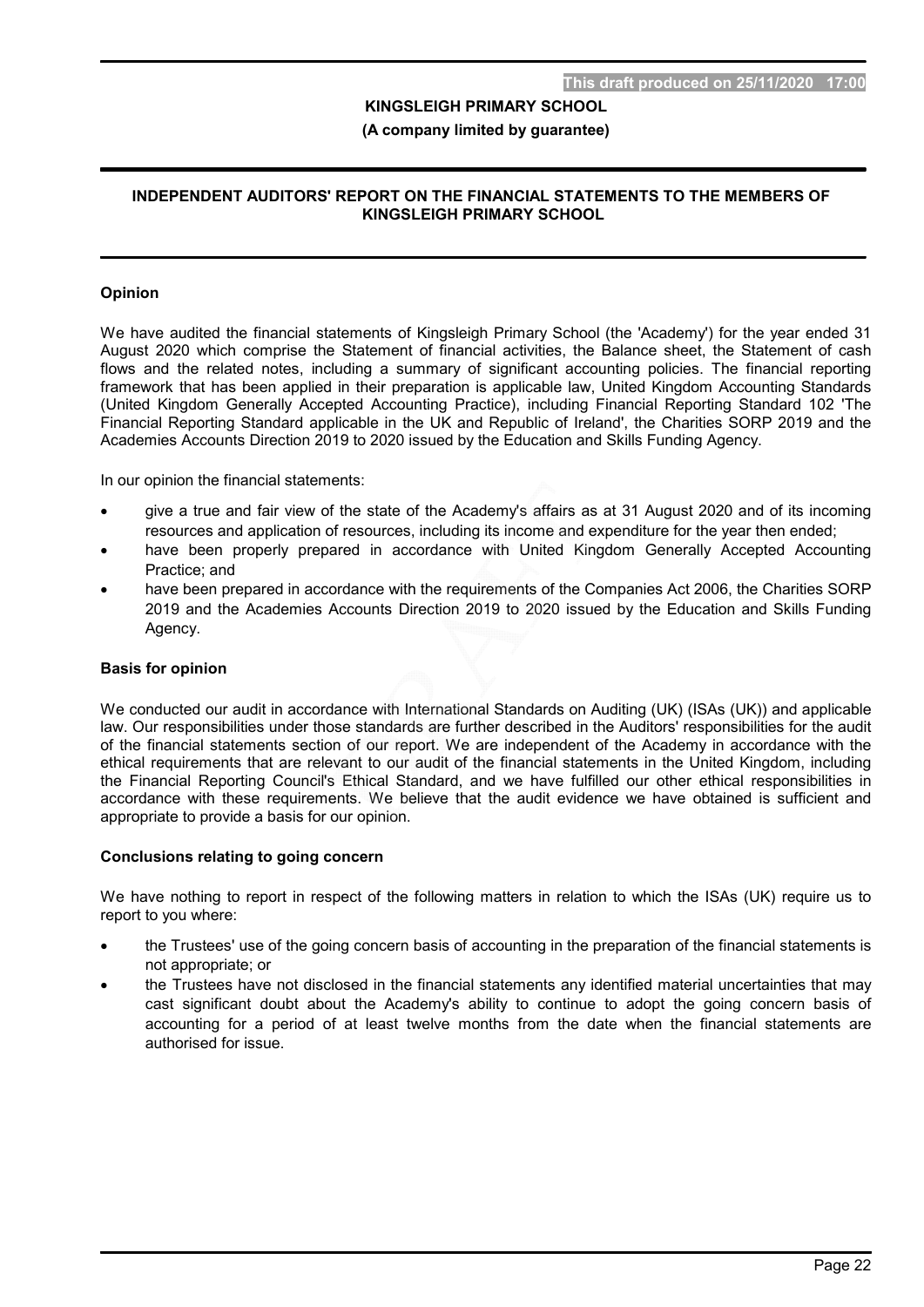# INDEPENDENT AUDITORS' REPORT ON THE FINANCIAL STATEMENTS TO THE MEMBERS OF KINGSLEIGH PRIMARY SCHOOL

## Opinion

We have audited the financial statements of Kingsleigh Primary School (the 'Academy') for the year ended 31 August 2020 which comprise the Statement of financial activities, the Balance sheet, the Statement of cash flows and the related notes, including a summary of significant accounting policies. The financial reporting framework that has been applied in their preparation is applicable law, United Kingdom Accounting Standards (United Kingdom Generally Accepted Accounting Practice), including Financial Reporting Standard 102 'The Financial Reporting Standard applicable in the UK and Republic of Ireland', the Charities SORP 2019 and the Academies Accounts Direction 2019 to 2020 issued by the Education and Skills Funding Agency.

In our opinion the financial statements:

- give a true and fair view of the state of the Academy's affairs as at 31 August 2020 and of its incoming resources and application of resources, including its income and expenditure for the year then ended;
- have been properly prepared in accordance with United Kingdom Generally Accepted Accounting Practice; and
- have been prepared in accordance with the requirements of the Companies Act 2006, the Charities SORP 2019 and the Academies Accounts Direction 2019 to 2020 issued by the Education and Skills Funding Agency.

## Basis for opinion

We conducted our audit in accordance with International Standards on Auditing (UK) (ISAs (UK)) and applicable law. Our responsibilities under those standards are further described in the Auditors' responsibilities for the audit of the financial statements section of our report. We are independent of the Academy in accordance with the ethical requirements that are relevant to our audit of the financial statements in the United Kingdom, including the Financial Reporting Council's Ethical Standard, and we have fulfilled our other ethical responsibilities in accordance with these requirements. We believe that the audit evidence we have obtained is sufficient and appropriate to provide a basis for our opinion.

## Conclusions relating to going concern

We have nothing to report in respect of the following matters in relation to which the ISAs (UK) require us to report to you where:

- the Trustees' use of the going concern basis of accounting in the preparation of the financial statements is not appropriate; or
- the Trustees have not disclosed in the financial statements any identified material uncertainties that may cast significant doubt about the Academy's ability to continue to adopt the going concern basis of accounting for a period of at least twelve months from the date when the financial statements are authorised for issue.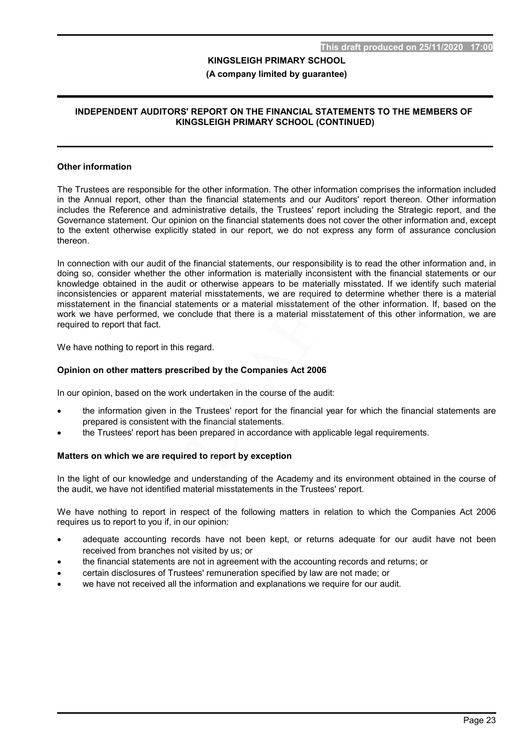## Other information

The Trustees are responsible for the other information. The other information comprises the information included in the Annual report, other than the financial statements and our Auditors' report thereon. Other information includes the Reference and administrative details, the Trustees' report including the Strategic report, and the Governance statement. Our opinion on the financial statements does not cover the other information and, except to the extent otherwise explicitly stated in our report, we do not express any form of assurance conclusion thereon.

In connection with our audit of the financial statements, our responsibility is to read the other information and, in doing so, consider whether the other information is materially inconsistent with the financial statements or our knowledge obtained in the audit or otherwise appears to be materially misstated. If we identify such material inconsistencies or apparent material misstatements, we are required to determine whether there is a material misstatement in the financial statements or a material misstatement of the other information. If, based on the work we have performed, we conclude that there is a material misstatement of this other information, we are required to report that fact.

We have nothing to report in this regard.

## Opinion on other matters prescribed by the Companies Act 2006

In our opinion, based on the work undertaken in the course of the audit:

- the information given in the Trustees' report for the financial year for which the financial statements are prepared is consistent with the financial statements.
- the Trustees' report has been prepared in accordance with applicable legal requirements.

## Matters on which we are required to report by exception

In the light of our knowledge and understanding of the Academy and its environment obtained in the course of the audit, we have not identified material misstatements in the Trustees' report.

We have nothing to report in respect of the following matters in relation to which the Companies Act 2006 requires us to report to you if, in our opinion:

- adequate accounting records have not been kept, or returns adequate for our audit have not been received from branches not visited by us; or
- the financial statements are not in agreement with the accounting records and returns; or
- certain disclosures of Trustees' remuneration specified by law are not made; or
- we have not received all the information and explanations we require for our audit.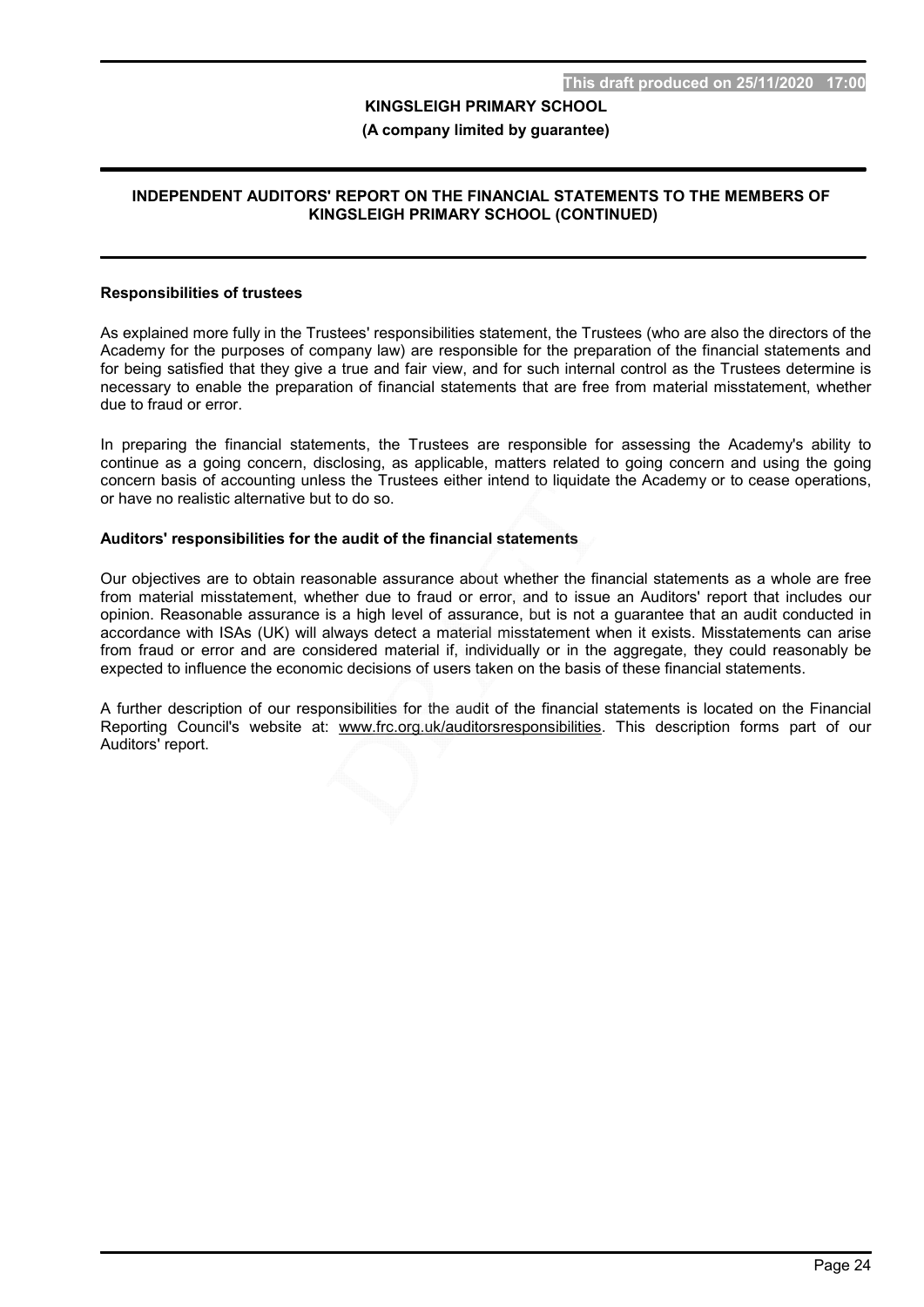### Responsibilities of trustees

As explained more fully in the Trustees' responsibilities statement, the Trustees (who are also the directors of the Academy for the purposes of company law) are responsible for the preparation of the financial statements and for being satisfied that they give a true and fair view, and for such internal control as the Trustees determine is necessary to enable the preparation of financial statements that are free from material misstatement, whether due to fraud or error.

In preparing the financial statements, the Trustees are responsible for assessing the Academy's ability to continue as a going concern, disclosing, as applicable, matters related to going concern and using the going concern basis of accounting unless the Trustees either intend to liquidate the Academy or to cease operations, or have no realistic alternative but to do so.

### Auditors' responsibilities for the audit of the financial statements

Our objectives are to obtain reasonable assurance about whether the financial statements as a whole are free from material misstatement, whether due to fraud or error, and to issue an Auditors' report that includes our opinion. Reasonable assurance is a high level of assurance, but is not a guarantee that an audit conducted in accordance with ISAs (UK) will always detect a material misstatement when it exists. Misstatements can arise from fraud or error and are considered material if, individually or in the aggregate, they could reasonably be expected to influence the economic decisions of users taken on the basis of these financial statements.

A further description of our responsibilities for the audit of the financial statements is located on the Financial Reporting Council's website at: www.frc.org.uk/auditorsresponsibilities. This description forms part of our Auditors' report.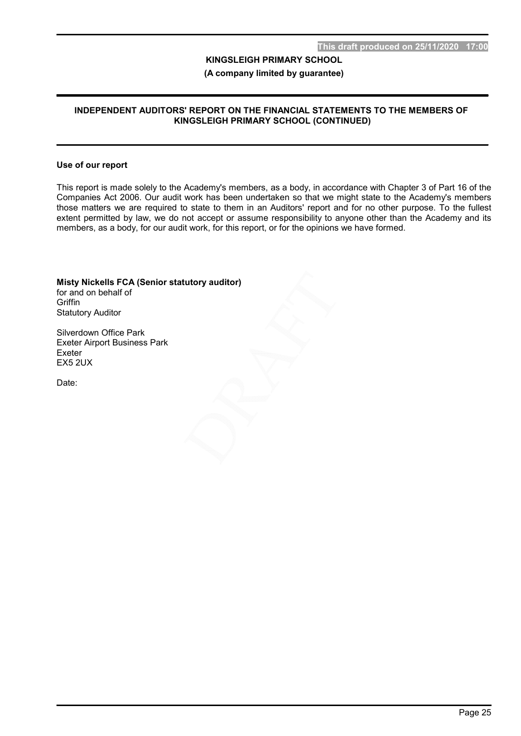## Use of our report

This report is made solely to the Academy's members, as a body, in accordance with Chapter 3 of Part 16 of the Companies Act 2006. Our audit work has been undertaken so that we might state to the Academy's members those matters we are required to state to them in an Auditors' report and for no other purpose. To the fullest extent permitted by law, we do not accept or assume responsibility to anyone other than the Academy and its members, as a body, for our audit work, for this report, or for the opinions we have formed.

**Misty Nickells FCA (Senior statutory auditor)**
for and on behalf of
Griffin
Statutory Auditor

Silverdown Office Park
Exeter Airport Business Park
Exeter
EX5 2UX

Date: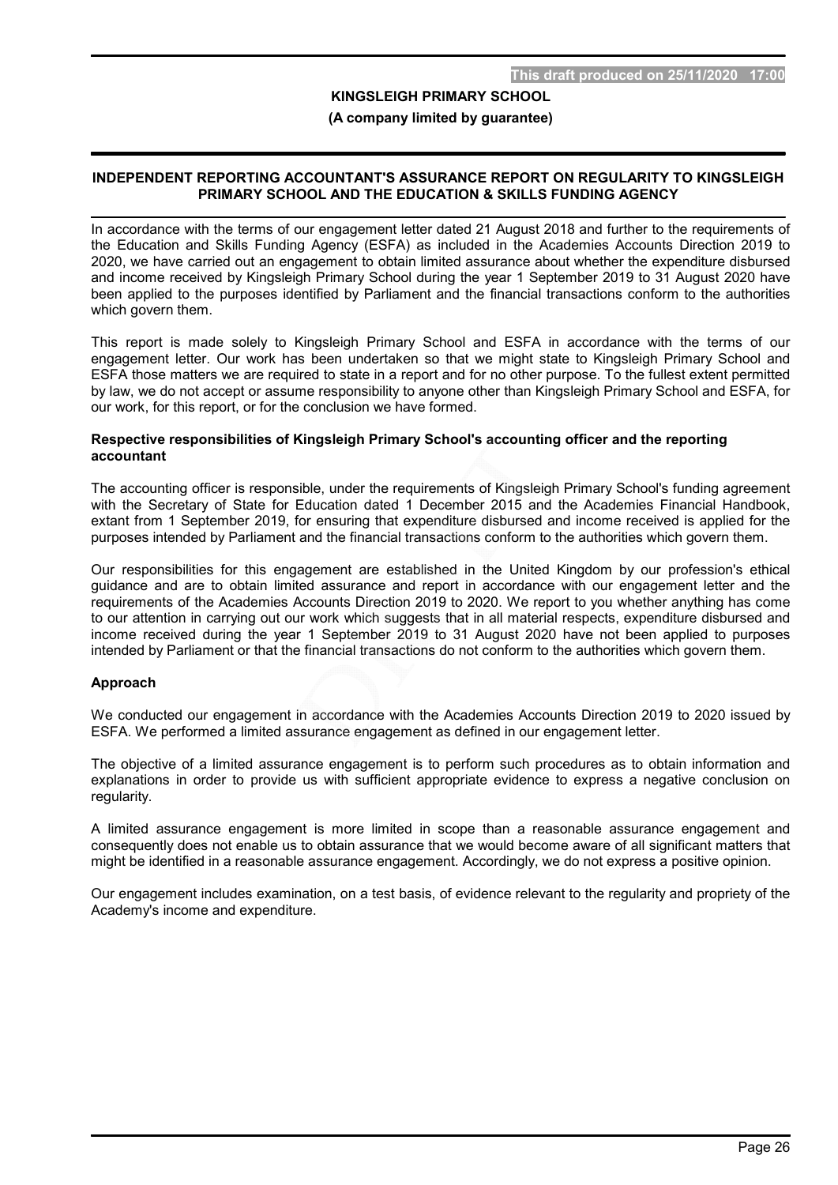# INDEPENDENT REPORTING ACCOUNTANT'S ASSURANCE REPORT ON REGULARITY TO KINGSLEIGH PRIMARY SCHOOL AND THE EDUCATION & SKILLS FUNDING AGENCY

In accordance with the terms of our engagement letter dated 21 August 2018 and further to the requirements of the Education and Skills Funding Agency (ESFA) as included in the Academies Accounts Direction 2019 to 2020, we have carried out an engagement to obtain limited assurance about whether the expenditure disbursed and income received by Kingsleigh Primary School during the year 1 September 2019 to 31 August 2020 have been applied to the purposes identified by Parliament and the financial transactions conform to the authorities which govern them.

This report is made solely to Kingsleigh Primary School and ESFA in accordance with the terms of our engagement letter. Our work has been undertaken so that we might state to Kingsleigh Primary School and ESFA those matters we are required to state in a report and for no other purpose. To the fullest extent permitted by law, we do not accept or assume responsibility to anyone other than Kingsleigh Primary School and ESFA, for our work, for this report, or for the conclusion we have formed.

**Respective responsibilities of Kingsleigh Primary School's accounting officer and the reporting accountant**

The accounting officer is responsible, under the requirements of Kingsleigh Primary School's funding agreement with the Secretary of State for Education dated 1 December 2015 and the Academies Financial Handbook, extant from 1 September 2019, for ensuring that expenditure disbursed and income received is applied for the purposes intended by Parliament and the financial transactions conform to the authorities which govern them.

Our responsibilities for this engagement are established in the United Kingdom by our profession's ethical guidance and are to obtain limited assurance and report in accordance with our engagement letter and the requirements of the Academies Accounts Direction 2019 to 2020. We report to you whether anything has come to our attention in carrying out our work which suggests that in all material respects, expenditure disbursed and income received during the year 1 September 2019 to 31 August 2020 have not been applied to purposes intended by Parliament or that the financial transactions do not conform to the authorities which govern them.

**Approach**

We conducted our engagement in accordance with the Academies Accounts Direction 2019 to 2020 issued by ESFA. We performed a limited assurance engagement as defined in our engagement letter.

The objective of a limited assurance engagement is to perform such procedures as to obtain information and explanations in order to provide us with sufficient appropriate evidence to express a negative conclusion on regularity.

A limited assurance engagement is more limited in scope than a reasonable assurance engagement and consequently does not enable us to obtain assurance that we would become aware of all significant matters that might be identified in a reasonable assurance engagement. Accordingly, we do not express a positive opinion.

Our engagement includes examination, on a test basis, of evidence relevant to the regularity and propriety of the Academy's income and expenditure.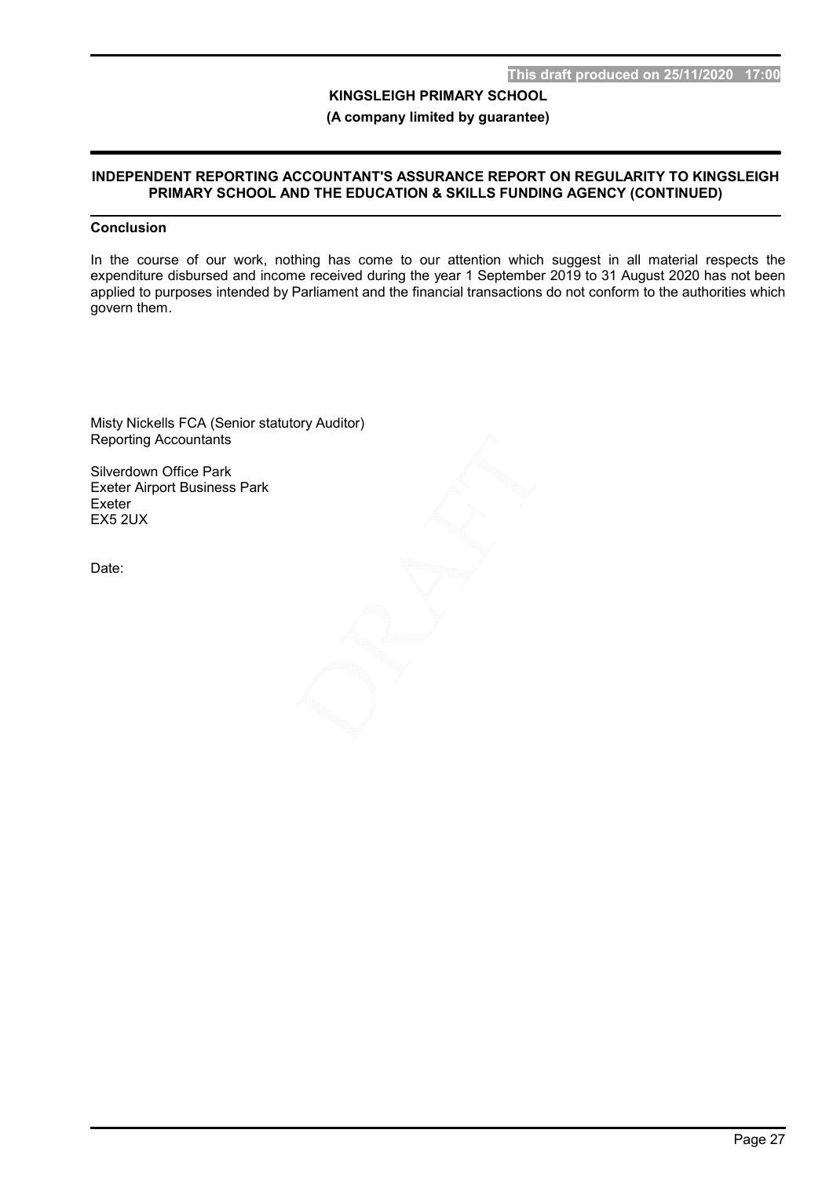**KINGSLEIGH PRIMARY SCHOOL**

**(A company limited by guarantee)**

## INDEPENDENT REPORTING ACCOUNTANT'S ASSURANCE REPORT ON REGULARITY TO KINGSLEIGH PRIMARY SCHOOL AND THE EDUCATION & SKILLS FUNDING AGENCY (CONTINUED)

### Conclusion

In the course of our work, nothing has come to our attention which suggest in all material respects the expenditure disbursed and income received during the year 1 September 2019 to 31 August 2020 has not been applied to purposes intended by Parliament and the financial transactions do not conform to the authorities which govern them.

Misty Nickells FCA (Senior statutory Auditor)
Reporting Accountants

Silverdown Office Park
Exeter Airport Business Park
Exeter
EX5 2UX

Date: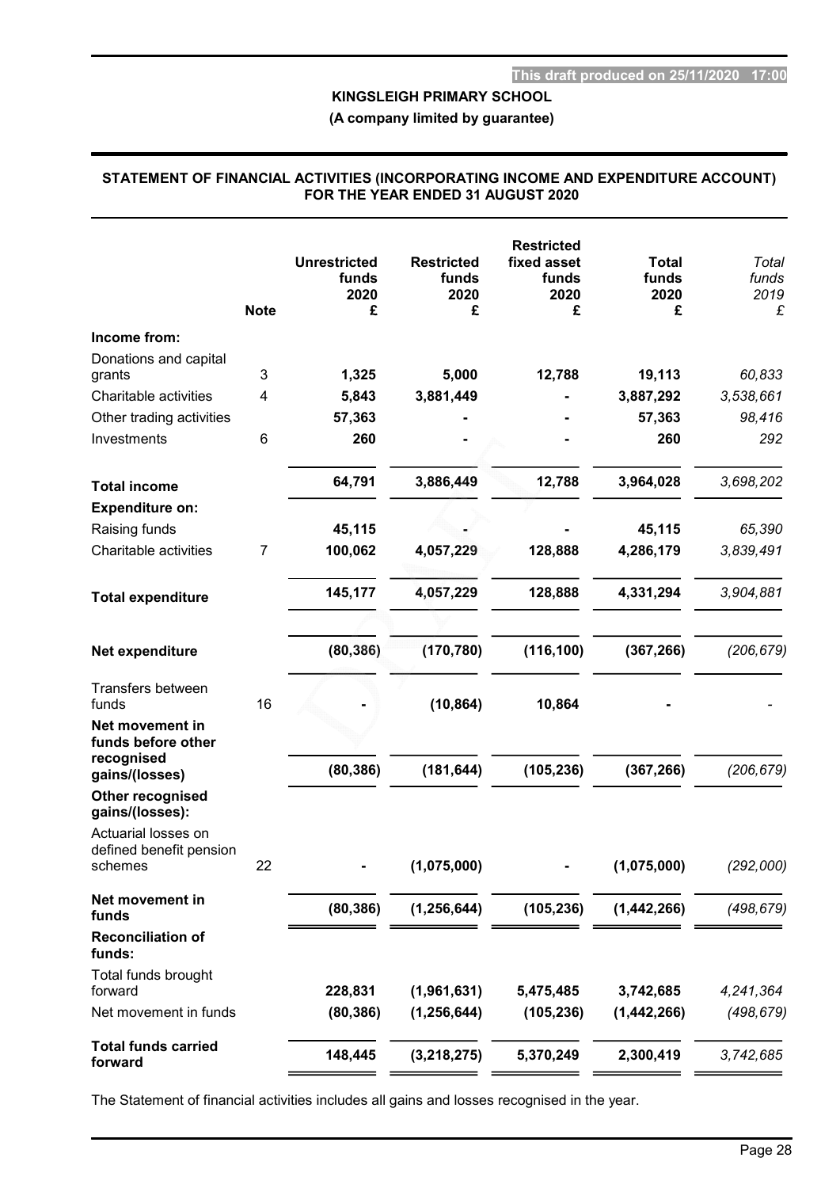This draft produced on 25/11/2020 17:00

**KINGSLEIGH PRIMARY SCHOOL**

**(A company limited by guarantee)**

## STATEMENT OF FINANCIAL ACTIVITIES (INCORPORATING INCOME AND EXPENDITURE ACCOUNT) FOR THE YEAR ENDED 31 AUGUST 2020

| | Note | Unrestricted funds 2020 £ | Restricted funds 2020 £ | Restricted fixed asset funds 2020 £ | Total funds 2020 £ | *Total funds 2019 £* |
|---|---|---|---|---|---|---|
| **Income from:** | | | | | | |
| Donations and capital grants | 3 | **1,325** | **5,000** | **12,788** | **19,113** | *60,833* |
| Charitable activities | 4 | **5,843** | **3,881,449** | **-** | **3,887,292** | *3,538,661* |
| Other trading activities | | **57,363** | **-** | **-** | **57,363** | *98,416* |
| Investments | 6 | **260** | **-** | **-** | **260** | *292* |
| **Total income** | | **64,791** | **3,886,449** | **12,788** | **3,964,028** | *3,698,202* |
| **Expenditure on:** | | | | | | |
| Raising funds | | **45,115** | **-** | **-** | **45,115** | *65,390* |
| Charitable activities | 7 | **100,062** | **4,057,229** | **128,888** | **4,286,179** | *3,839,491* |
| **Total expenditure** | | **145,177** | **4,057,229** | **128,888** | **4,331,294** | *3,904,881* |
| **Net expenditure** | | **(80,386)** | **(170,780)** | **(116,100)** | **(367,266)** | *(206,679)* |
| Transfers between funds | 16 | **-** | **(10,864)** | **10,864** | **-** | *-* |
| **Net movement in funds before other recognised gains/(losses)** | | **(80,386)** | **(181,644)** | **(105,236)** | **(367,266)** | *(206,679)* |
| **Other recognised gains/(losses):** | | | | | | |
| Actuarial losses on defined benefit pension schemes | 22 | **-** | **(1,075,000)** | **-** | **(1,075,000)** | *(292,000)* |
| **Net movement in funds** | | **(80,386)** | **(1,256,644)** | **(105,236)** | **(1,442,266)** | *(498,679)* |
| **Reconciliation of funds:** | | | | | | |
| Total funds brought forward | | **228,831** | **(1,961,631)** | **5,475,485** | **3,742,685** | *4,241,364* |
| Net movement in funds | | **(80,386)** | **(1,256,644)** | **(105,236)** | **(1,442,266)** | *(498,679)* |
| **Total funds carried forward** | | **148,445** | **(3,218,275)** | **5,370,249** | **2,300,419** | *3,742,685* |

The Statement of financial activities includes all gains and losses recognised in the year.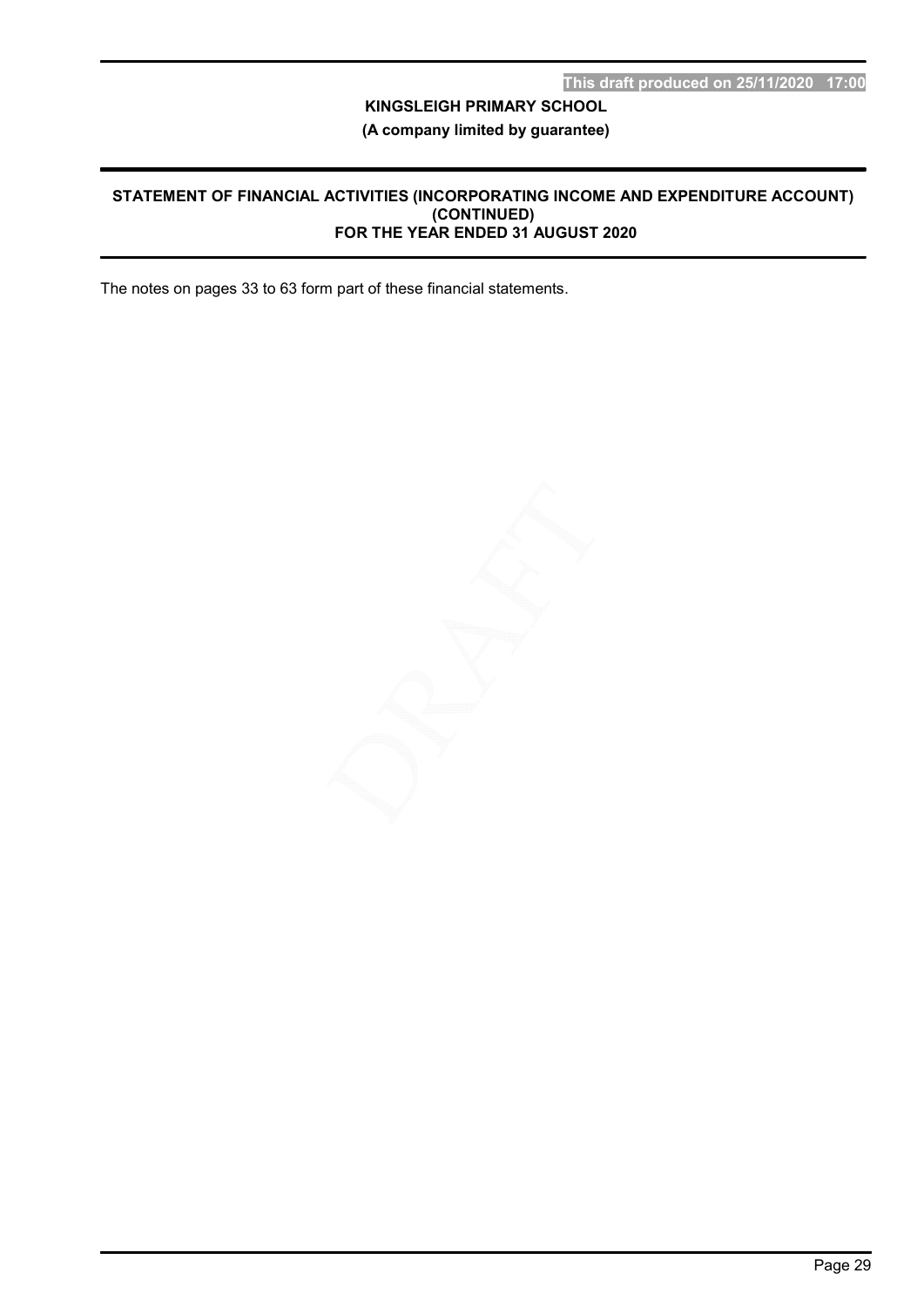This draft produced on 25/11/2020 17:00

**KINGSLEIGH PRIMARY SCHOOL**

**(A company limited by guarantee)**

## STATEMENT OF FINANCIAL ACTIVITIES (INCORPORATING INCOME AND EXPENDITURE ACCOUNT) (CONTINUED) FOR THE YEAR ENDED 31 AUGUST 2020

The notes on pages 33 to 63 form part of these financial statements.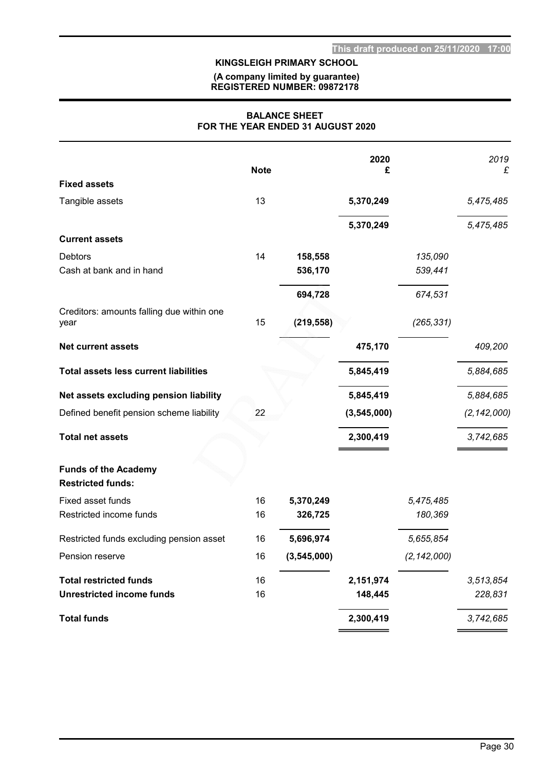This draft produced on 25/11/2020 17:00

**KINGSLEIGH PRIMARY SCHOOL**

**(A company limited by guarantee)**
**REGISTERED NUMBER: 09872178**

## BALANCE SHEET
## FOR THE YEAR ENDED 31 AUGUST 2020

| | Note | | 2020 £ | | *2019 £* |
|---|---|---|---|---|---|
| **Fixed assets** | | | | | |
| Tangible assets | 13 | | **5,370,249** | | *5,475,485* |
| | | | **5,370,249** | | *5,475,485* |
| **Current assets** | | | | | |
| Debtors | 14 | **158,558** | | *135,090* | |
| Cash at bank and in hand | | **536,170** | | *539,441* | |
| | | **694,728** | | *674,531* | |
| Creditors: amounts falling due within one year | 15 | **(219,558)** | | *(265,331)* | |
| **Net current assets** | | | **475,170** | | *409,200* |
| **Total assets less current liabilities** | | | **5,845,419** | | *5,884,685* |
| **Net assets excluding pension liability** | | | **5,845,419** | | *5,884,685* |
| Defined benefit pension scheme liability | 22 | | **(3,545,000)** | | *(2,142,000)* |
| **Total net assets** | | | **2,300,419** | | *3,742,685* |
| **Funds of the Academy** | | | | | |
| **Restricted funds:** | | | | | |
| Fixed asset funds | 16 | **5,370,249** | | *5,475,485* | |
| Restricted income funds | 16 | **326,725** | | *180,369* | |
| Restricted funds excluding pension asset | 16 | **5,696,974** | | *5,655,854* | |
| Pension reserve | 16 | **(3,545,000)** | | *(2,142,000)* | |
| **Total restricted funds** | 16 | | **2,151,974** | | *3,513,854* |
| **Unrestricted income funds** | 16 | | **148,445** | | *228,831* |
| **Total funds** | | | **2,300,419** | | *3,742,685* |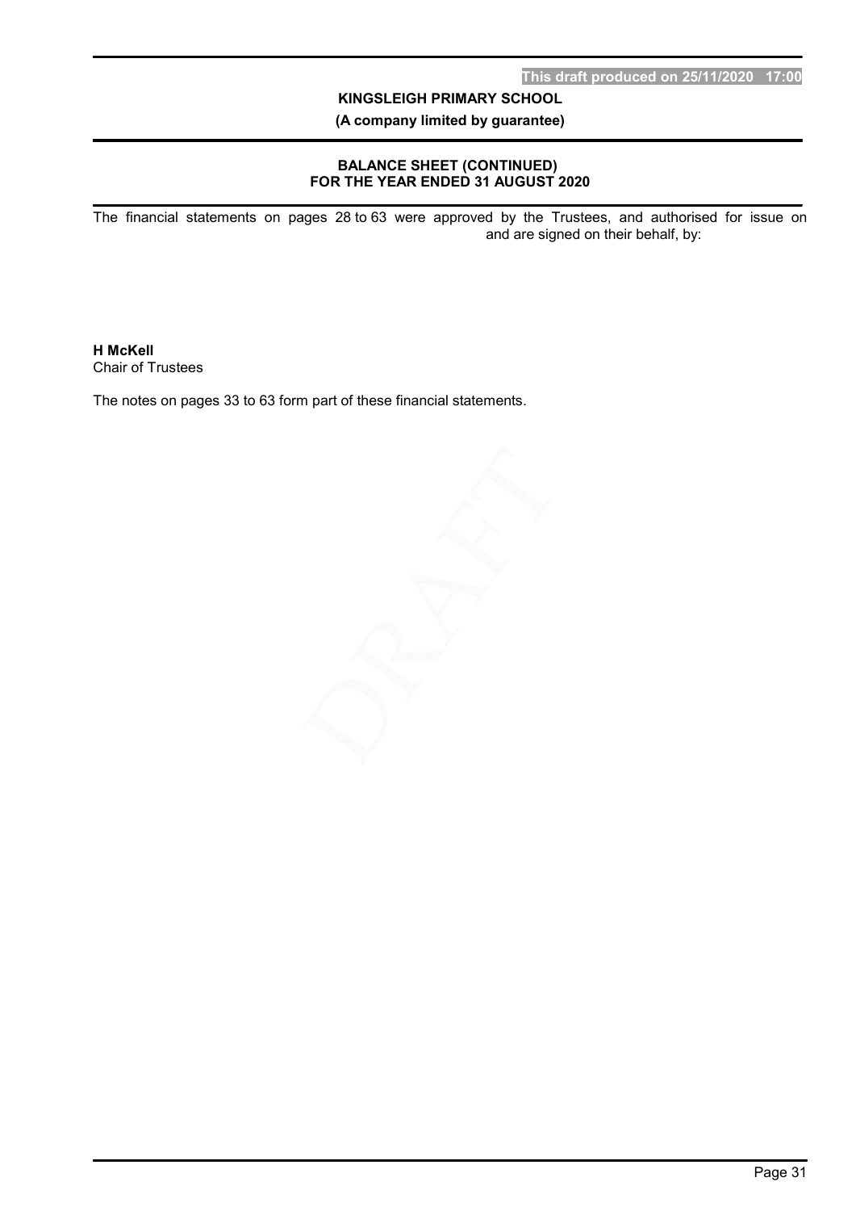## BALANCE SHEET (CONTINUED)
## FOR THE YEAR ENDED 31 AUGUST 2020

The financial statements on pages 28 to 63 were approved by the Trustees, and authorised for issue on and are signed on their behalf, by:

**H McKell**
Chair of Trustees

The notes on pages 33 to 63 form part of these financial statements.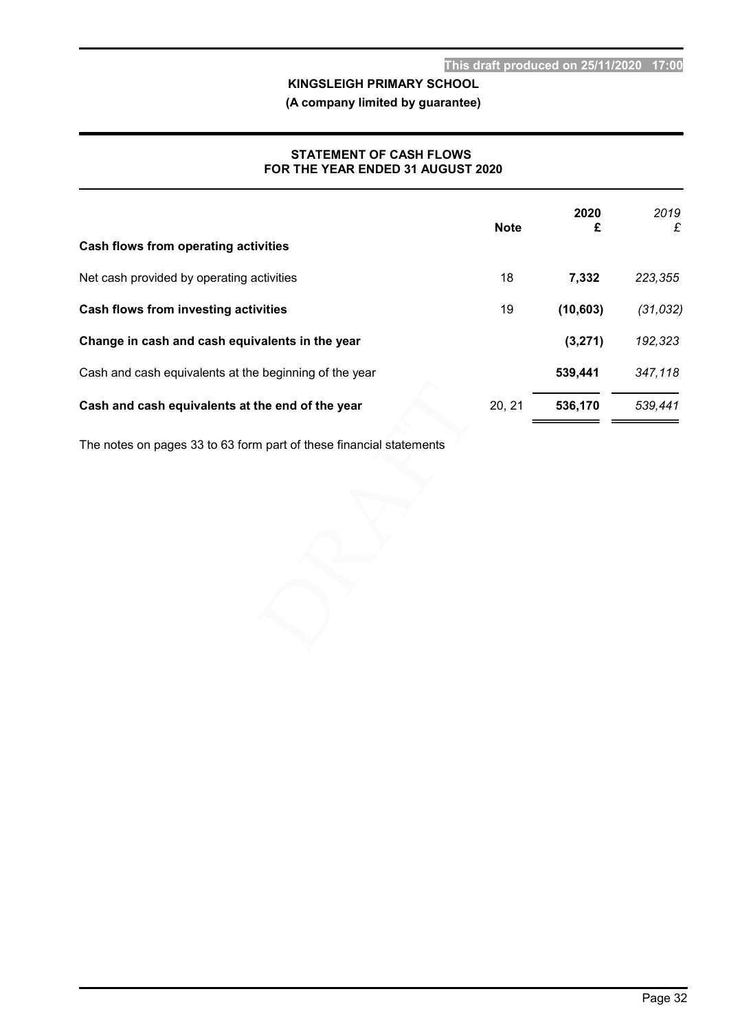This draft produced on 25/11/2020 17:00

**KINGSLEIGH PRIMARY SCHOOL**

**(A company limited by guarantee)**

## STATEMENT OF CASH FLOWS FOR THE YEAR ENDED 31 AUGUST 2020

| | Note | 2020 £ | *2019 £* |
|---|---|---|---|
| **Cash flows from operating activities** | | | |
| Net cash provided by operating activities | 18 | **7,332** | *223,355* |
| **Cash flows from investing activities** | 19 | **(10,603)** | *(31,032)* |
| **Change in cash and cash equivalents in the year** | | **(3,271)** | *192,323* |
| Cash and cash equivalents at the beginning of the year | | **539,441** | *347,118* |
| **Cash and cash equivalents at the end of the year** | 20, 21 | **536,170** | *539,441* |

The notes on pages 33 to 63 form part of these financial statements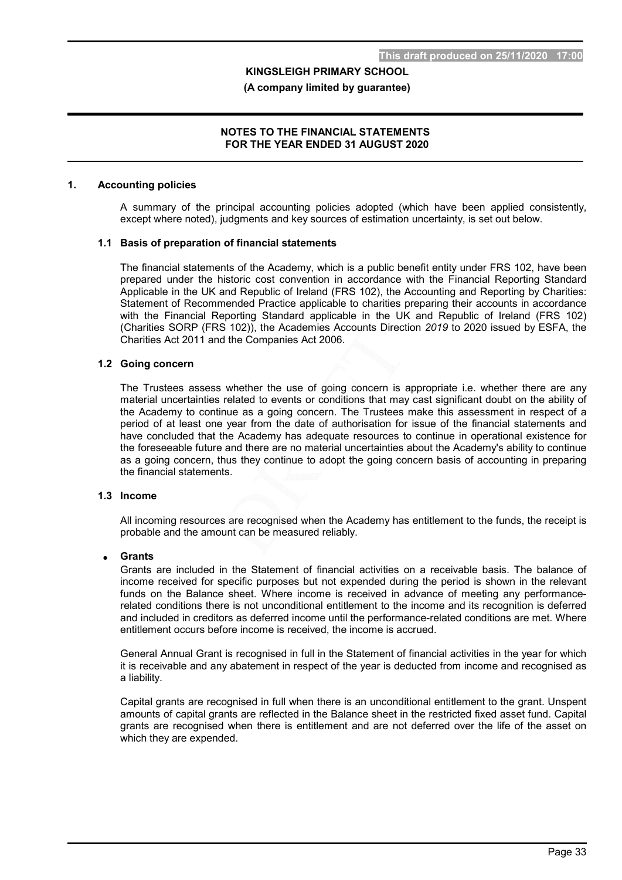# NOTES TO THE FINANCIAL STATEMENTS FOR THE YEAR ENDED 31 AUGUST 2020

## 1. Accounting policies

A summary of the principal accounting policies adopted (which have been applied consistently, except where noted), judgments and key sources of estimation uncertainty, is set out below.

### 1.1 Basis of preparation of financial statements

The financial statements of the Academy, which is a public benefit entity under FRS 102, have been prepared under the historic cost convention in accordance with the Financial Reporting Standard Applicable in the UK and Republic of Ireland (FRS 102), the Accounting and Reporting by Charities: Statement of Recommended Practice applicable to charities preparing their accounts in accordance with the Financial Reporting Standard applicable in the UK and Republic of Ireland (FRS 102) (Charities SORP (FRS 102)), the Academies Accounts Direction *2019* to 2020 issued by ESFA, the Charities Act 2011 and the Companies Act 2006.

### 1.2 Going concern

The Trustees assess whether the use of going concern is appropriate i.e. whether there are any material uncertainties related to events or conditions that may cast significant doubt on the ability of the Academy to continue as a going concern. The Trustees make this assessment in respect of a period of at least one year from the date of authorisation for issue of the financial statements and have concluded that the Academy has adequate resources to continue in operational existence for the foreseeable future and there are no material uncertainties about the Academy's ability to continue as a going concern, thus they continue to adopt the going concern basis of accounting in preparing the financial statements.

### 1.3 Income

All incoming resources are recognised when the Academy has entitlement to the funds, the receipt is probable and the amount can be measured reliably.

- **Grants**

Grants are included in the Statement of financial activities on a receivable basis. The balance of income received for specific purposes but not expended during the period is shown in the relevant funds on the Balance sheet. Where income is received in advance of meeting any performance-related conditions there is not unconditional entitlement to the income and its recognition is deferred and included in creditors as deferred income until the performance-related conditions are met. Where entitlement occurs before income is received, the income is accrued.

General Annual Grant is recognised in full in the Statement of financial activities in the year for which it is receivable and any abatement in respect of the year is deducted from income and recognised as a liability.

Capital grants are recognised in full when there is an unconditional entitlement to the grant. Unspent amounts of capital grants are reflected in the Balance sheet in the restricted fixed asset fund. Capital grants are recognised when there is entitlement and are not deferred over the life of the asset on which they are expended.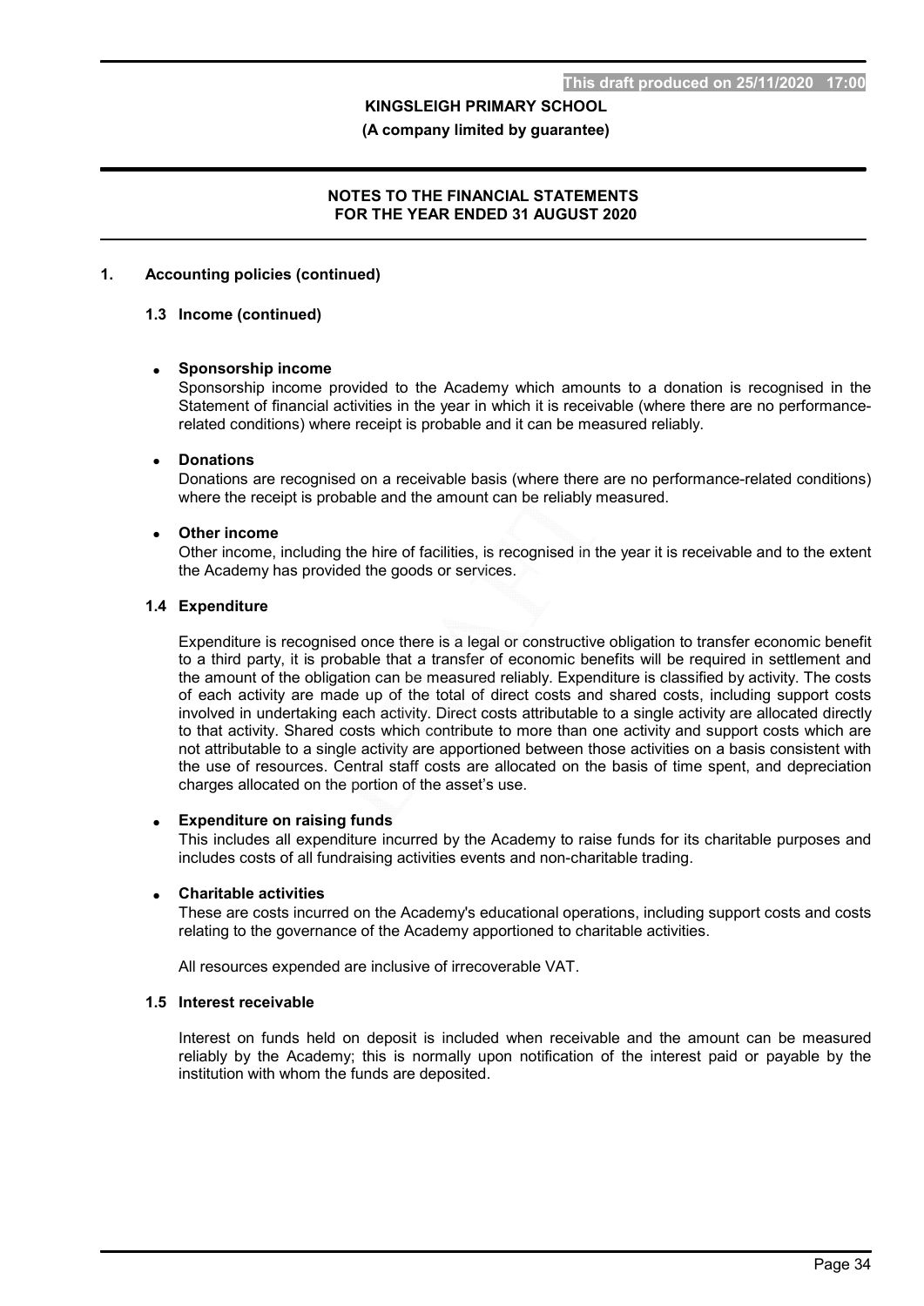## 1. Accounting policies (continued)

### 1.3 Income (continued)

- **Sponsorship income**
  Sponsorship income provided to the Academy which amounts to a donation is recognised in the Statement of financial activities in the year in which it is receivable (where there are no performance-related conditions) where receipt is probable and it can be measured reliably.

- **Donations**
  Donations are recognised on a receivable basis (where there are no performance-related conditions) where the receipt is probable and the amount can be reliably measured.

- **Other income**
  Other income, including the hire of facilities, is recognised in the year it is receivable and to the extent the Academy has provided the goods or services.

### 1.4 Expenditure

Expenditure is recognised once there is a legal or constructive obligation to transfer economic benefit to a third party, it is probable that a transfer of economic benefits will be required in settlement and the amount of the obligation can be measured reliably. Expenditure is classified by activity. The costs of each activity are made up of the total of direct costs and shared costs, including support costs involved in undertaking each activity. Direct costs attributable to a single activity are allocated directly to that activity. Shared costs which contribute to more than one activity and support costs which are not attributable to a single activity are apportioned between those activities on a basis consistent with the use of resources. Central staff costs are allocated on the basis of time spent, and depreciation charges allocated on the portion of the asset's use.

- **Expenditure on raising funds**
  This includes all expenditure incurred by the Academy to raise funds for its charitable purposes and includes costs of all fundraising activities events and non-charitable trading.

- **Charitable activities**
  These are costs incurred on the Academy's educational operations, including support costs and costs relating to the governance of the Academy apportioned to charitable activities.

  All resources expended are inclusive of irrecoverable VAT.

### 1.5 Interest receivable

Interest on funds held on deposit is included when receivable and the amount can be measured reliably by the Academy; this is normally upon notification of the interest paid or payable by the institution with whom the funds are deposited.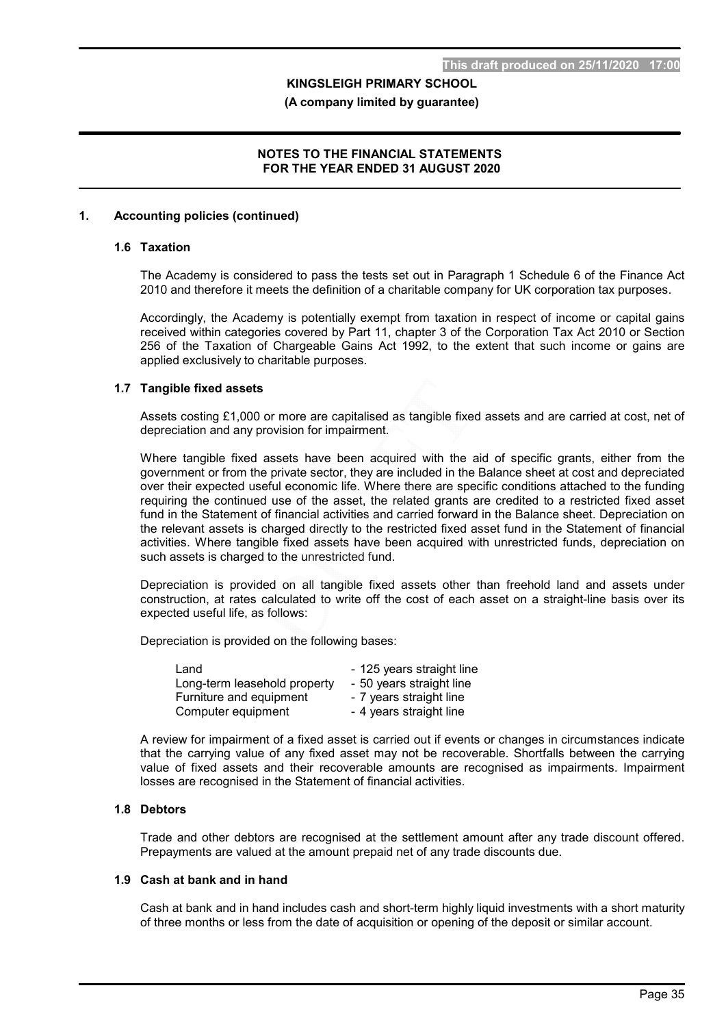## 1. Accounting policies (continued)

### 1.6 Taxation

The Academy is considered to pass the tests set out in Paragraph 1 Schedule 6 of the Finance Act 2010 and therefore it meets the definition of a charitable company for UK corporation tax purposes.

Accordingly, the Academy is potentially exempt from taxation in respect of income or capital gains received within categories covered by Part 11, chapter 3 of the Corporation Tax Act 2010 or Section 256 of the Taxation of Chargeable Gains Act 1992, to the extent that such income or gains are applied exclusively to charitable purposes.

### 1.7 Tangible fixed assets

Assets costing £1,000 or more are capitalised as tangible fixed assets and are carried at cost, net of depreciation and any provision for impairment.

Where tangible fixed assets have been acquired with the aid of specific grants, either from the government or from the private sector, they are included in the Balance sheet at cost and depreciated over their expected useful economic life. Where there are specific conditions attached to the funding requiring the continued use of the asset, the related grants are credited to a restricted fixed asset fund in the Statement of financial activities and carried forward in the Balance sheet. Depreciation on the relevant assets is charged directly to the restricted fixed asset fund in the Statement of financial activities. Where tangible fixed assets have been acquired with unrestricted funds, depreciation on such assets is charged to the unrestricted fund.

Depreciation is provided on all tangible fixed assets other than freehold land and assets under construction, at rates calculated to write off the cost of each asset on a straight-line basis over its expected useful life, as follows:

Depreciation is provided on the following bases:

| | |
|---|---|
| Land | - 125 years straight line |
| Long-term leasehold property | - 50 years straight line |
| Furniture and equipment | - 7 years straight line |
| Computer equipment | - 4 years straight line |

A review for impairment of a fixed asset is carried out if events or changes in circumstances indicate that the carrying value of any fixed asset may not be recoverable. Shortfalls between the carrying value of fixed assets and their recoverable amounts are recognised as impairments. Impairment losses are recognised in the Statement of financial activities.

### 1.8 Debtors

Trade and other debtors are recognised at the settlement amount after any trade discount offered. Prepayments are valued at the amount prepaid net of any trade discounts due.

### 1.9 Cash at bank and in hand

Cash at bank and in hand includes cash and short-term highly liquid investments with a short maturity of three months or less from the date of acquisition or opening of the deposit or similar account.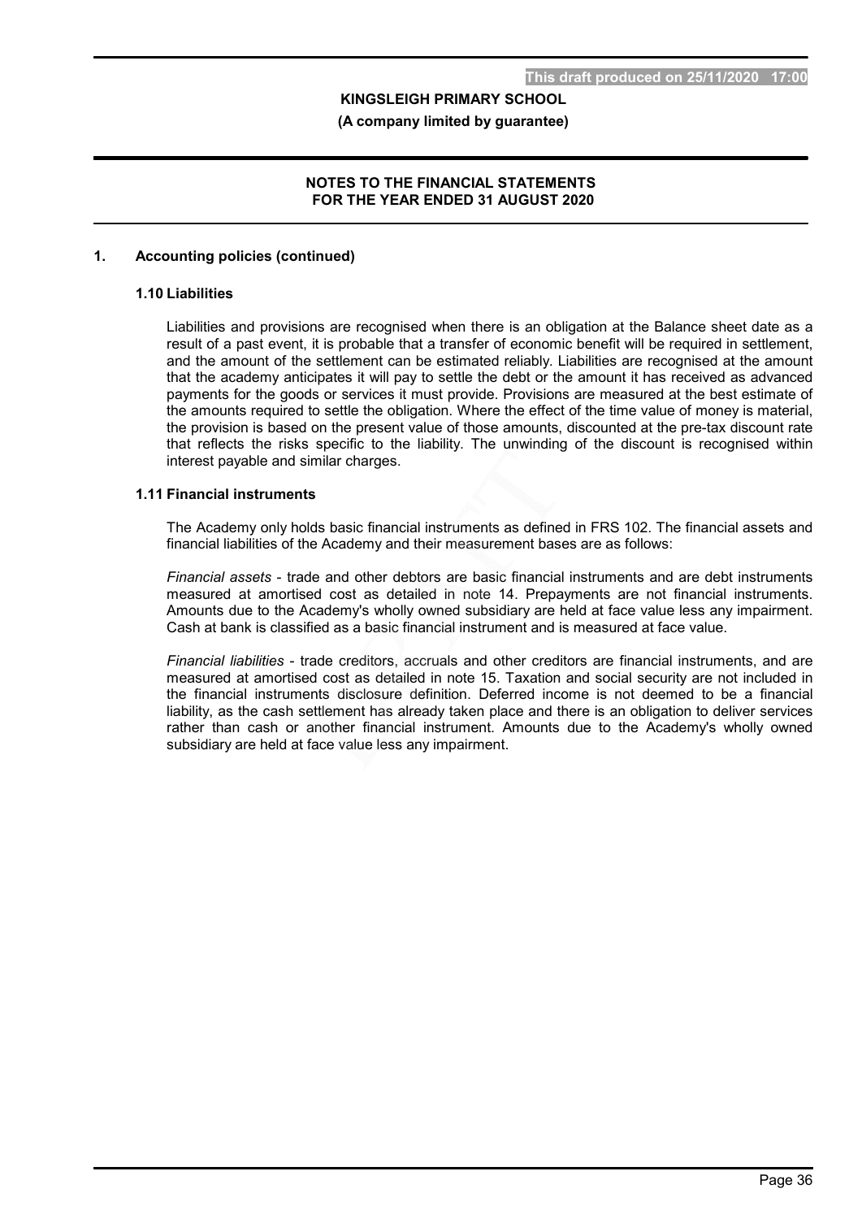## 1. Accounting policies (continued)

### 1.10 Liabilities

Liabilities and provisions are recognised when there is an obligation at the Balance sheet date as a result of a past event, it is probable that a transfer of economic benefit will be required in settlement, and the amount of the settlement can be estimated reliably. Liabilities are recognised at the amount that the academy anticipates it will pay to settle the debt or the amount it has received as advanced payments for the goods or services it must provide. Provisions are measured at the best estimate of the amounts required to settle the obligation. Where the effect of the time value of money is material, the provision is based on the present value of those amounts, discounted at the pre-tax discount rate that reflects the risks specific to the liability. The unwinding of the discount is recognised within interest payable and similar charges.

### 1.11 Financial instruments

The Academy only holds basic financial instruments as defined in FRS 102. The financial assets and financial liabilities of the Academy and their measurement bases are as follows:

*Financial assets* - trade and other debtors are basic financial instruments and are debt instruments measured at amortised cost as detailed in note 14. Prepayments are not financial instruments. Amounts due to the Academy's wholly owned subsidiary are held at face value less any impairment. Cash at bank is classified as a basic financial instrument and is measured at face value.

*Financial liabilities* - trade creditors, accruals and other creditors are financial instruments, and are measured at amortised cost as detailed in note 15. Taxation and social security are not included in the financial instruments disclosure definition. Deferred income is not deemed to be a financial liability, as the cash settlement has already taken place and there is an obligation to deliver services rather than cash or another financial instrument. Amounts due to the Academy's wholly owned subsidiary are held at face value less any impairment.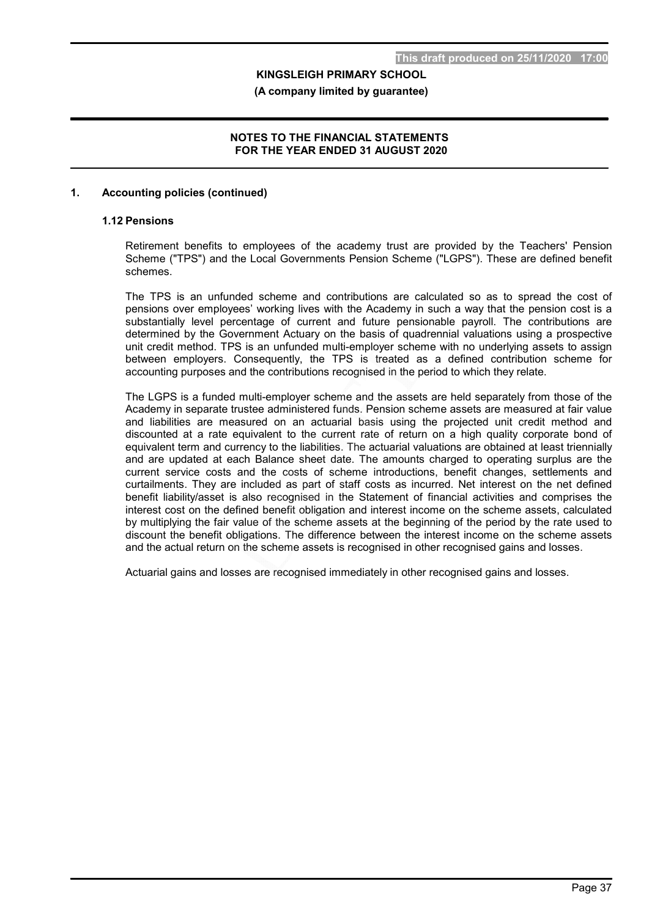## 1. Accounting policies (continued)

### 1.12 Pensions

Retirement benefits to employees of the academy trust are provided by the Teachers' Pension Scheme ("TPS") and the Local Governments Pension Scheme ("LGPS"). These are defined benefit schemes.

The TPS is an unfunded scheme and contributions are calculated so as to spread the cost of pensions over employees' working lives with the Academy in such a way that the pension cost is a substantially level percentage of current and future pensionable payroll. The contributions are determined by the Government Actuary on the basis of quadrennial valuations using a prospective unit credit method. TPS is an unfunded multi-employer scheme with no underlying assets to assign between employers. Consequently, the TPS is treated as a defined contribution scheme for accounting purposes and the contributions recognised in the period to which they relate.

The LGPS is a funded multi-employer scheme and the assets are held separately from those of the Academy in separate trustee administered funds. Pension scheme assets are measured at fair value and liabilities are measured on an actuarial basis using the projected unit credit method and discounted at a rate equivalent to the current rate of return on a high quality corporate bond of equivalent term and currency to the liabilities. The actuarial valuations are obtained at least triennially and are updated at each Balance sheet date. The amounts charged to operating surplus are the current service costs and the costs of scheme introductions, benefit changes, settlements and curtailments. They are included as part of staff costs as incurred. Net interest on the net defined benefit liability/asset is also recognised in the Statement of financial activities and comprises the interest cost on the defined benefit obligation and interest income on the scheme assets, calculated by multiplying the fair value of the scheme assets at the beginning of the period by the rate used to discount the benefit obligations. The difference between the interest income on the scheme assets and the actual return on the scheme assets is recognised in other recognised gains and losses.

Actuarial gains and losses are recognised immediately in other recognised gains and losses.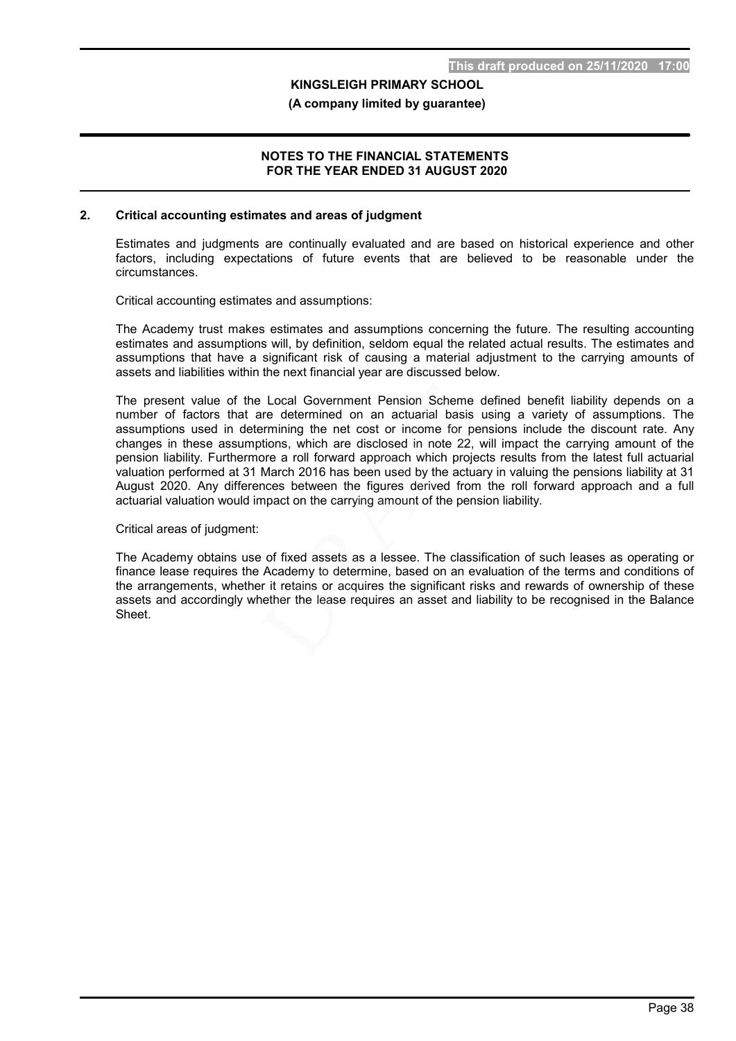## 2. Critical accounting estimates and areas of judgment

Estimates and judgments are continually evaluated and are based on historical experience and other factors, including expectations of future events that are believed to be reasonable under the circumstances.

Critical accounting estimates and assumptions:

The Academy trust makes estimates and assumptions concerning the future. The resulting accounting estimates and assumptions will, by definition, seldom equal the related actual results. The estimates and assumptions that have a significant risk of causing a material adjustment to the carrying amounts of assets and liabilities within the next financial year are discussed below.

The present value of the Local Government Pension Scheme defined benefit liability depends on a number of factors that are determined on an actuarial basis using a variety of assumptions. The assumptions used in determining the net cost or income for pensions include the discount rate. Any changes in these assumptions, which are disclosed in note 22, will impact the carrying amount of the pension liability. Furthermore a roll forward approach which projects results from the latest full actuarial valuation performed at 31 March 2016 has been used by the actuary in valuing the pensions liability at 31 August 2020. Any differences between the figures derived from the roll forward approach and a full actuarial valuation would impact on the carrying amount of the pension liability.

Critical areas of judgment:

The Academy obtains use of fixed assets as a lessee. The classification of such leases as operating or finance lease requires the Academy to determine, based on an evaluation of the terms and conditions of the arrangements, whether it retains or acquires the significant risks and rewards of ownership of these assets and accordingly whether the lease requires an asset and liability to be recognised in the Balance Sheet.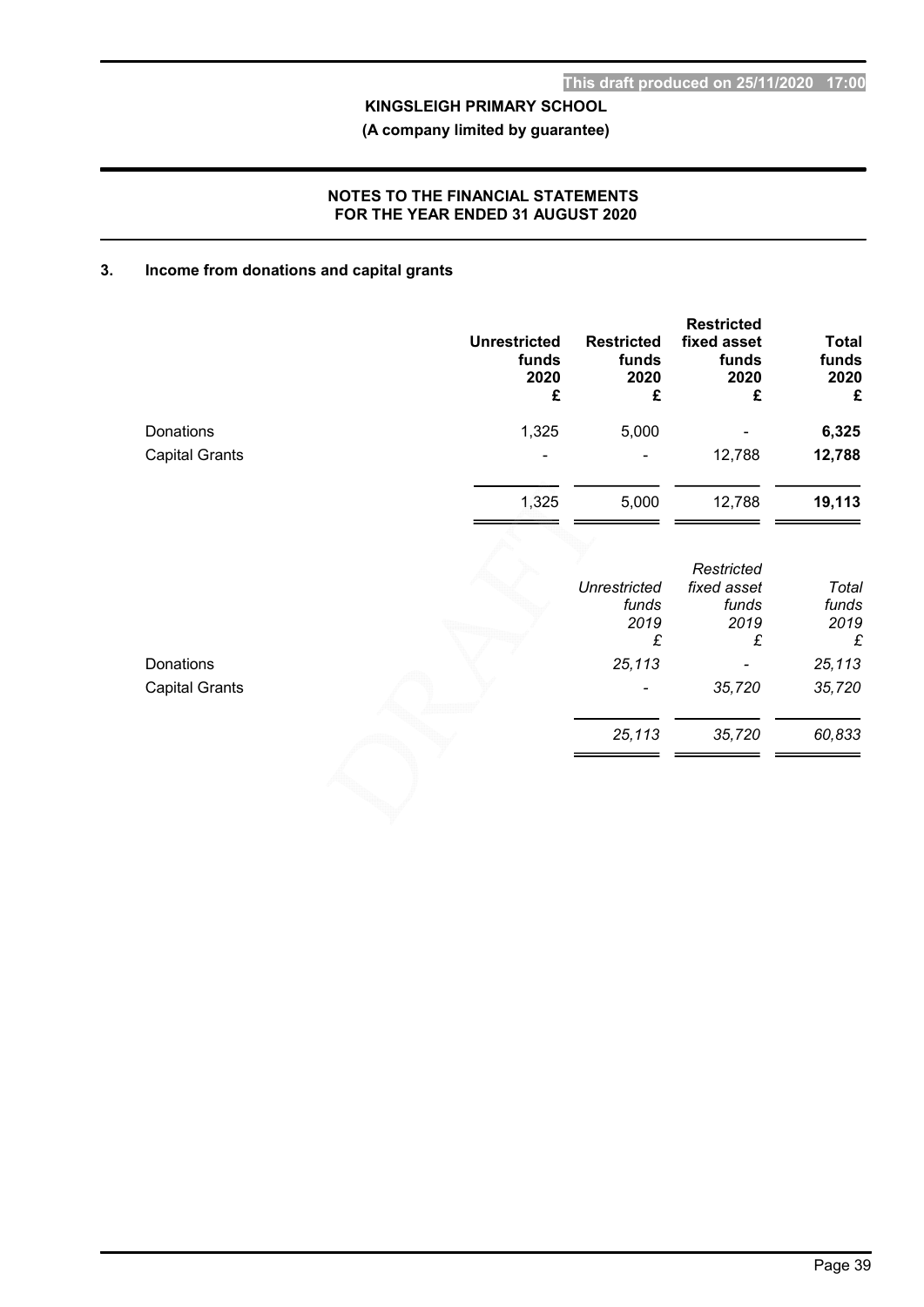## 3. Income from donations and capital grants

| | Unrestricted funds 2020 £ | Restricted funds 2020 £ | Restricted fixed asset funds 2020 £ | Total funds 2020 £ |
|---|---|---|---|---|
| Donations | 1,325 | 5,000 | - | **6,325** |
| Capital Grants | - | - | 12,788 | **12,788** |
| | 1,325 | 5,000 | 12,788 | **19,113** |

| | *Unrestricted funds 2019 £* | *Restricted fixed asset funds 2019 £* | *Total funds 2019 £* |
|---|---|---|---|
| Donations | *25,113* | *-* | *25,113* |
| Capital Grants | *-* | *35,720* | *35,720* |
| | *25,113* | *35,720* | *60,833* |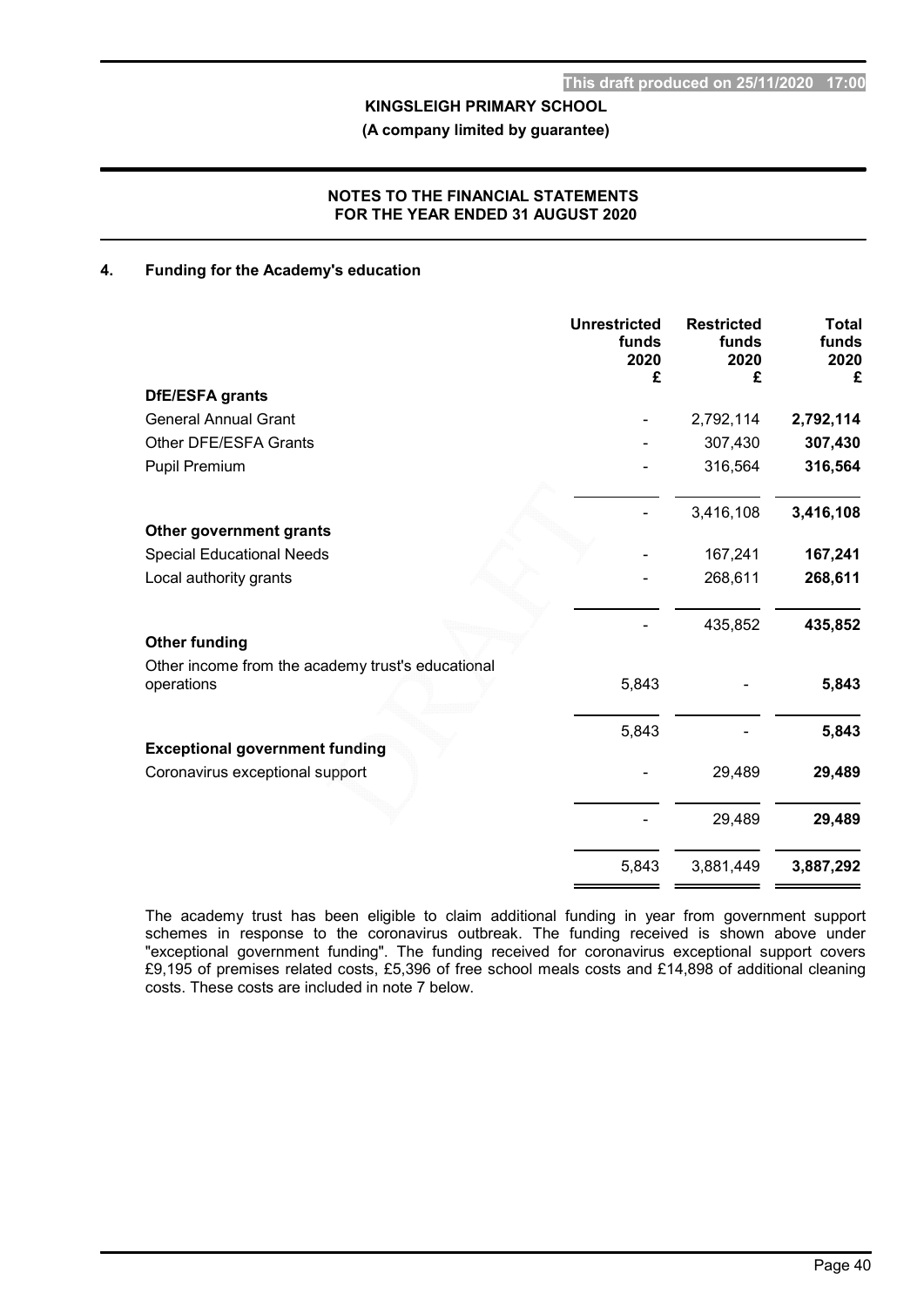KINGSLEIGH PRIMARY SCHOOL

(A company limited by guarantee)

NOTES TO THE FINANCIAL STATEMENTS
FOR THE YEAR ENDED 31 AUGUST 2020

## 4. Funding for the Academy's education

| | Unrestricted funds 2020 £ | Restricted funds 2020 £ | Total funds 2020 £ |
|---|---|---|---|
| **DfE/ESFA grants** | | | |
| General Annual Grant | - | 2,792,114 | **2,792,114** |
| Other DFE/ESFA Grants | - | 307,430 | **307,430** |
| Pupil Premium | - | 316,564 | **316,564** |
| | - | 3,416,108 | **3,416,108** |
| **Other government grants** | | | |
| Special Educational Needs | - | 167,241 | **167,241** |
| Local authority grants | - | 268,611 | **268,611** |
| | - | 435,852 | **435,852** |
| **Other funding** | | | |
| Other income from the academy trust's educational operations | 5,843 | - | **5,843** |
| | 5,843 | - | **5,843** |
| **Exceptional government funding** | | | |
| Coronavirus exceptional support | - | 29,489 | **29,489** |
| | - | 29,489 | **29,489** |
| | 5,843 | 3,881,449 | **3,887,292** |

The academy trust has been eligible to claim additional funding in year from government support schemes in response to the coronavirus outbreak. The funding received is shown above under "exceptional government funding". The funding received for coronavirus exceptional support covers £9,195 of premises related costs, £5,396 of free school meals costs and £14,898 of additional cleaning costs. These costs are included in note 7 below.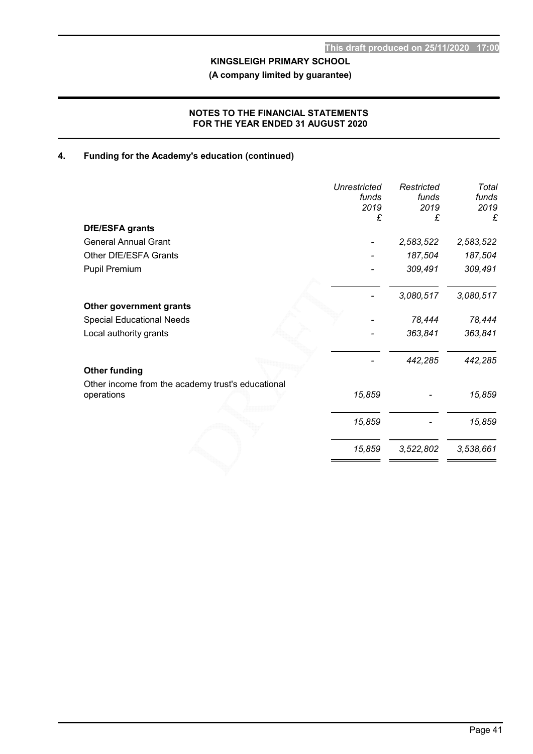## 4. Funding for the Academy's education (continued)

| | Unrestricted funds 2019 £ | Restricted funds 2019 £ | Total funds 2019 £ |
|---|---|---|---|
| **DfE/ESFA grants** | | | |
| General Annual Grant | - | 2,583,522 | 2,583,522 |
| Other DfE/ESFA Grants | - | 187,504 | 187,504 |
| Pupil Premium | - | 309,491 | 309,491 |
| | - | 3,080,517 | 3,080,517 |
| **Other government grants** | | | |
| Special Educational Needs | - | 78,444 | 78,444 |
| Local authority grants | - | 363,841 | 363,841 |
| | - | 442,285 | 442,285 |
| **Other funding** | | | |
| Other income from the academy trust's educational operations | 15,859 | - | 15,859 |
| | 15,859 | - | 15,859 |
| | 15,859 | 3,522,802 | 3,538,661 |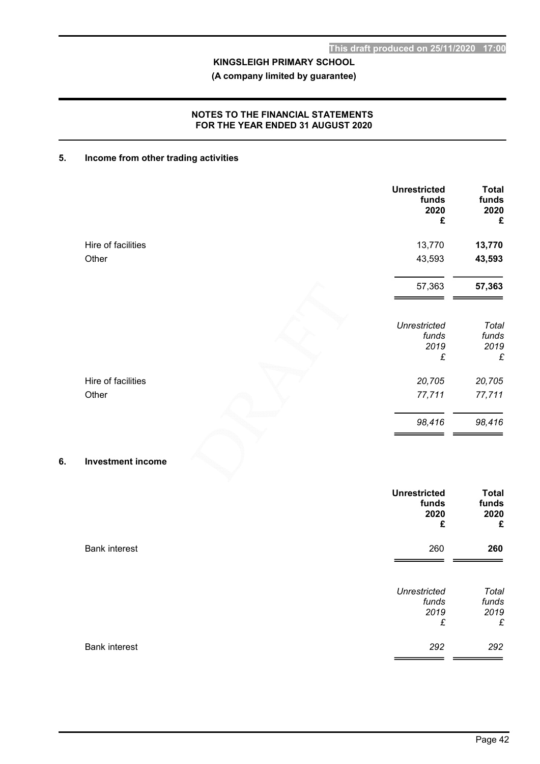## NOTES TO THE FINANCIAL STATEMENTS FOR THE YEAR ENDED 31 AUGUST 2020

### 5. Income from other trading activities

| | Unrestricted funds 2020 £ | Total funds 2020 £ |
|---|---|---|
| Hire of facilities | 13,770 | **13,770** |
| Other | 43,593 | **43,593** |
| | 57,363 | **57,363** |

| | *Unrestricted funds 2019 £* | *Total funds 2019 £* |
|---|---|---|
| Hire of facilities | *20,705* | *20,705* |
| Other | *77,711* | *77,711* |
| | *98,416* | *98,416* |

### 6. Investment income

| | Unrestricted funds 2020 £ | Total funds 2020 £ |
|---|---|---|
| Bank interest | 260 | **260** |

| | *Unrestricted funds 2019 £* | *Total funds 2019 £* |
|---|---|---|
| Bank interest | *292* | *292* |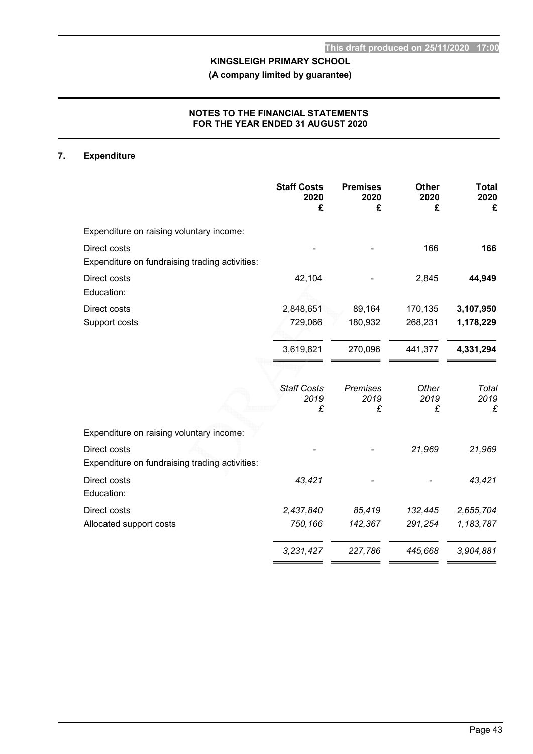**KINGSLEIGH PRIMARY SCHOOL**

**(A company limited by guarantee)**

**NOTES TO THE FINANCIAL STATEMENTS FOR THE YEAR ENDED 31 AUGUST 2020**

## 7. Expenditure

| | Staff Costs 2020 £ | Premises 2020 £ | Other 2020 £ | Total 2020 £ |
|---|---|---|---|---|
| Expenditure on raising voluntary income: | | | | |
| Direct costs | - | - | 166 | **166** |
| Expenditure on fundraising trading activities: | | | | |
| Direct costs | 42,104 | - | 2,845 | **44,949** |
| Education: | | | | |
| Direct costs | 2,848,651 | 89,164 | 170,135 | **3,107,950** |
| Support costs | 729,066 | 180,932 | 268,231 | **1,178,229** |
| | 3,619,821 | 270,096 | 441,377 | **4,331,294** |

| | *Staff Costs 2019 £* | *Premises 2019 £* | *Other 2019 £* | *Total 2019 £* |
|---|---|---|---|---|
| Expenditure on raising voluntary income: | | | | |
| Direct costs | - | - | *21,969* | *21,969* |
| Expenditure on fundraising trading activities: | | | | |
| Direct costs | *43,421* | - | - | *43,421* |
| Education: | | | | |
| Direct costs | *2,437,840* | *85,419* | *132,445* | *2,655,704* |
| Allocated support costs | *750,166* | *142,367* | *291,254* | *1,183,787* |
| | *3,231,427* | *227,786* | *445,668* | *3,904,881* |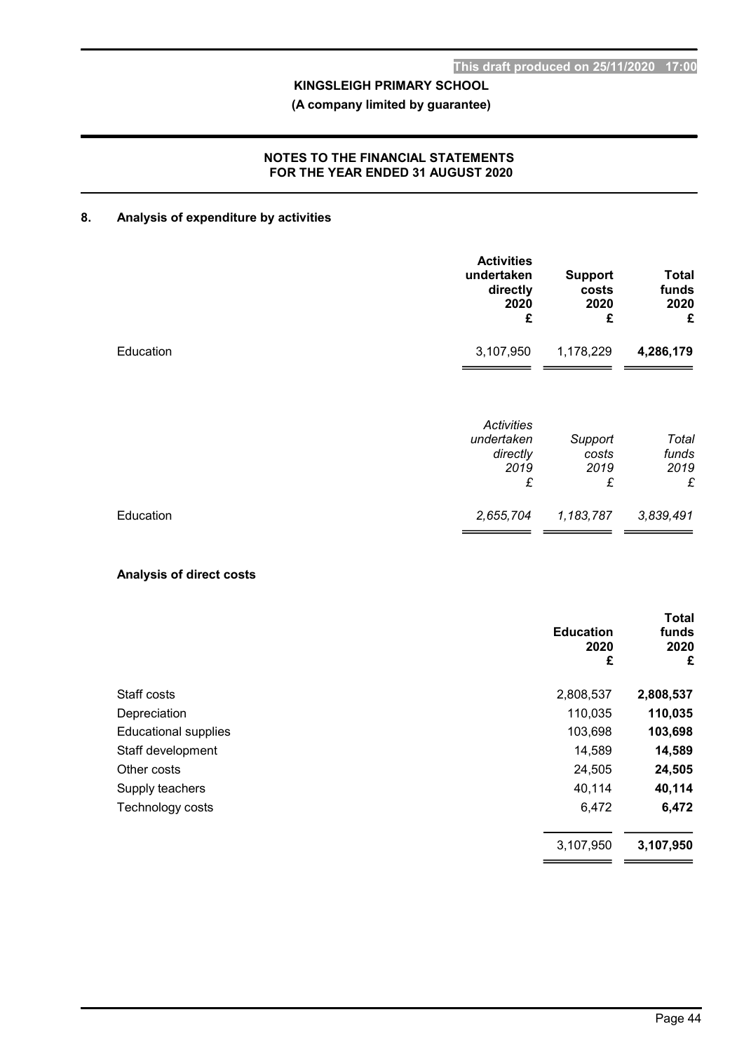## 8. Analysis of expenditure by activities

| | Activities undertaken directly 2020 £ | Support costs 2020 £ | Total funds 2020 £ |
|---|---|---|---|
| Education | 3,107,950 | 1,178,229 | **4,286,179** |

| | *Activities undertaken directly 2019 £* | *Support costs 2019 £* | *Total funds 2019 £* |
|---|---|---|---|
| Education | *2,655,704* | *1,183,787* | *3,839,491* |

### Analysis of direct costs

| | Education 2020 £ | Total funds 2020 £ |
|---|---|---|
| Staff costs | 2,808,537 | **2,808,537** |
| Depreciation | 110,035 | **110,035** |
| Educational supplies | 103,698 | **103,698** |
| Staff development | 14,589 | **14,589** |
| Other costs | 24,505 | **24,505** |
| Supply teachers | 40,114 | **40,114** |
| Technology costs | 6,472 | **6,472** |
| | 3,107,950 | **3,107,950** |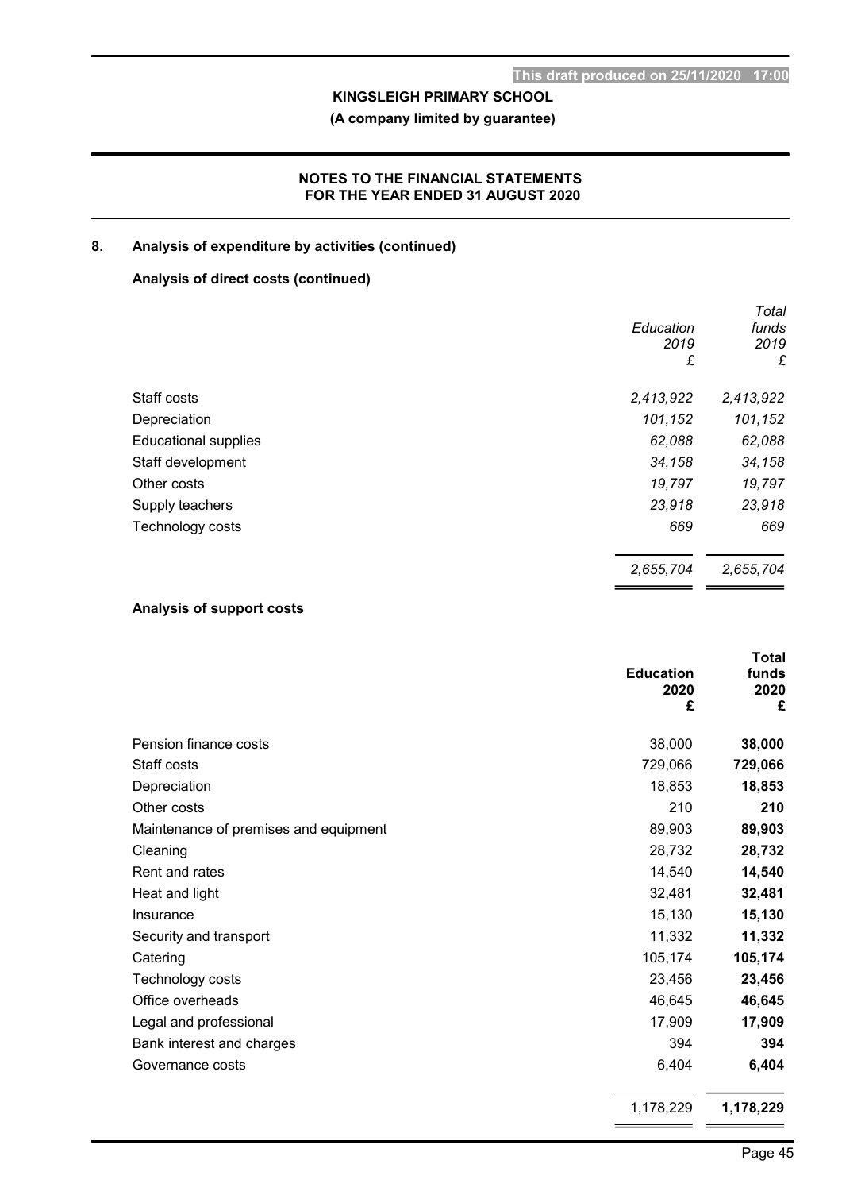## 8. Analysis of expenditure by activities (continued)

### Analysis of direct costs (continued)

| | *Education 2019 £* | *Total funds 2019 £* |
|---|---|---|
| Staff costs | *2,413,922* | *2,413,922* |
| Depreciation | *101,152* | *101,152* |
| Educational supplies | *62,088* | *62,088* |
| Staff development | *34,158* | *34,158* |
| Other costs | *19,797* | *19,797* |
| Supply teachers | *23,918* | *23,918* |
| Technology costs | *669* | *669* |
| | *2,655,704* | *2,655,704* |

### Analysis of support costs

| | **Education 2020 £** | **Total funds 2020 £** |
|---|---|---|
| Pension finance costs | 38,000 | **38,000** |
| Staff costs | 729,066 | **729,066** |
| Depreciation | 18,853 | **18,853** |
| Other costs | 210 | **210** |
| Maintenance of premises and equipment | 89,903 | **89,903** |
| Cleaning | 28,732 | **28,732** |
| Rent and rates | 14,540 | **14,540** |
| Heat and light | 32,481 | **32,481** |
| Insurance | 15,130 | **15,130** |
| Security and transport | 11,332 | **11,332** |
| Catering | 105,174 | **105,174** |
| Technology costs | 23,456 | **23,456** |
| Office overheads | 46,645 | **46,645** |
| Legal and professional | 17,909 | **17,909** |
| Bank interest and charges | 394 | **394** |
| Governance costs | 6,404 | **6,404** |
| | 1,178,229 | **1,178,229** |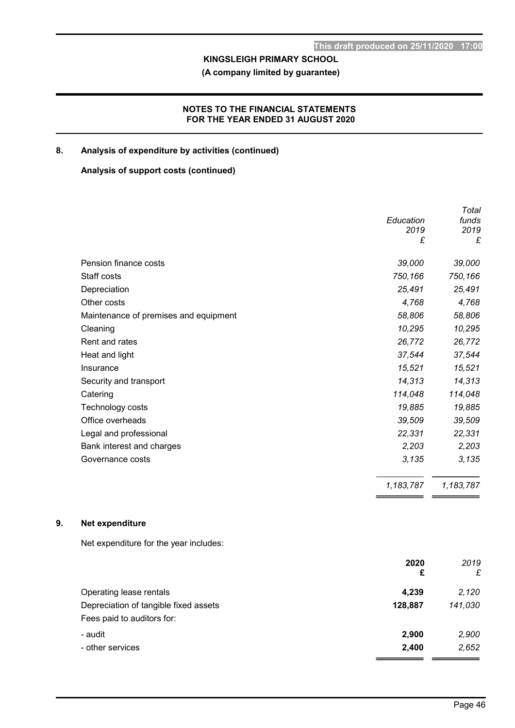## 8. Analysis of expenditure by activities (continued)

### Analysis of support costs (continued)

| | *Education 2019 £* | *Total funds 2019 £* |
|---|---|---|
| Pension finance costs | *39,000* | *39,000* |
| Staff costs | *750,166* | *750,166* |
| Depreciation | *25,491* | *25,491* |
| Other costs | *4,768* | *4,768* |
| Maintenance of premises and equipment | *58,806* | *58,806* |
| Cleaning | *10,295* | *10,295* |
| Rent and rates | *26,772* | *26,772* |
| Heat and light | *37,544* | *37,544* |
| Insurance | *15,521* | *15,521* |
| Security and transport | *14,313* | *14,313* |
| Catering | *114,048* | *114,048* |
| Technology costs | *19,885* | *19,885* |
| Office overheads | *39,509* | *39,509* |
| Legal and professional | *22,331* | *22,331* |
| Bank interest and charges | *2,203* | *2,203* |
| Governance costs | *3,135* | *3,135* |
| | *1,183,787* | *1,183,787* |

## 9. Net expenditure

Net expenditure for the year includes:

| | **2020 £** | *2019 £* |
|---|---|---|
| Operating lease rentals | **4,239** | *2,120* |
| Depreciation of tangible fixed assets | **128,887** | *141,030* |
| Fees paid to auditors for: | | |
| - audit | **2,900** | *2,900* |
| - other services | **2,400** | *2,652* |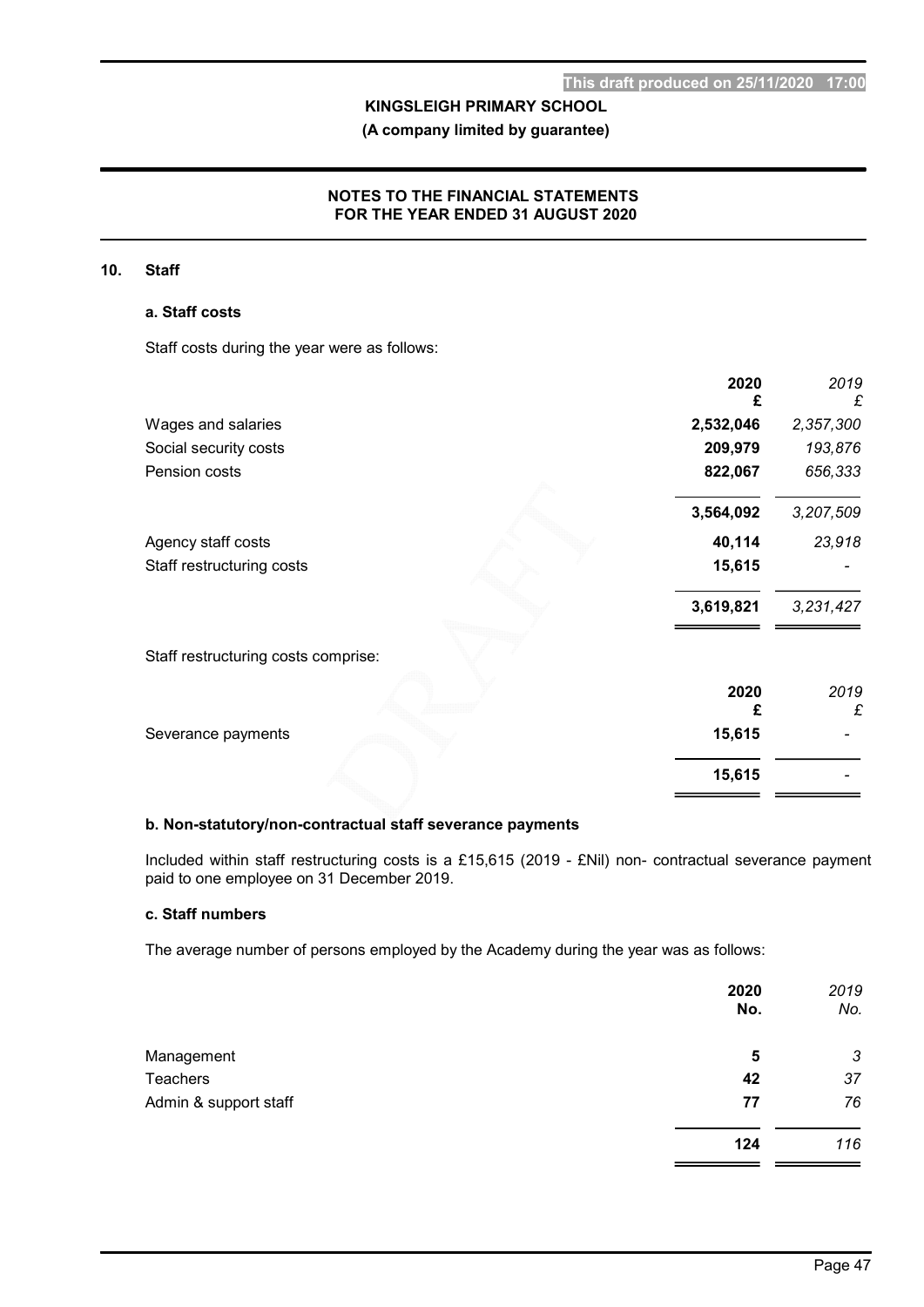**KINGSLEIGH PRIMARY SCHOOL**

**(A company limited by guarantee)**

**NOTES TO THE FINANCIAL STATEMENTS FOR THE YEAR ENDED 31 AUGUST 2020**

## 10. Staff

### a. Staff costs

Staff costs during the year were as follows:

| | 2020 £ | 2019 £ |
|---|---|---|
| Wages and salaries | 2,532,046 | 2,357,300 |
| Social security costs | 209,979 | 193,876 |
| Pension costs | 822,067 | 656,333 |
| | 3,564,092 | 3,207,509 |
| Agency staff costs | 40,114 | 23,918 |
| Staff restructuring costs | 15,615 | - |
| | 3,619,821 | 3,231,427 |

Staff restructuring costs comprise:

| | 2020 £ | 2019 £ |
|---|---|---|
| Severance payments | 15,615 | - |
| | 15,615 | - |

### b. Non-statutory/non-contractual staff severance payments

Included within staff restructuring costs is a £15,615 (2019 - £Nil) non- contractual severance payment paid to one employee on 31 December 2019.

### c. Staff numbers

The average number of persons employed by the Academy during the year was as follows:

| | 2020 No. | 2019 No. |
|---|---|---|
| Management | 5 | 3 |
| Teachers | 42 | 37 |
| Admin & support staff | 77 | 76 |
| | 124 | 116 |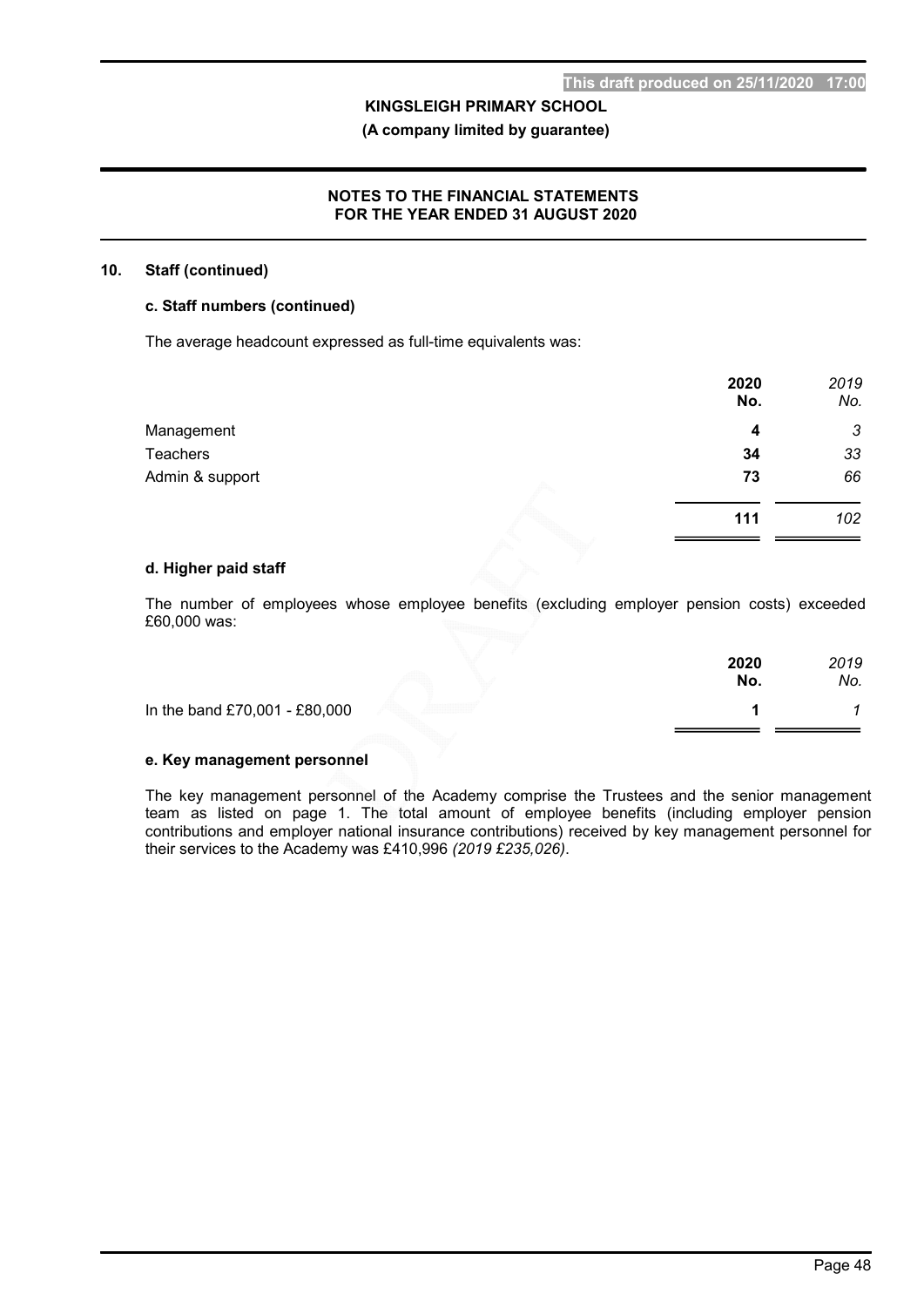## 10. Staff (continued)

### c. Staff numbers (continued)

The average headcount expressed as full-time equivalents was:

| | 2020 No. | *2019 No.* |
|---|---|---|
| Management | **4** | *3* |
| Teachers | **34** | *33* |
| Admin & support | **73** | *66* |
| | **111** | *102* |

### d. Higher paid staff

The number of employees whose employee benefits (excluding employer pension costs) exceeded £60,000 was:

| | 2020 No. | *2019 No.* |
|---|---|---|
| In the band £70,001 - £80,000 | **1** | *1* |

### e. Key management personnel

The key management personnel of the Academy comprise the Trustees and the senior management team as listed on page 1. The total amount of employee benefits (including employer pension contributions and employer national insurance contributions) received by key management personnel for their services to the Academy was £410,996 *(2019 £235,026)*.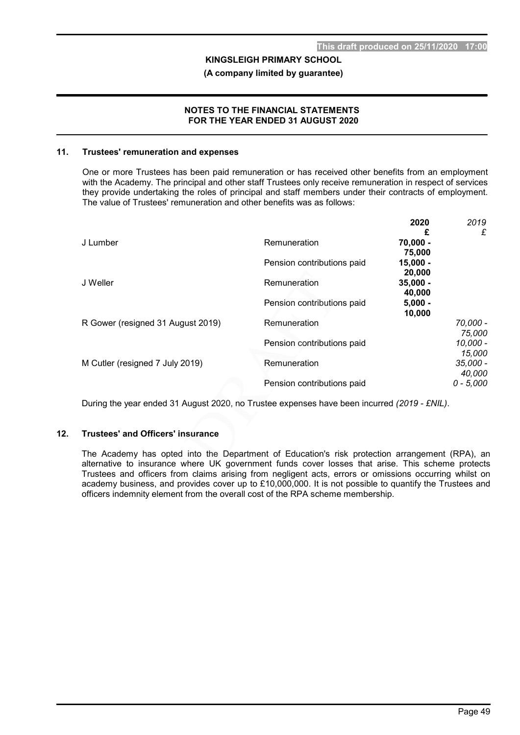## 11. Trustees' remuneration and expenses

One or more Trustees has been paid remuneration or has received other benefits from an employment with the Academy. The principal and other staff Trustees only receive remuneration in respect of services they provide undertaking the roles of principal and staff members under their contracts of employment. The value of Trustees' remuneration and other benefits was as follows:

| | | **2020** | *2019* |
|---|---|---|---|
| | | **£** | *£* |
| J Lumber | Remuneration | **70,000 - 75,000** | |
| | Pension contributions paid | **15,000 - 20,000** | |
| J Weller | Remuneration | **35,000 - 40,000** | |
| | Pension contributions paid | **5,000 - 10,000** | |
| R Gower (resigned 31 August 2019) | Remuneration | | *70,000 - 75,000* |
| | Pension contributions paid | | *10,000 - 15,000* |
| M Cutler (resigned 7 July 2019) | Remuneration | | *35,000 - 40,000* |
| | Pension contributions paid | | *0 - 5,000* |

During the year ended 31 August 2020, no Trustee expenses have been incurred *(2019 - £NIL)*.

## 12. Trustees' and Officers' insurance

The Academy has opted into the Department of Education's risk protection arrangement (RPA), an alternative to insurance where UK government funds cover losses that arise. This scheme protects Trustees and officers from claims arising from negligent acts, errors or omissions occurring whilst on academy business, and provides cover up to £10,000,000. It is not possible to quantify the Trustees and officers indemnity element from the overall cost of the RPA scheme membership.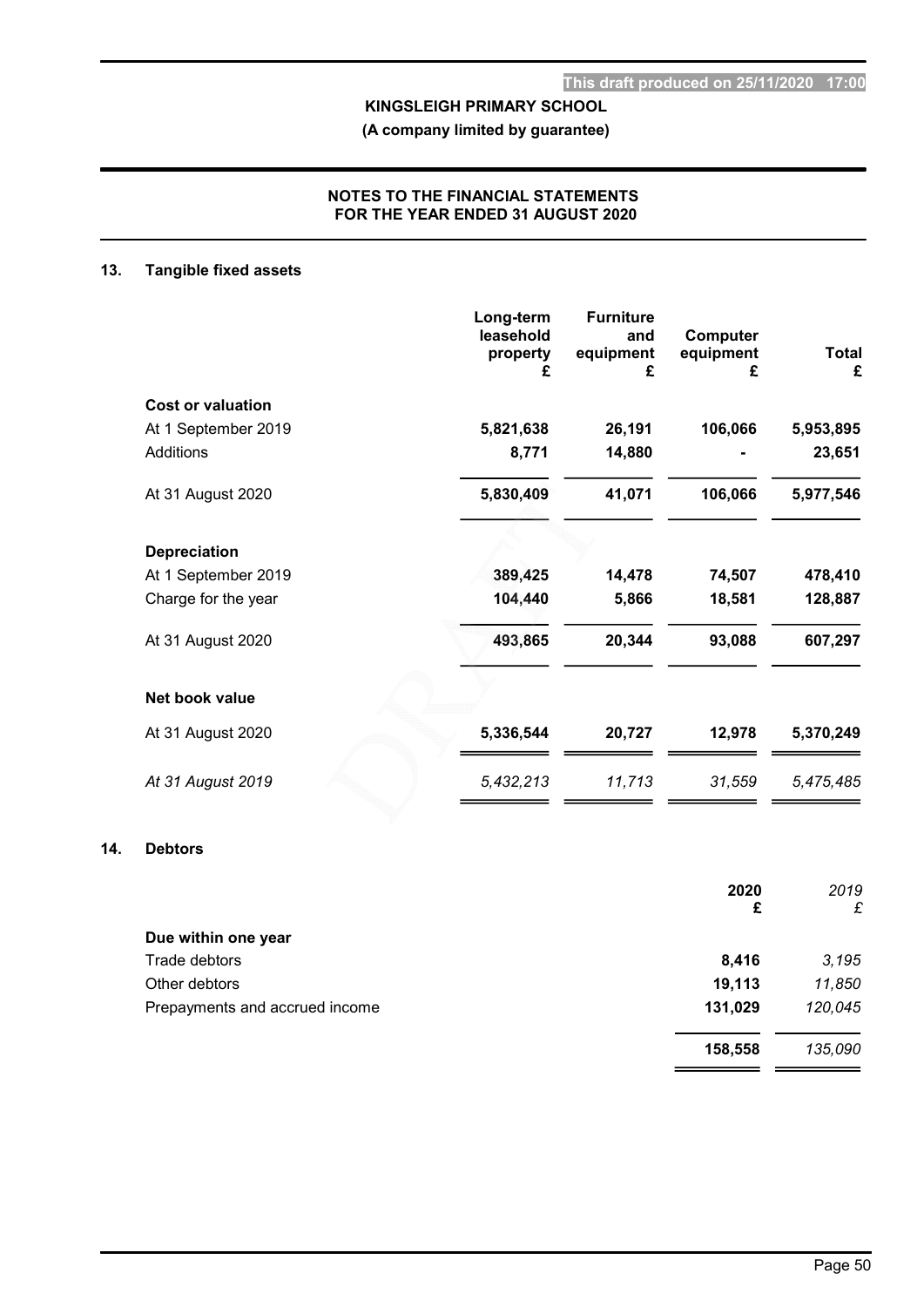# KINGSLEIGH PRIMARY SCHOOL

**(A company limited by guarantee)**

**NOTES TO THE FINANCIAL STATEMENTS FOR THE YEAR ENDED 31 AUGUST 2020**

## 13. Tangible fixed assets

| | Long-term leasehold property £ | Furniture and equipment £ | Computer equipment £ | Total £ |
|---|---|---|---|---|
| **Cost or valuation** | | | | |
| At 1 September 2019 | 5,821,638 | 26,191 | 106,066 | 5,953,895 |
| Additions | 8,771 | 14,880 | - | 23,651 |
| At 31 August 2020 | 5,830,409 | 41,071 | 106,066 | 5,977,546 |
| **Depreciation** | | | | |
| At 1 September 2019 | 389,425 | 14,478 | 74,507 | 478,410 |
| Charge for the year | 104,440 | 5,866 | 18,581 | 128,887 |
| At 31 August 2020 | 493,865 | 20,344 | 93,088 | 607,297 |
| **Net book value** | | | | |
| At 31 August 2020 | 5,336,544 | 20,727 | 12,978 | 5,370,249 |
| *At 31 August 2019* | *5,432,213* | *11,713* | *31,559* | *5,475,485* |

## 14. Debtors

| | 2020 £ | *2019 £* |
|---|---|---|
| **Due within one year** | | |
| Trade debtors | 8,416 | *3,195* |
| Other debtors | 19,113 | *11,850* |
| Prepayments and accrued income | 131,029 | *120,045* |
| | 158,558 | *135,090* |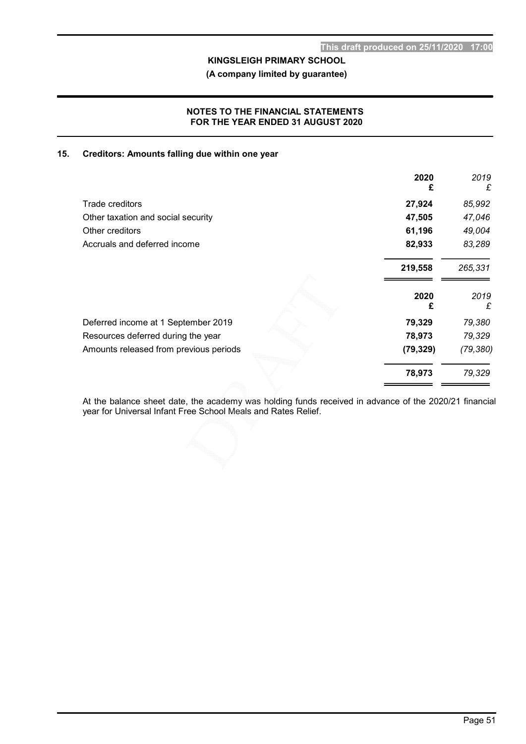## 15. Creditors: Amounts falling due within one year

| | 2020<br>£ | 2019<br>£ |
|---|---|---|
| Trade creditors | **27,924** | *85,992* |
| Other taxation and social security | **47,505** | *47,046* |
| Other creditors | **61,196** | *49,004* |
| Accruals and deferred income | **82,933** | *83,289* |
| | **219,558** | *265,331* |

| | 2020<br>£ | 2019<br>£ |
|---|---|---|
| Deferred income at 1 September 2019 | **79,329** | *79,380* |
| Resources deferred during the year | **78,973** | *79,329* |
| Amounts released from previous periods | **(79,329)** | *(79,380)* |
| | **78,973** | *79,329* |

At the balance sheet date, the academy was holding funds received in advance of the 2020/21 financial year for Universal Infant Free School Meals and Rates Relief.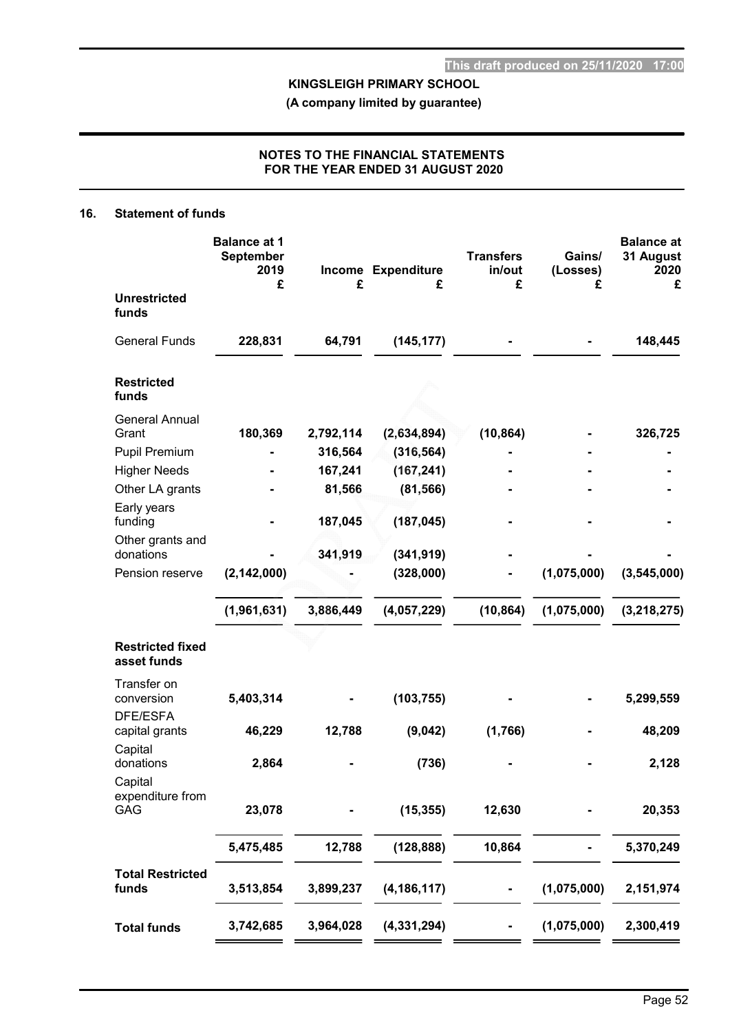## 16. Statement of funds

| | Balance at 1 September 2019 £ | Income £ | Expenditure £ | Transfers in/out £ | Gains/ (Losses) £ | Balance at 31 August 2020 £ |
|---|---|---|---|---|---|---|
| **Unrestricted funds** | | | | | | |
| General Funds | **228,831** | **64,791** | **(145,177)** | **-** | **-** | **148,445** |
| **Restricted funds** | | | | | | |
| General Annual Grant | **180,369** | **2,792,114** | **(2,634,894)** | **(10,864)** | **-** | **326,725** |
| Pupil Premium | **-** | **316,564** | **(316,564)** | **-** | **-** | **-** |
| Higher Needs | **-** | **167,241** | **(167,241)** | **-** | **-** | **-** |
| Other LA grants | **-** | **81,566** | **(81,566)** | **-** | **-** | **-** |
| Early years funding | **-** | **187,045** | **(187,045)** | **-** | **-** | **-** |
| Other grants and donations | **-** | **341,919** | **(341,919)** | **-** | **-** | **-** |
| Pension reserve | **(2,142,000)** | **-** | **(328,000)** | **-** | **(1,075,000)** | **(3,545,000)** |
| | **(1,961,631)** | **3,886,449** | **(4,057,229)** | **(10,864)** | **(1,075,000)** | **(3,218,275)** |
| **Restricted fixed asset funds** | | | | | | |
| Transfer on conversion | **5,403,314** | **-** | **(103,755)** | **-** | **-** | **5,299,559** |
| DFE/ESFA capital grants | **46,229** | **12,788** | **(9,042)** | **(1,766)** | **-** | **48,209** |
| Capital donations | **2,864** | **-** | **(736)** | **-** | **-** | **2,128** |
| Capital expenditure from GAG | **23,078** | **-** | **(15,355)** | **12,630** | **-** | **20,353** |
| | **5,475,485** | **12,788** | **(128,888)** | **10,864** | **-** | **5,370,249** |
| **Total Restricted funds** | **3,513,854** | **3,899,237** | **(4,186,117)** | **-** | **(1,075,000)** | **2,151,974** |
| **Total funds** | **3,742,685** | **3,964,028** | **(4,331,294)** | **-** | **(1,075,000)** | **2,300,419** |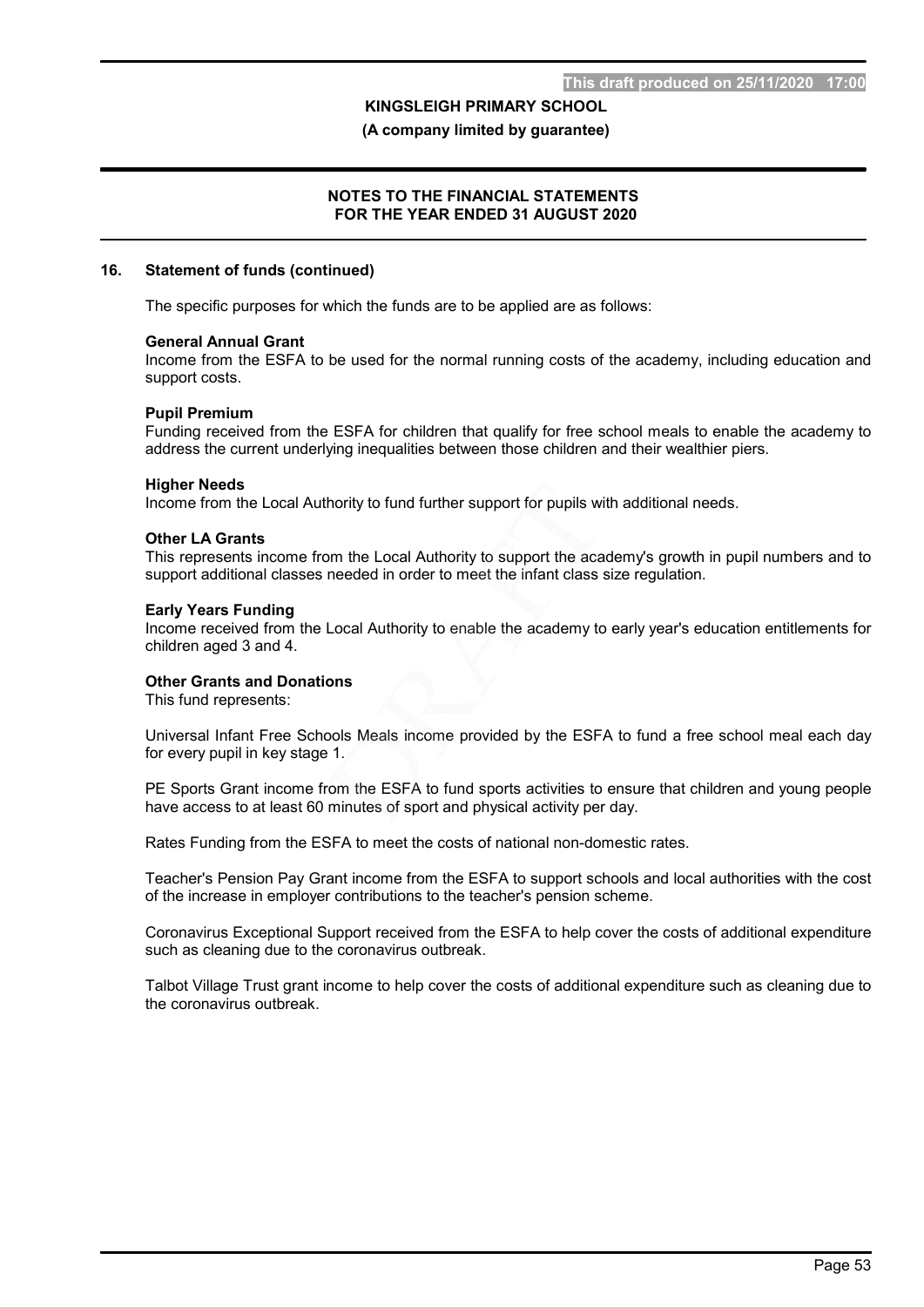## 16. Statement of funds (continued)

The specific purposes for which the funds are to be applied are as follows:

**General Annual Grant**
Income from the ESFA to be used for the normal running costs of the academy, including education and support costs.

**Pupil Premium**
Funding received from the ESFA for children that qualify for free school meals to enable the academy to address the current underlying inequalities between those children and their wealthier piers.

**Higher Needs**
Income from the Local Authority to fund further support for pupils with additional needs.

**Other LA Grants**
This represents income from the Local Authority to support the academy's growth in pupil numbers and to support additional classes needed in order to meet the infant class size regulation.

**Early Years Funding**
Income received from the Local Authority to enable the academy to early year's education entitlements for children aged 3 and 4.

**Other Grants and Donations**
This fund represents:

Universal Infant Free Schools Meals income provided by the ESFA to fund a free school meal each day for every pupil in key stage 1.

PE Sports Grant income from the ESFA to fund sports activities to ensure that children and young people have access to at least 60 minutes of sport and physical activity per day.

Rates Funding from the ESFA to meet the costs of national non-domestic rates.

Teacher's Pension Pay Grant income from the ESFA to support schools and local authorities with the cost of the increase in employer contributions to the teacher's pension scheme.

Coronavirus Exceptional Support received from the ESFA to help cover the costs of additional expenditure such as cleaning due to the coronavirus outbreak.

Talbot Village Trust grant income to help cover the costs of additional expenditure such as cleaning due to the coronavirus outbreak.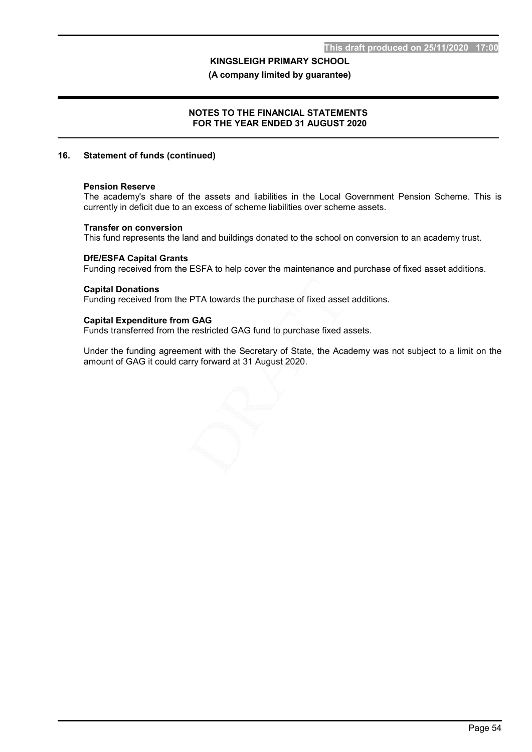## 16. Statement of funds (continued)

**Pension Reserve**
The academy's share of the assets and liabilities in the Local Government Pension Scheme. This is currently in deficit due to an excess of scheme liabilities over scheme assets.

**Transfer on conversion**
This fund represents the land and buildings donated to the school on conversion to an academy trust.

**DfE/ESFA Capital Grants**
Funding received from the ESFA to help cover the maintenance and purchase of fixed asset additions.

**Capital Donations**
Funding received from the PTA towards the purchase of fixed asset additions.

**Capital Expenditure from GAG**
Funds transferred from the restricted GAG fund to purchase fixed assets.

Under the funding agreement with the Secretary of State, the Academy was not subject to a limit on the amount of GAG it could carry forward at 31 August 2020.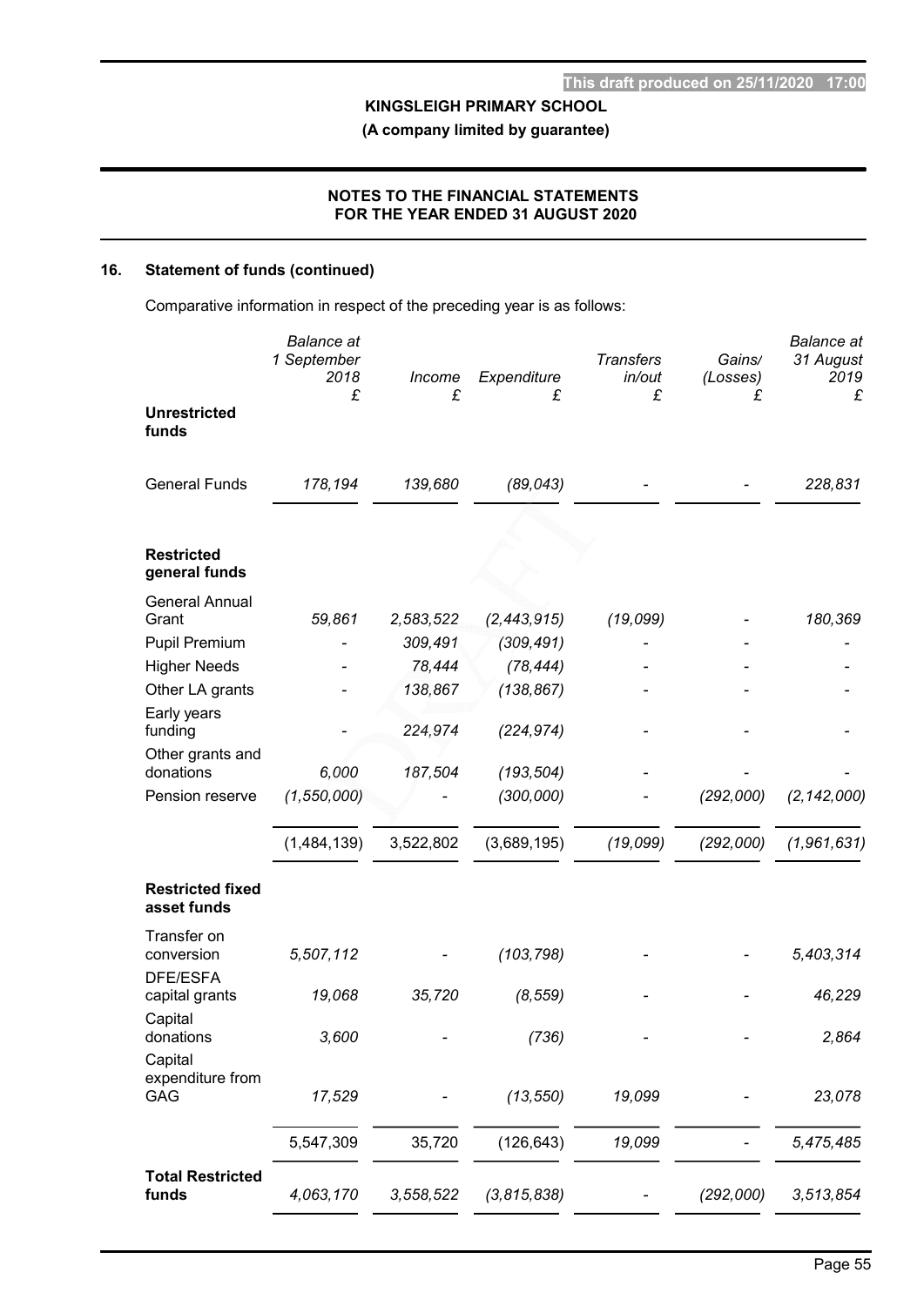**KINGSLEIGH PRIMARY SCHOOL**

**(A company limited by guarantee)**

**NOTES TO THE FINANCIAL STATEMENTS FOR THE YEAR ENDED 31 AUGUST 2020**

## 16. Statement of funds (continued)

Comparative information in respect of the preceding year is as follows:

| | *Balance at 1 September 2018* £ | *Income* £ | *Expenditure* £ | *Transfers in/out* £ | *Gains/ (Losses)* £ | *Balance at 31 August 2019* £ |
|---|---|---|---|---|---|---|
| **Unrestricted funds** | | | | | | |
| General Funds | *178,194* | *139,680* | *(89,043)* | - | - | *228,831* |
| **Restricted general funds** | | | | | | |
| General Annual Grant | *59,861* | *2,583,522* | *(2,443,915)* | *(19,099)* | - | *180,369* |
| Pupil Premium | - | *309,491* | *(309,491)* | - | - | - |
| Higher Needs | - | *78,444* | *(78,444)* | - | - | - |
| Other LA grants | - | *138,867* | *(138,867)* | - | - | - |
| Early years funding | - | *224,974* | *(224,974)* | - | - | - |
| Other grants and donations | *6,000* | *187,504* | *(193,504)* | - | - | - |
| Pension reserve | *(1,550,000)* | - | *(300,000)* | - | *(292,000)* | *(2,142,000)* |
| | (1,484,139) | 3,522,802 | (3,689,195) | *(19,099)* | *(292,000)* | *(1,961,631)* |
| **Restricted fixed asset funds** | | | | | | |
| Transfer on conversion | *5,507,112* | - | *(103,798)* | - | - | *5,403,314* |
| DFE/ESFA capital grants | *19,068* | *35,720* | *(8,559)* | - | - | *46,229* |
| Capital donations | *3,600* | - | *(736)* | - | - | *2,864* |
| Capital expenditure from GAG | *17,529* | - | *(13,550)* | *19,099* | - | *23,078* |
| | 5,547,309 | 35,720 | (126,643) | *19,099* | - | *5,475,485* |
| **Total Restricted funds** | *4,063,170* | *3,558,522* | *(3,815,838)* | - | *(292,000)* | *3,513,854* |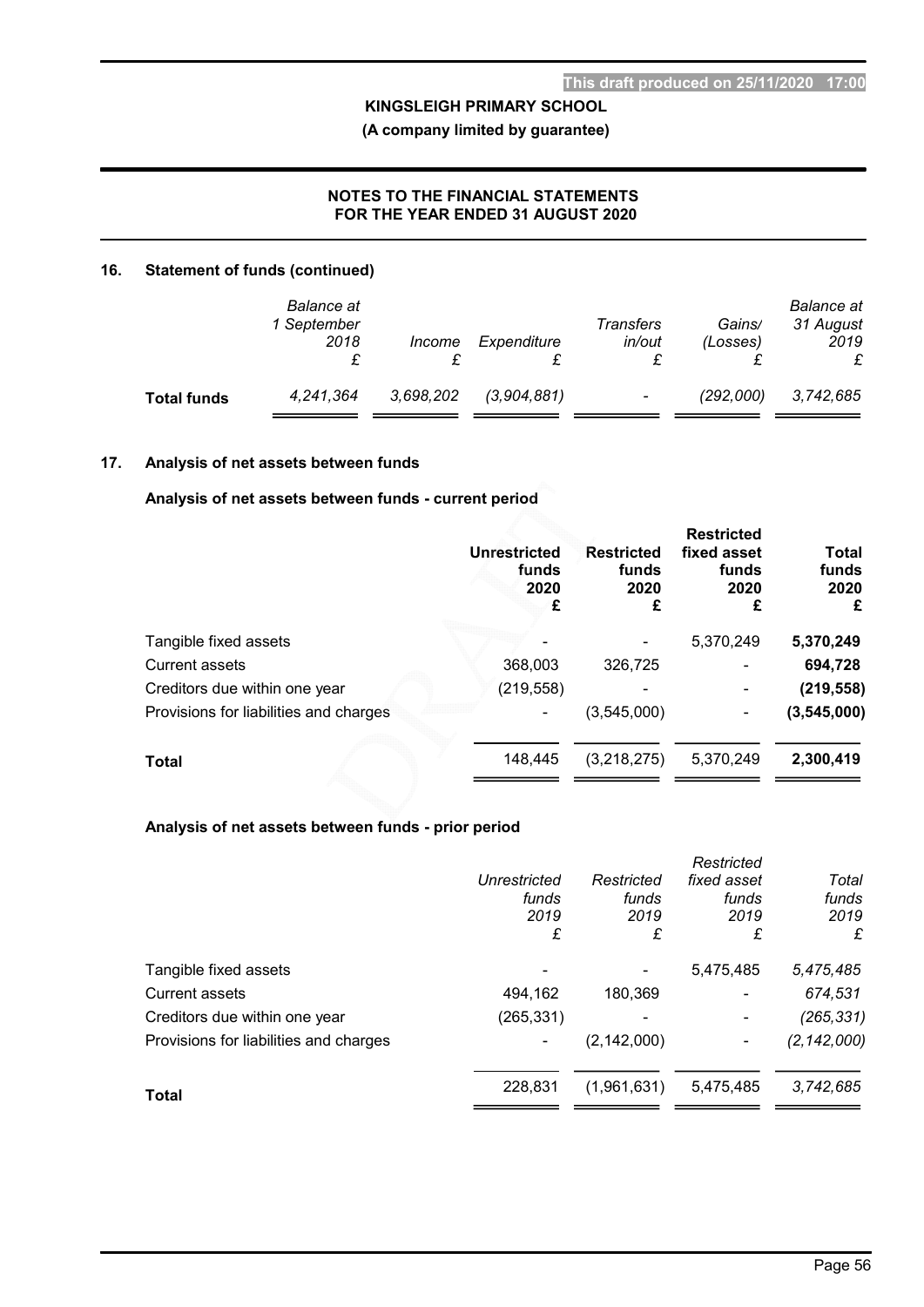## 16. Statement of funds (continued)

| | Balance at 1 September 2018 £ | Income £ | Expenditure £ | Transfers in/out £ | Gains/ (Losses) £ | Balance at 31 August 2019 £ |
|---|---|---|---|---|---|---|
| **Total funds** | *4,241,364* | *3,698,202* | *(3,904,881)* | *-* | *(292,000)* | *3,742,685* |

## 17. Analysis of net assets between funds

### Analysis of net assets between funds - current period

| | Unrestricted funds 2020 £ | Restricted funds 2020 £ | Restricted fixed asset funds 2020 £ | Total funds 2020 £ |
|---|---|---|---|---|
| Tangible fixed assets | - | - | 5,370,249 | **5,370,249** |
| Current assets | 368,003 | 326,725 | - | **694,728** |
| Creditors due within one year | (219,558) | - | - | **(219,558)** |
| Provisions for liabilities and charges | - | (3,545,000) | - | **(3,545,000)** |
| **Total** | 148,445 | (3,218,275) | 5,370,249 | **2,300,419** |

### Analysis of net assets between funds - prior period

| | *Unrestricted funds 2019 £* | *Restricted funds 2019 £* | *Restricted fixed asset funds 2019 £* | *Total funds 2019 £* |
|---|---|---|---|---|
| Tangible fixed assets | - | - | 5,475,485 | *5,475,485* |
| Current assets | 494,162 | 180,369 | - | *674,531* |
| Creditors due within one year | (265,331) | - | - | *(265,331)* |
| Provisions for liabilities and charges | - | (2,142,000) | - | *(2,142,000)* |
| **Total** | 228,831 | (1,961,631) | 5,475,485 | *3,742,685* |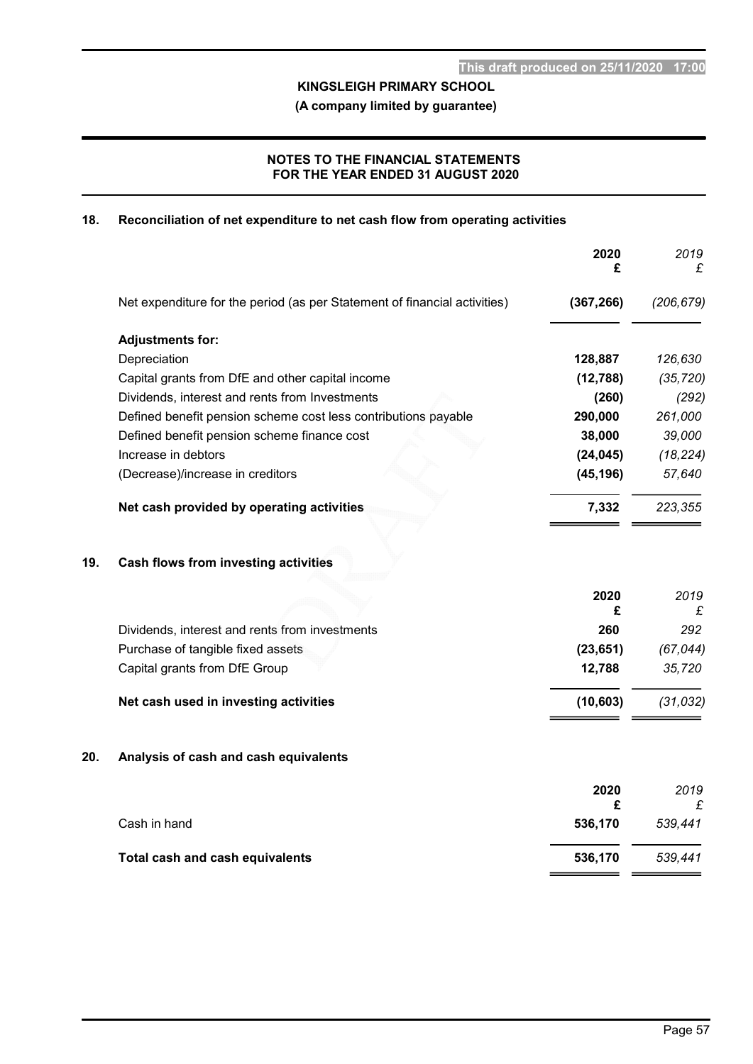# NOTES TO THE FINANCIAL STATEMENTS FOR THE YEAR ENDED 31 AUGUST 2020

## 18. Reconciliation of net expenditure to net cash flow from operating activities

| | 2020 £ | 2019 £ |
|---|---|---|
| Net expenditure for the period (as per Statement of financial activities) | **(367,266)** | *(206,679)* |
| **Adjustments for:** | | |
| Depreciation | **128,887** | *126,630* |
| Capital grants from DfE and other capital income | **(12,788)** | *(35,720)* |
| Dividends, interest and rents from Investments | **(260)** | *(292)* |
| Defined benefit pension scheme cost less contributions payable | **290,000** | *261,000* |
| Defined benefit pension scheme finance cost | **38,000** | *39,000* |
| Increase in debtors | **(24,045)** | *(18,224)* |
| (Decrease)/increase in creditors | **(45,196)** | *57,640* |
| **Net cash provided by operating activities** | **7,332** | *223,355* |

## 19. Cash flows from investing activities

| | 2020 £ | 2019 £ |
|---|---|---|
| Dividends, interest and rents from investments | **260** | *292* |
| Purchase of tangible fixed assets | **(23,651)** | *(67,044)* |
| Capital grants from DfE Group | **12,788** | *35,720* |
| **Net cash used in investing activities** | **(10,603)** | *(31,032)* |

## 20. Analysis of cash and cash equivalents

| | 2020 £ | 2019 £ |
|---|---|---|
| Cash in hand | **536,170** | *539,441* |
| **Total cash and cash equivalents** | **536,170** | *539,441* |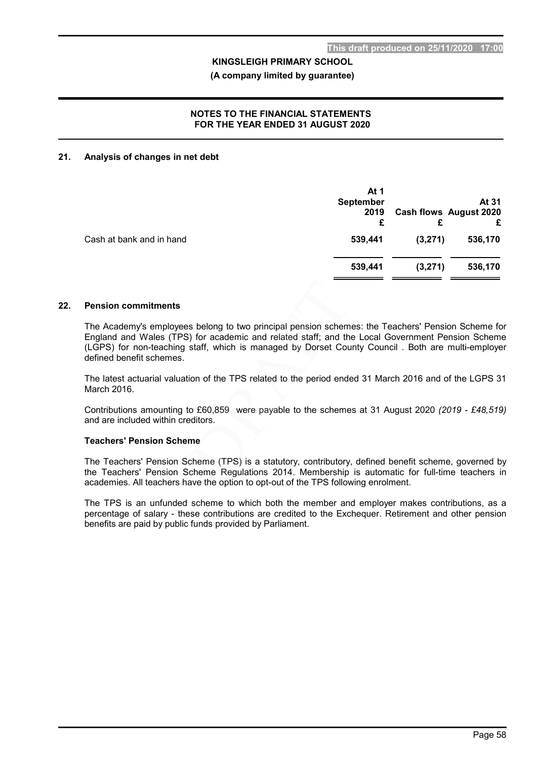## 21. Analysis of changes in net debt

| | At 1 September 2019 £ | Cash flows £ | At 31 August 2020 £ |
|---|---|---|---|
| Cash at bank and in hand | **539,441** | **(3,271)** | **536,170** |
| | **539,441** | **(3,271)** | **536,170** |

## 22. Pension commitments

The Academy's employees belong to two principal pension schemes: the Teachers' Pension Scheme for England and Wales (TPS) for academic and related staff; and the Local Government Pension Scheme (LGPS) for non-teaching staff, which is managed by Dorset County Council . Both are multi-employer defined benefit schemes.

The latest actuarial valuation of the TPS related to the period ended 31 March 2016 and of the LGPS 31 March 2016.

Contributions amounting to £60,859 were payable to the schemes at 31 August 2020 *(2019 - £48,519)* and are included within creditors.

### Teachers' Pension Scheme

The Teachers' Pension Scheme (TPS) is a statutory, contributory, defined benefit scheme, governed by the Teachers' Pension Scheme Regulations 2014. Membership is automatic for full-time teachers in academies. All teachers have the option to opt-out of the TPS following enrolment.

The TPS is an unfunded scheme to which both the member and employer makes contributions, as a percentage of salary - these contributions are credited to the Exchequer. Retirement and other pension benefits are paid by public funds provided by Parliament.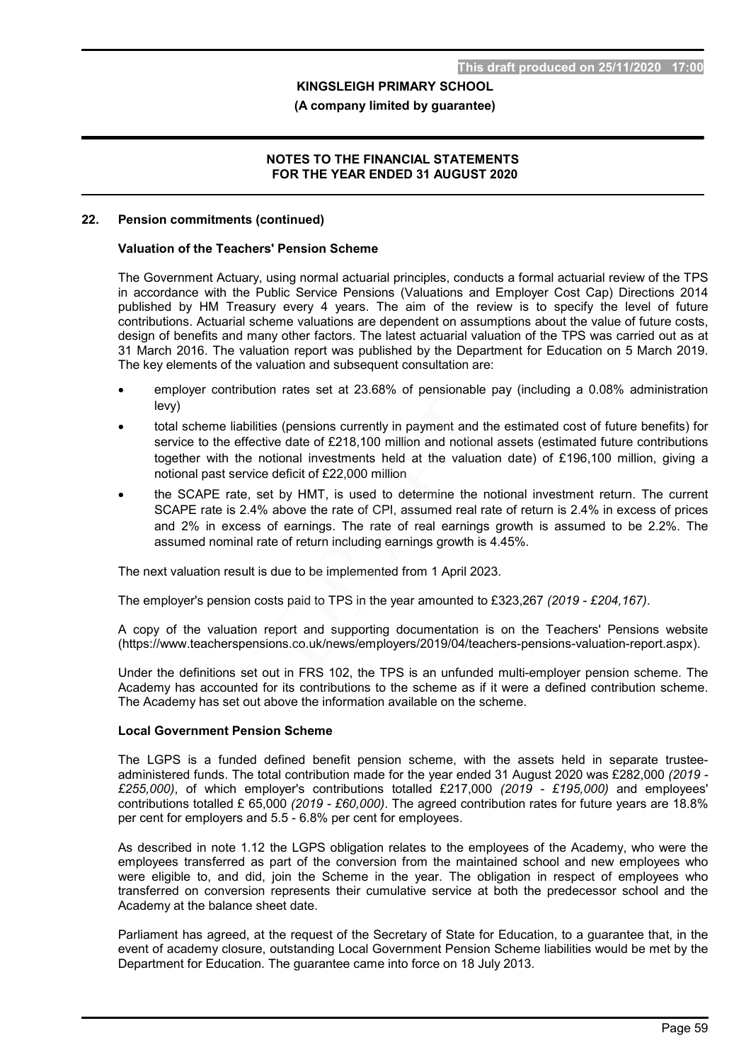## 22. Pension commitments (continued)

### Valuation of the Teachers' Pension Scheme

The Government Actuary, using normal actuarial principles, conducts a formal actuarial review of the TPS in accordance with the Public Service Pensions (Valuations and Employer Cost Cap) Directions 2014 published by HM Treasury every 4 years. The aim of the review is to specify the level of future contributions. Actuarial scheme valuations are dependent on assumptions about the value of future costs, design of benefits and many other factors. The latest actuarial valuation of the TPS was carried out as at 31 March 2016. The valuation report was published by the Department for Education on 5 March 2019. The key elements of the valuation and subsequent consultation are:

- employer contribution rates set at 23.68% of pensionable pay (including a 0.08% administration levy)
- total scheme liabilities (pensions currently in payment and the estimated cost of future benefits) for service to the effective date of £218,100 million and notional assets (estimated future contributions together with the notional investments held at the valuation date) of £196,100 million, giving a notional past service deficit of £22,000 million
- the SCAPE rate, set by HMT, is used to determine the notional investment return. The current SCAPE rate is 2.4% above the rate of CPI, assumed real rate of return is 2.4% in excess of prices and 2% in excess of earnings. The rate of real earnings growth is assumed to be 2.2%. The assumed nominal rate of return including earnings growth is 4.45%.

The next valuation result is due to be implemented from 1 April 2023.

The employer's pension costs paid to TPS in the year amounted to £323,267 *(2019 - £204,167)*.

A copy of the valuation report and supporting documentation is on the Teachers' Pensions website (https://www.teacherspensions.co.uk/news/employers/2019/04/teachers-pensions-valuation-report.aspx).

Under the definitions set out in FRS 102, the TPS is an unfunded multi-employer pension scheme. The Academy has accounted for its contributions to the scheme as if it were a defined contribution scheme. The Academy has set out above the information available on the scheme.

### Local Government Pension Scheme

The LGPS is a funded defined benefit pension scheme, with the assets held in separate trustee-administered funds. The total contribution made for the year ended 31 August 2020 was £282,000 *(2019 - £255,000)*, of which employer's contributions totalled £217,000 *(2019 - £195,000)* and employees' contributions totalled £ 65,000 *(2019 - £60,000)*. The agreed contribution rates for future years are 18.8% per cent for employers and 5.5 - 6.8% per cent for employees.

As described in note 1.12 the LGPS obligation relates to the employees of the Academy, who were the employees transferred as part of the conversion from the maintained school and new employees who were eligible to, and did, join the Scheme in the year. The obligation in respect of employees who transferred on conversion represents their cumulative service at both the predecessor school and the Academy at the balance sheet date.

Parliament has agreed, at the request of the Secretary of State for Education, to a guarantee that, in the event of academy closure, outstanding Local Government Pension Scheme liabilities would be met by the Department for Education. The guarantee came into force on 18 July 2013.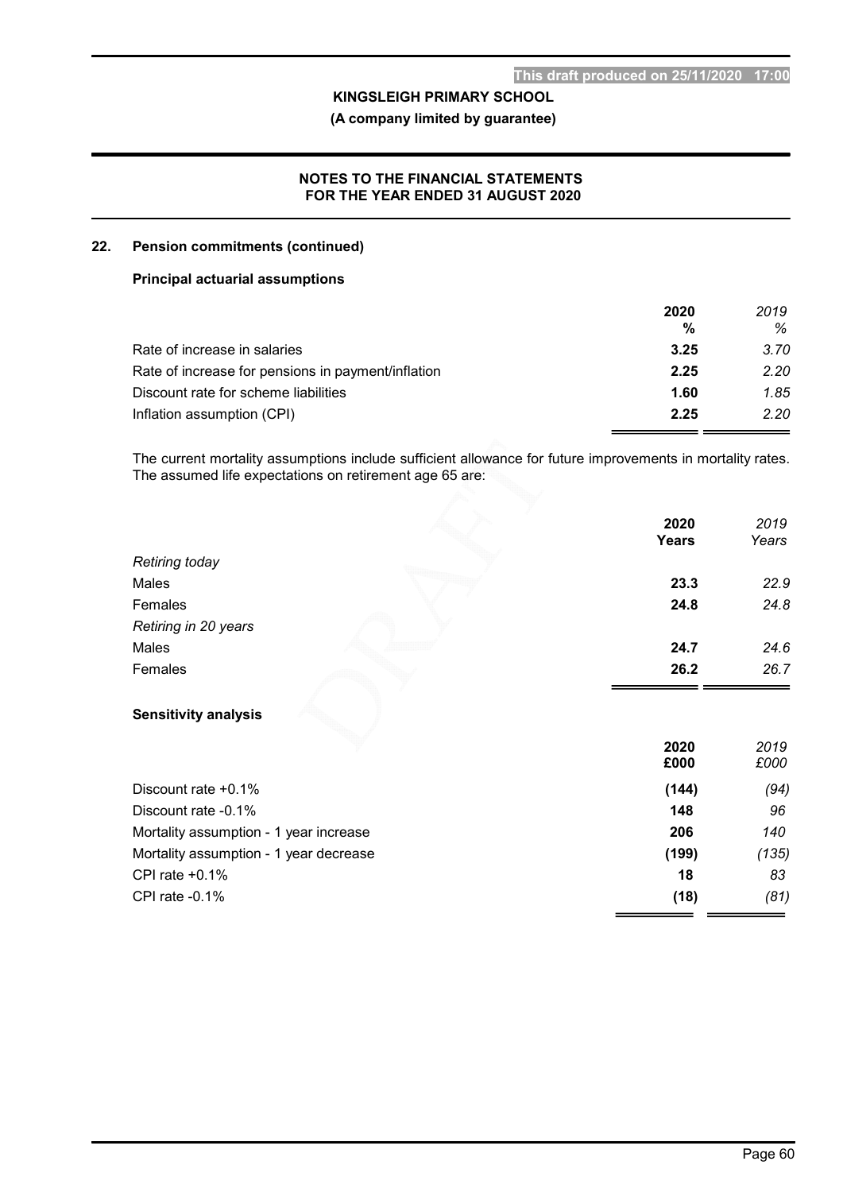## 22. Pension commitments (continued)

### Principal actuarial assumptions

| | 2020 % | *2019 %* |
|---|---|---|
| Rate of increase in salaries | **3.25** | *3.70* |
| Rate of increase for pensions in payment/inflation | **2.25** | *2.20* |
| Discount rate for scheme liabilities | **1.60** | *1.85* |
| Inflation assumption (CPI) | **2.25** | *2.20* |

The current mortality assumptions include sufficient allowance for future improvements in mortality rates. The assumed life expectations on retirement age 65 are:

| | 2020 Years | *2019 Years* |
|---|---|---|
| *Retiring today* | | |
| Males | **23.3** | *22.9* |
| Females | **24.8** | *24.8* |
| *Retiring in 20 years* | | |
| Males | **24.7** | *24.6* |
| Females | **26.2** | *26.7* |

### Sensitivity analysis

| | 2020 £000 | *2019 £000* |
|---|---|---|
| Discount rate +0.1% | **(144)** | *(94)* |
| Discount rate -0.1% | **148** | *96* |
| Mortality assumption - 1 year increase | **206** | *140* |
| Mortality assumption - 1 year decrease | **(199)** | *(135)* |
| CPI rate +0.1% | **18** | *83* |
| CPI rate -0.1% | **(18)** | *(81)* |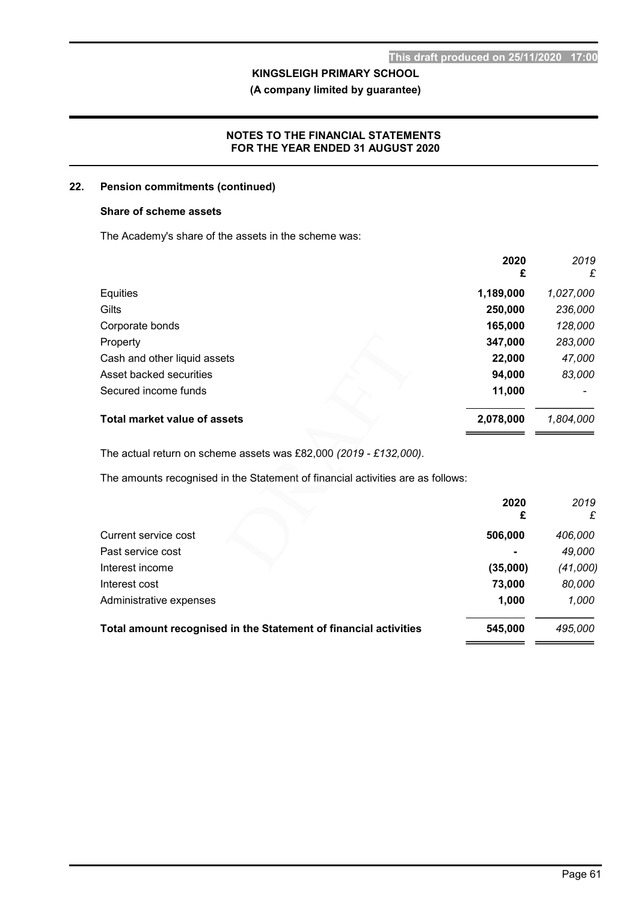## 22. Pension commitments (continued)

### Share of scheme assets

The Academy's share of the assets in the scheme was:

| | **2020** **£** | *2019* *£* |
|---|---|---|
| Equities | **1,189,000** | *1,027,000* |
| Gilts | **250,000** | *236,000* |
| Corporate bonds | **165,000** | *128,000* |
| Property | **347,000** | *283,000* |
| Cash and other liquid assets | **22,000** | *47,000* |
| Asset backed securities | **94,000** | *83,000* |
| Secured income funds | **11,000** | *-* |
| **Total market value of assets** | **2,078,000** | *1,804,000* |

The actual return on scheme assets was £82,000 *(2019 - £132,000)*.

The amounts recognised in the Statement of financial activities are as follows:

| | **2020** **£** | *2019* *£* |
|---|---|---|
| Current service cost | **506,000** | *406,000* |
| Past service cost | **-** | *49,000* |
| Interest income | **(35,000)** | *(41,000)* |
| Interest cost | **73,000** | *80,000* |
| Administrative expenses | **1,000** | *1,000* |
| **Total amount recognised in the Statement of financial activities** | **545,000** | *495,000* |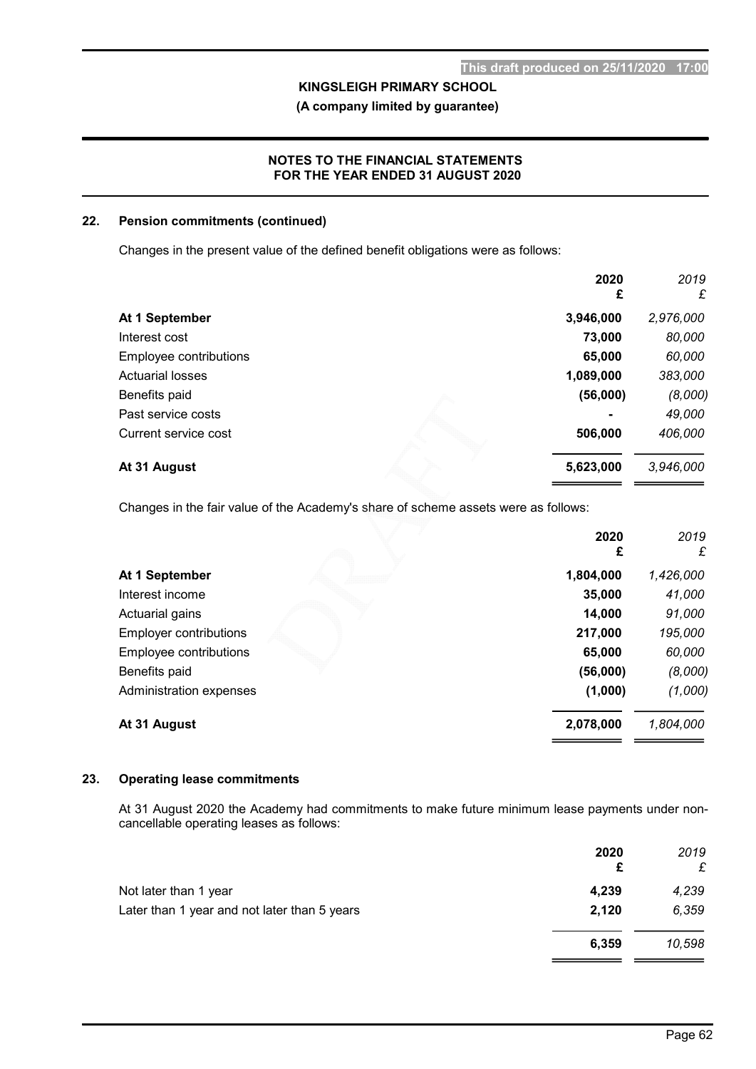## 22. Pension commitments (continued)

Changes in the present value of the defined benefit obligations were as follows:

| | 2020 £ | 2019 £ |
|---|---|---|
| **At 1 September** | **3,946,000** | *2,976,000* |
| Interest cost | **73,000** | *80,000* |
| Employee contributions | **65,000** | *60,000* |
| Actuarial losses | **1,089,000** | *383,000* |
| Benefits paid | **(56,000)** | *(8,000)* |
| Past service costs | **-** | *49,000* |
| Current service cost | **506,000** | *406,000* |
| **At 31 August** | **5,623,000** | *3,946,000* |

Changes in the fair value of the Academy's share of scheme assets were as follows:

| | 2020 £ | 2019 £ |
|---|---|---|
| **At 1 September** | **1,804,000** | *1,426,000* |
| Interest income | **35,000** | *41,000* |
| Actuarial gains | **14,000** | *91,000* |
| Employer contributions | **217,000** | *195,000* |
| Employee contributions | **65,000** | *60,000* |
| Benefits paid | **(56,000)** | *(8,000)* |
| Administration expenses | **(1,000)** | *(1,000)* |
| **At 31 August** | **2,078,000** | *1,804,000* |

## 23. Operating lease commitments

At 31 August 2020 the Academy had commitments to make future minimum lease payments under non-cancellable operating leases as follows:

| | 2020 £ | 2019 £ |
|---|---|---|
| Not later than 1 year | **4,239** | *4,239* |
| Later than 1 year and not later than 5 years | **2,120** | *6,359* |
| | **6,359** | *10,598* |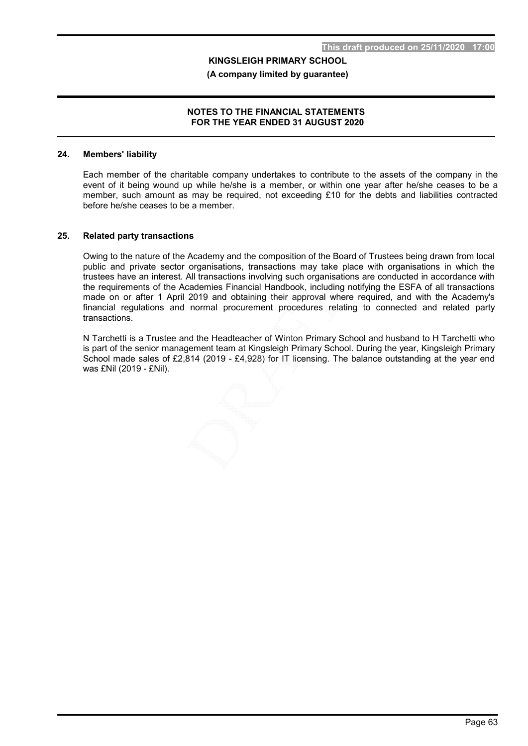## 24. Members' liability

Each member of the charitable company undertakes to contribute to the assets of the company in the event of it being wound up while he/she is a member, or within one year after he/she ceases to be a member, such amount as may be required, not exceeding £10 for the debts and liabilities contracted before he/she ceases to be a member.

## 25. Related party transactions

Owing to the nature of the Academy and the composition of the Board of Trustees being drawn from local public and private sector organisations, transactions may take place with organisations in which the trustees have an interest. All transactions involving such organisations are conducted in accordance with the requirements of the Academies Financial Handbook, including notifying the ESFA of all transactions made on or after 1 April 2019 and obtaining their approval where required, and with the Academy's financial regulations and normal procurement procedures relating to connected and related party transactions.

N Tarchetti is a Trustee and the Headteacher of Winton Primary School and husband to H Tarchetti who is part of the senior management team at Kingsleigh Primary School. During the year, Kingsleigh Primary School made sales of £2,814 (2019 - £4,928) for IT licensing. The balance outstanding at the year end was £Nil (2019 - £Nil).